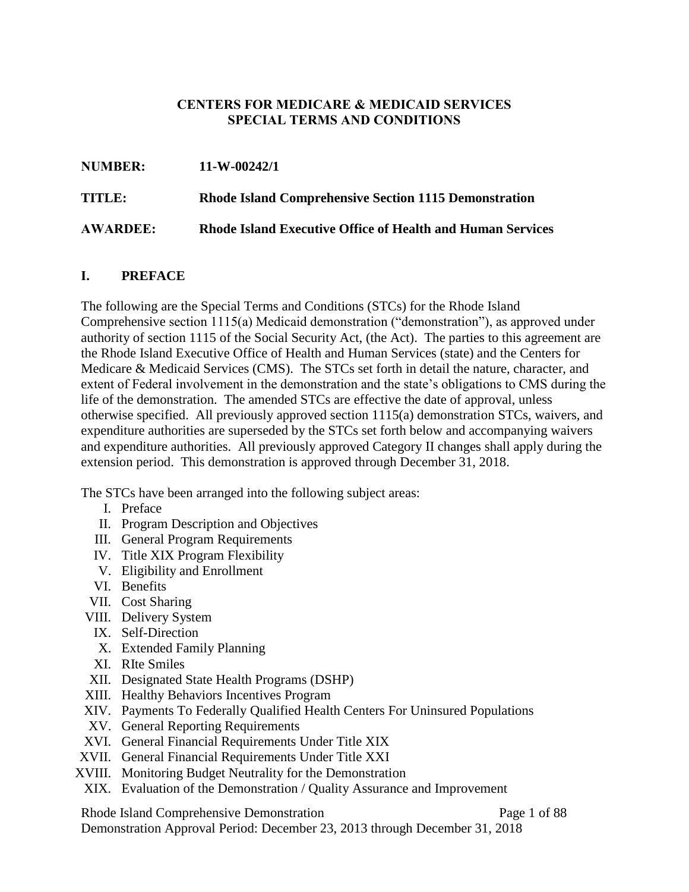# CENTERS FOR MEDICARE & MEDICAID SERVICES
# SPECIAL TERMS AND CONDITIONS

**NUMBER:** **11-W-00242/1**

**TITLE:** **Rhode Island Comprehensive Section 1115 Demonstration**

**AWARDEE:** **Rhode Island Executive Office of Health and Human Services**

## I. PREFACE

The following are the Special Terms and Conditions (STCs) for the Rhode Island Comprehensive section 1115(a) Medicaid demonstration ("demonstration"), as approved under authority of section 1115 of the Social Security Act, (the Act). The parties to this agreement are the Rhode Island Executive Office of Health and Human Services (state) and the Centers for Medicare & Medicaid Services (CMS). The STCs set forth in detail the nature, character, and extent of Federal involvement in the demonstration and the state's obligations to CMS during the life of the demonstration. The amended STCs are effective the date of approval, unless otherwise specified. All previously approved section 1115(a) demonstration STCs, waivers, and expenditure authorities are superseded by the STCs set forth below and accompanying waivers and expenditure authorities. All previously approved Category II changes shall apply during the extension period. This demonstration is approved through December 31, 2018.

The STCs have been arranged into the following subject areas:

I. Preface
II. Program Description and Objectives
III. General Program Requirements
IV. Title XIX Program Flexibility
V. Eligibility and Enrollment
VI. Benefits
VII. Cost Sharing
VIII. Delivery System
IX. Self-Direction
X. Extended Family Planning
XI. RIte Smiles
XII. Designated State Health Programs (DSHP)
XIII. Healthy Behaviors Incentives Program
XIV. Payments To Federally Qualified Health Centers For Uninsured Populations
XV. General Reporting Requirements
XVI. General Financial Requirements Under Title XIX
XVII. General Financial Requirements Under Title XXI
XVIII. Monitoring Budget Neutrality for the Demonstration
XIX. Evaluation of the Demonstration / Quality Assurance and Improvement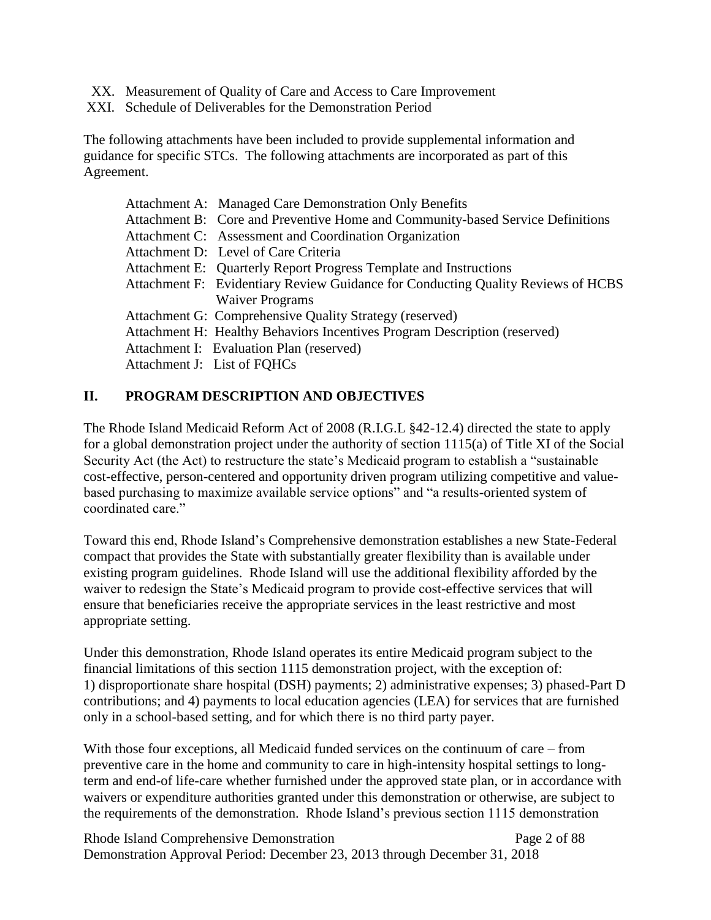XX. Measurement of Quality of Care and Access to Care Improvement
XXI. Schedule of Deliverables for the Demonstration Period

The following attachments have been included to provide supplemental information and guidance for specific STCs. The following attachments are incorporated as part of this Agreement.

Attachment A: Managed Care Demonstration Only Benefits
Attachment B: Core and Preventive Home and Community-based Service Definitions
Attachment C: Assessment and Coordination Organization
Attachment D: Level of Care Criteria
Attachment E: Quarterly Report Progress Template and Instructions
Attachment F: Evidentiary Review Guidance for Conducting Quality Reviews of HCBS Waiver Programs
Attachment G: Comprehensive Quality Strategy (reserved)
Attachment H: Healthy Behaviors Incentives Program Description (reserved)
Attachment I: Evaluation Plan (reserved)
Attachment J: List of FQHCs

## II. PROGRAM DESCRIPTION AND OBJECTIVES

The Rhode Island Medicaid Reform Act of 2008 (R.I.G.L §42-12.4) directed the state to apply for a global demonstration project under the authority of section 1115(a) of Title XI of the Social Security Act (the Act) to restructure the state's Medicaid program to establish a "sustainable cost-effective, person-centered and opportunity driven program utilizing competitive and value-based purchasing to maximize available service options" and "a results-oriented system of coordinated care."

Toward this end, Rhode Island's Comprehensive demonstration establishes a new State-Federal compact that provides the State with substantially greater flexibility than is available under existing program guidelines. Rhode Island will use the additional flexibility afforded by the waiver to redesign the State's Medicaid program to provide cost-effective services that will ensure that beneficiaries receive the appropriate services in the least restrictive and most appropriate setting.

Under this demonstration, Rhode Island operates its entire Medicaid program subject to the financial limitations of this section 1115 demonstration project, with the exception of: 1) disproportionate share hospital (DSH) payments; 2) administrative expenses; 3) phased-Part D contributions; and 4) payments to local education agencies (LEA) for services that are furnished only in a school-based setting, and for which there is no third party payer.

With those four exceptions, all Medicaid funded services on the continuum of care – from preventive care in the home and community to care in high-intensity hospital settings to long-term and end-of life-care whether furnished under the approved state plan, or in accordance with waivers or expenditure authorities granted under this demonstration or otherwise, are subject to the requirements of the demonstration. Rhode Island's previous section 1115 demonstration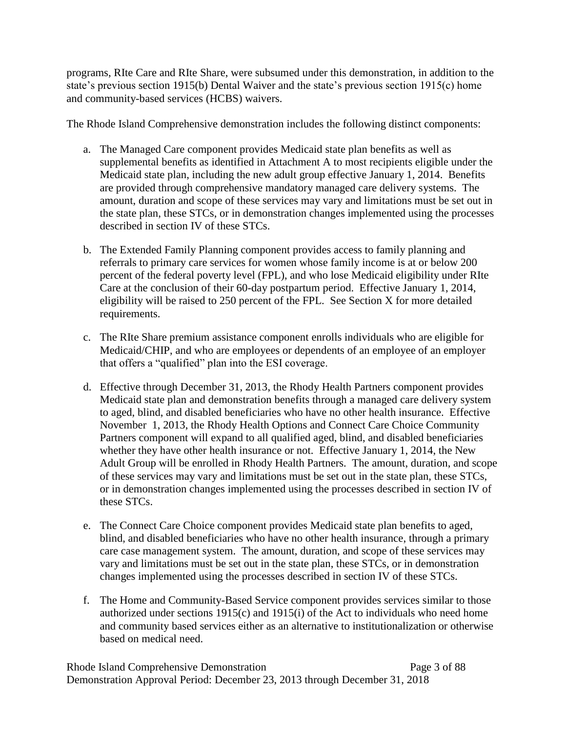programs, RIte Care and RIte Share, were subsumed under this demonstration, in addition to the state's previous section 1915(b) Dental Waiver and the state's previous section 1915(c) home and community-based services (HCBS) waivers.

The Rhode Island Comprehensive demonstration includes the following distinct components:

a. The Managed Care component provides Medicaid state plan benefits as well as supplemental benefits as identified in Attachment A to most recipients eligible under the Medicaid state plan, including the new adult group effective January 1, 2014. Benefits are provided through comprehensive mandatory managed care delivery systems. The amount, duration and scope of these services may vary and limitations must be set out in the state plan, these STCs, or in demonstration changes implemented using the processes described in section IV of these STCs.

b. The Extended Family Planning component provides access to family planning and referrals to primary care services for women whose family income is at or below 200 percent of the federal poverty level (FPL), and who lose Medicaid eligibility under RIte Care at the conclusion of their 60-day postpartum period. Effective January 1, 2014, eligibility will be raised to 250 percent of the FPL. See Section X for more detailed requirements.

c. The RIte Share premium assistance component enrolls individuals who are eligible for Medicaid/CHIP, and who are employees or dependents of an employee of an employer that offers a "qualified" plan into the ESI coverage.

d. Effective through December 31, 2013, the Rhody Health Partners component provides Medicaid state plan and demonstration benefits through a managed care delivery system to aged, blind, and disabled beneficiaries who have no other health insurance. Effective November 1, 2013, the Rhody Health Options and Connect Care Choice Community Partners component will expand to all qualified aged, blind, and disabled beneficiaries whether they have other health insurance or not. Effective January 1, 2014, the New Adult Group will be enrolled in Rhody Health Partners. The amount, duration, and scope of these services may vary and limitations must be set out in the state plan, these STCs, or in demonstration changes implemented using the processes described in section IV of these STCs.

e. The Connect Care Choice component provides Medicaid state plan benefits to aged, blind, and disabled beneficiaries who have no other health insurance, through a primary care case management system. The amount, duration, and scope of these services may vary and limitations must be set out in the state plan, these STCs, or in demonstration changes implemented using the processes described in section IV of these STCs.

f. The Home and Community-Based Service component provides services similar to those authorized under sections 1915(c) and 1915(i) of the Act to individuals who need home and community based services either as an alternative to institutionalization or otherwise based on medical need.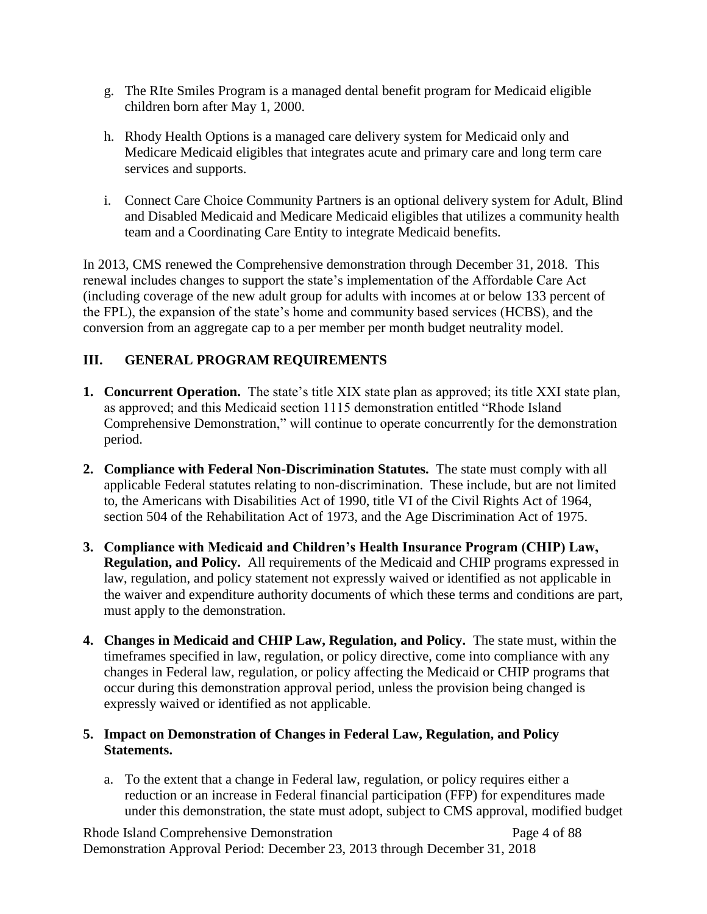g. The RIte Smiles Program is a managed dental benefit program for Medicaid eligible children born after May 1, 2000.

h. Rhody Health Options is a managed care delivery system for Medicaid only and Medicare Medicaid eligibles that integrates acute and primary care and long term care services and supports.

i. Connect Care Choice Community Partners is an optional delivery system for Adult, Blind and Disabled Medicaid and Medicare Medicaid eligibles that utilizes a community health team and a Coordinating Care Entity to integrate Medicaid benefits.

In 2013, CMS renewed the Comprehensive demonstration through December 31, 2018. This renewal includes changes to support the state's implementation of the Affordable Care Act (including coverage of the new adult group for adults with incomes at or below 133 percent of the FPL), the expansion of the state's home and community based services (HCBS), and the conversion from an aggregate cap to a per member per month budget neutrality model.

## III. GENERAL PROGRAM REQUIREMENTS

1. **Concurrent Operation.** The state's title XIX state plan as approved; its title XXI state plan, as approved; and this Medicaid section 1115 demonstration entitled "Rhode Island Comprehensive Demonstration," will continue to operate concurrently for the demonstration period.

2. **Compliance with Federal Non-Discrimination Statutes.** The state must comply with all applicable Federal statutes relating to non-discrimination. These include, but are not limited to, the Americans with Disabilities Act of 1990, title VI of the Civil Rights Act of 1964, section 504 of the Rehabilitation Act of 1973, and the Age Discrimination Act of 1975.

3. **Compliance with Medicaid and Children's Health Insurance Program (CHIP) Law, Regulation, and Policy.** All requirements of the Medicaid and CHIP programs expressed in law, regulation, and policy statement not expressly waived or identified as not applicable in the waiver and expenditure authority documents of which these terms and conditions are part, must apply to the demonstration.

4. **Changes in Medicaid and CHIP Law, Regulation, and Policy.** The state must, within the timeframes specified in law, regulation, or policy directive, come into compliance with any changes in Federal law, regulation, or policy affecting the Medicaid or CHIP programs that occur during this demonstration approval period, unless the provision being changed is expressly waived or identified as not applicable.

5. **Impact on Demonstration of Changes in Federal Law, Regulation, and Policy Statements.**

   a. To the extent that a change in Federal law, regulation, or policy requires either a reduction or an increase in Federal financial participation (FFP) for expenditures made under this demonstration, the state must adopt, subject to CMS approval, modified budget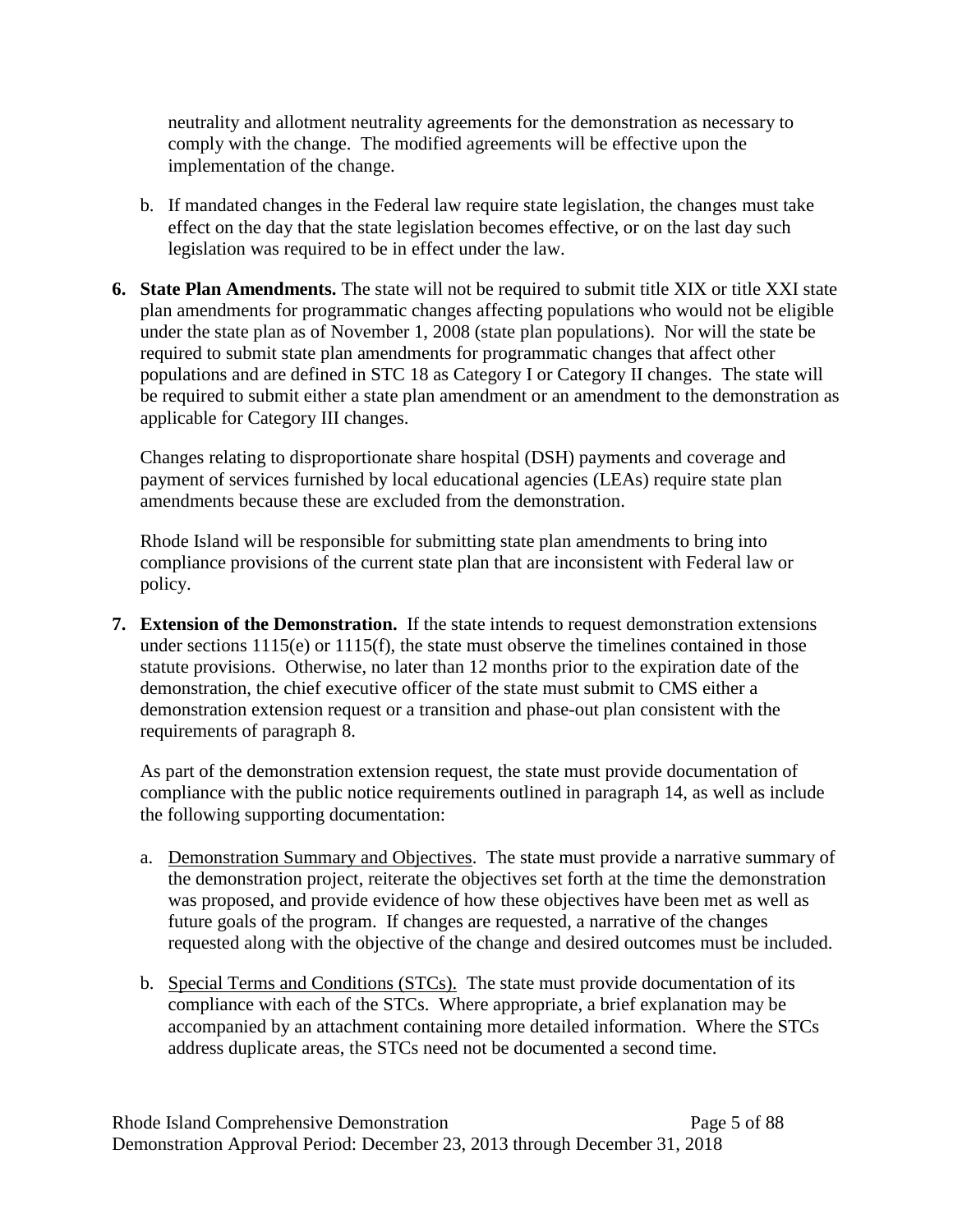neutrality and allotment neutrality agreements for the demonstration as necessary to comply with the change. The modified agreements will be effective upon the implementation of the change.

b. If mandated changes in the Federal law require state legislation, the changes must take effect on the day that the state legislation becomes effective, or on the last day such legislation was required to be in effect under the law.

**6. State Plan Amendments.** The state will not be required to submit title XIX or title XXI state plan amendments for programmatic changes affecting populations who would not be eligible under the state plan as of November 1, 2008 (state plan populations). Nor will the state be required to submit state plan amendments for programmatic changes that affect other populations and are defined in STC 18 as Category I or Category II changes. The state will be required to submit either a state plan amendment or an amendment to the demonstration as applicable for Category III changes.

Changes relating to disproportionate share hospital (DSH) payments and coverage and payment of services furnished by local educational agencies (LEAs) require state plan amendments because these are excluded from the demonstration.

Rhode Island will be responsible for submitting state plan amendments to bring into compliance provisions of the current state plan that are inconsistent with Federal law or policy.

**7. Extension of the Demonstration.** If the state intends to request demonstration extensions under sections 1115(e) or 1115(f), the state must observe the timelines contained in those statute provisions. Otherwise, no later than 12 months prior to the expiration date of the demonstration, the chief executive officer of the state must submit to CMS either a demonstration extension request or a transition and phase-out plan consistent with the requirements of paragraph 8.

As part of the demonstration extension request, the state must provide documentation of compliance with the public notice requirements outlined in paragraph 14, as well as include the following supporting documentation:

a. Demonstration Summary and Objectives. The state must provide a narrative summary of the demonstration project, reiterate the objectives set forth at the time the demonstration was proposed, and provide evidence of how these objectives have been met as well as future goals of the program. If changes are requested, a narrative of the changes requested along with the objective of the change and desired outcomes must be included.

b. Special Terms and Conditions (STCs). The state must provide documentation of its compliance with each of the STCs. Where appropriate, a brief explanation may be accompanied by an attachment containing more detailed information. Where the STCs address duplicate areas, the STCs need not be documented a second time.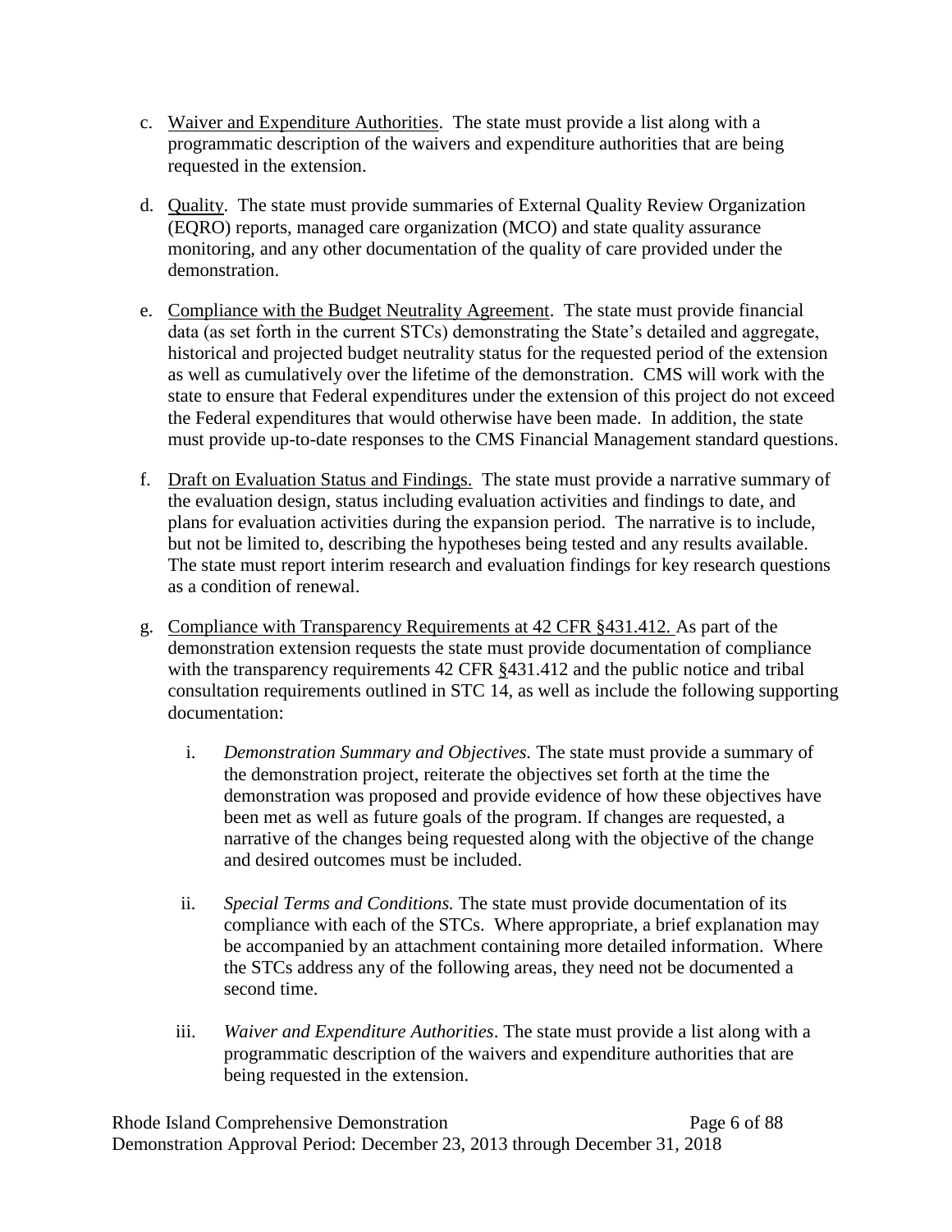c. Waiver and Expenditure Authorities. The state must provide a list along with a programmatic description of the waivers and expenditure authorities that are being requested in the extension.

d. Quality. The state must provide summaries of External Quality Review Organization (EQRO) reports, managed care organization (MCO) and state quality assurance monitoring, and any other documentation of the quality of care provided under the demonstration.

e. Compliance with the Budget Neutrality Agreement. The state must provide financial data (as set forth in the current STCs) demonstrating the State's detailed and aggregate, historical and projected budget neutrality status for the requested period of the extension as well as cumulatively over the lifetime of the demonstration. CMS will work with the state to ensure that Federal expenditures under the extension of this project do not exceed the Federal expenditures that would otherwise have been made. In addition, the state must provide up-to-date responses to the CMS Financial Management standard questions.

f. Draft on Evaluation Status and Findings. The state must provide a narrative summary of the evaluation design, status including evaluation activities and findings to date, and plans for evaluation activities during the expansion period. The narrative is to include, but not be limited to, describing the hypotheses being tested and any results available. The state must report interim research and evaluation findings for key research questions as a condition of renewal.

g. Compliance with Transparency Requirements at 42 CFR §431.412. As part of the demonstration extension requests the state must provide documentation of compliance with the transparency requirements 42 CFR §431.412 and the public notice and tribal consultation requirements outlined in STC 14, as well as include the following supporting documentation:

   i. *Demonstration Summary and Objectives.* The state must provide a summary of the demonstration project, reiterate the objectives set forth at the time the demonstration was proposed and provide evidence of how these objectives have been met as well as future goals of the program. If changes are requested, a narrative of the changes being requested along with the objective of the change and desired outcomes must be included.

   ii. *Special Terms and Conditions.* The state must provide documentation of its compliance with each of the STCs. Where appropriate, a brief explanation may be accompanied by an attachment containing more detailed information. Where the STCs address any of the following areas, they need not be documented a second time.

   iii. *Waiver and Expenditure Authorities*. The state must provide a list along with a programmatic description of the waivers and expenditure authorities that are being requested in the extension.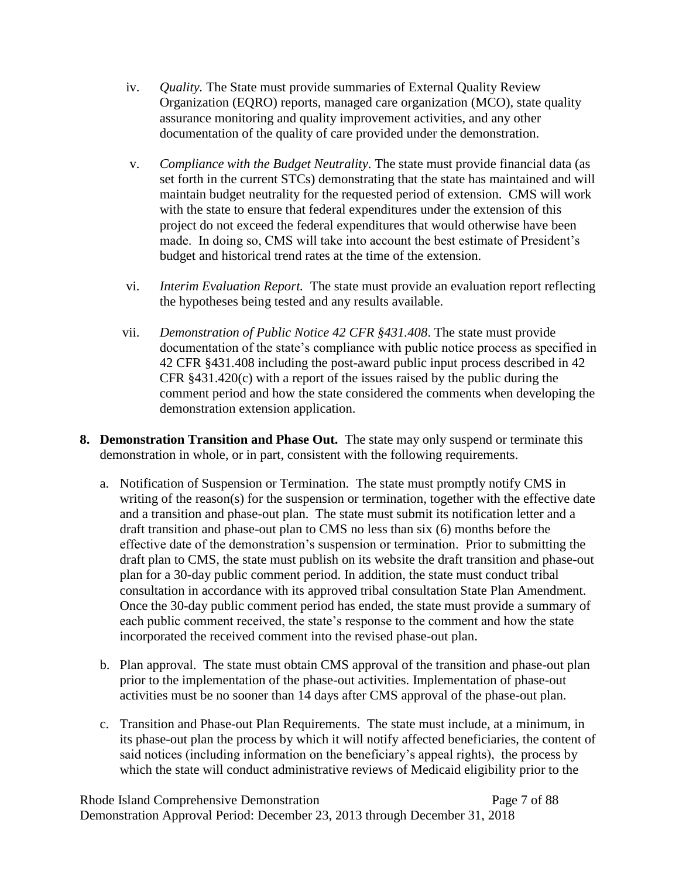iv. *Quality.* The State must provide summaries of External Quality Review Organization (EQRO) reports, managed care organization (MCO), state quality assurance monitoring and quality improvement activities, and any other documentation of the quality of care provided under the demonstration.

v. *Compliance with the Budget Neutrality*. The state must provide financial data (as set forth in the current STCs) demonstrating that the state has maintained and will maintain budget neutrality for the requested period of extension. CMS will work with the state to ensure that federal expenditures under the extension of this project do not exceed the federal expenditures that would otherwise have been made. In doing so, CMS will take into account the best estimate of President's budget and historical trend rates at the time of the extension.

vi. *Interim Evaluation Report.* The state must provide an evaluation report reflecting the hypotheses being tested and any results available.

vii. *Demonstration of Public Notice 42 CFR §431.408*. The state must provide documentation of the state's compliance with public notice process as specified in 42 CFR §431.408 including the post-award public input process described in 42 CFR §431.420(c) with a report of the issues raised by the public during the comment period and how the state considered the comments when developing the demonstration extension application.

**8. Demonstration Transition and Phase Out.** The state may only suspend or terminate this demonstration in whole, or in part, consistent with the following requirements.

a. Notification of Suspension or Termination. The state must promptly notify CMS in writing of the reason(s) for the suspension or termination, together with the effective date and a transition and phase-out plan. The state must submit its notification letter and a draft transition and phase-out plan to CMS no less than six (6) months before the effective date of the demonstration's suspension or termination. Prior to submitting the draft plan to CMS, the state must publish on its website the draft transition and phase-out plan for a 30-day public comment period. In addition, the state must conduct tribal consultation in accordance with its approved tribal consultation State Plan Amendment. Once the 30-day public comment period has ended, the state must provide a summary of each public comment received, the state's response to the comment and how the state incorporated the received comment into the revised phase-out plan.

b. Plan approval. The state must obtain CMS approval of the transition and phase-out plan prior to the implementation of the phase-out activities. Implementation of phase-out activities must be no sooner than 14 days after CMS approval of the phase-out plan.

c. Transition and Phase-out Plan Requirements. The state must include, at a minimum, in its phase-out plan the process by which it will notify affected beneficiaries, the content of said notices (including information on the beneficiary's appeal rights), the process by which the state will conduct administrative reviews of Medicaid eligibility prior to the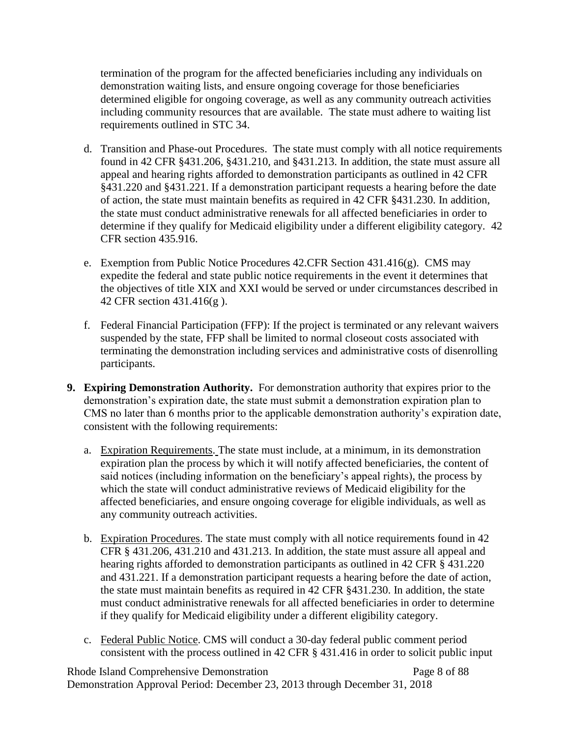termination of the program for the affected beneficiaries including any individuals on demonstration waiting lists, and ensure ongoing coverage for those beneficiaries determined eligible for ongoing coverage, as well as any community outreach activities including community resources that are available. The state must adhere to waiting list requirements outlined in STC 34.

d. Transition and Phase-out Procedures. The state must comply with all notice requirements found in 42 CFR §431.206, §431.210, and §431.213. In addition, the state must assure all appeal and hearing rights afforded to demonstration participants as outlined in 42 CFR §431.220 and §431.221. If a demonstration participant requests a hearing before the date of action, the state must maintain benefits as required in 42 CFR §431.230. In addition, the state must conduct administrative renewals for all affected beneficiaries in order to determine if they qualify for Medicaid eligibility under a different eligibility category. 42 CFR section 435.916.

e. Exemption from Public Notice Procedures 42.CFR Section 431.416(g). CMS may expedite the federal and state public notice requirements in the event it determines that the objectives of title XIX and XXI would be served or under circumstances described in 42 CFR section 431.416(g ).

f. Federal Financial Participation (FFP): If the project is terminated or any relevant waivers suspended by the state, FFP shall be limited to normal closeout costs associated with terminating the demonstration including services and administrative costs of disenrolling participants.

**9. Expiring Demonstration Authority.** For demonstration authority that expires prior to the demonstration's expiration date, the state must submit a demonstration expiration plan to CMS no later than 6 months prior to the applicable demonstration authority's expiration date, consistent with the following requirements:

a. Expiration Requirements. The state must include, at a minimum, in its demonstration expiration plan the process by which it will notify affected beneficiaries, the content of said notices (including information on the beneficiary's appeal rights), the process by which the state will conduct administrative reviews of Medicaid eligibility for the affected beneficiaries, and ensure ongoing coverage for eligible individuals, as well as any community outreach activities.

b. Expiration Procedures. The state must comply with all notice requirements found in 42 CFR § 431.206, 431.210 and 431.213. In addition, the state must assure all appeal and hearing rights afforded to demonstration participants as outlined in 42 CFR § 431.220 and 431.221. If a demonstration participant requests a hearing before the date of action, the state must maintain benefits as required in 42 CFR §431.230. In addition, the state must conduct administrative renewals for all affected beneficiaries in order to determine if they qualify for Medicaid eligibility under a different eligibility category.

c. Federal Public Notice. CMS will conduct a 30-day federal public comment period consistent with the process outlined in 42 CFR § 431.416 in order to solicit public input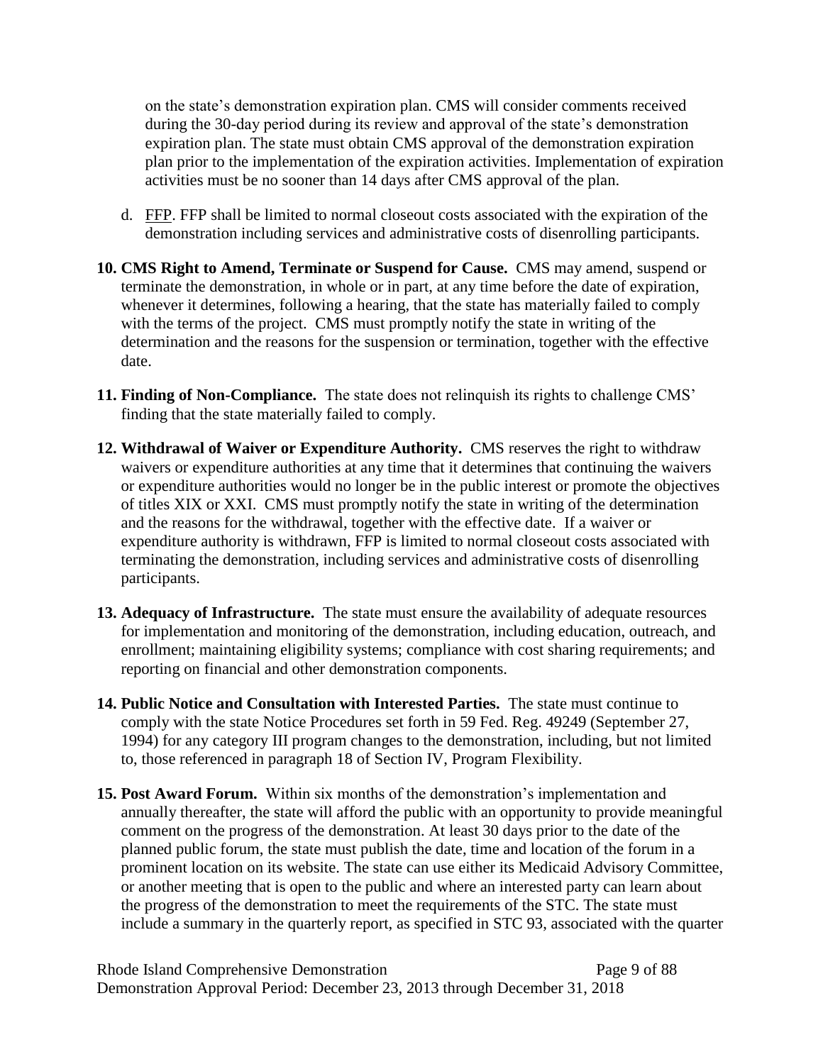on the state's demonstration expiration plan. CMS will consider comments received during the 30-day period during its review and approval of the state's demonstration expiration plan. The state must obtain CMS approval of the demonstration expiration plan prior to the implementation of the expiration activities. Implementation of expiration activities must be no sooner than 14 days after CMS approval of the plan.

d. FFP. FFP shall be limited to normal closeout costs associated with the expiration of the demonstration including services and administrative costs of disenrolling participants.

**10. CMS Right to Amend, Terminate or Suspend for Cause.** CMS may amend, suspend or terminate the demonstration, in whole or in part, at any time before the date of expiration, whenever it determines, following a hearing, that the state has materially failed to comply with the terms of the project. CMS must promptly notify the state in writing of the determination and the reasons for the suspension or termination, together with the effective date.

**11. Finding of Non-Compliance.** The state does not relinquish its rights to challenge CMS' finding that the state materially failed to comply.

**12. Withdrawal of Waiver or Expenditure Authority.** CMS reserves the right to withdraw waivers or expenditure authorities at any time that it determines that continuing the waivers or expenditure authorities would no longer be in the public interest or promote the objectives of titles XIX or XXI. CMS must promptly notify the state in writing of the determination and the reasons for the withdrawal, together with the effective date. If a waiver or expenditure authority is withdrawn, FFP is limited to normal closeout costs associated with terminating the demonstration, including services and administrative costs of disenrolling participants.

**13. Adequacy of Infrastructure.** The state must ensure the availability of adequate resources for implementation and monitoring of the demonstration, including education, outreach, and enrollment; maintaining eligibility systems; compliance with cost sharing requirements; and reporting on financial and other demonstration components.

**14. Public Notice and Consultation with Interested Parties.** The state must continue to comply with the state Notice Procedures set forth in 59 Fed. Reg. 49249 (September 27, 1994) for any category III program changes to the demonstration, including, but not limited to, those referenced in paragraph 18 of Section IV, Program Flexibility.

**15. Post Award Forum.** Within six months of the demonstration's implementation and annually thereafter, the state will afford the public with an opportunity to provide meaningful comment on the progress of the demonstration. At least 30 days prior to the date of the planned public forum, the state must publish the date, time and location of the forum in a prominent location on its website. The state can use either its Medicaid Advisory Committee, or another meeting that is open to the public and where an interested party can learn about the progress of the demonstration to meet the requirements of the STC. The state must include a summary in the quarterly report, as specified in STC 93, associated with the quarter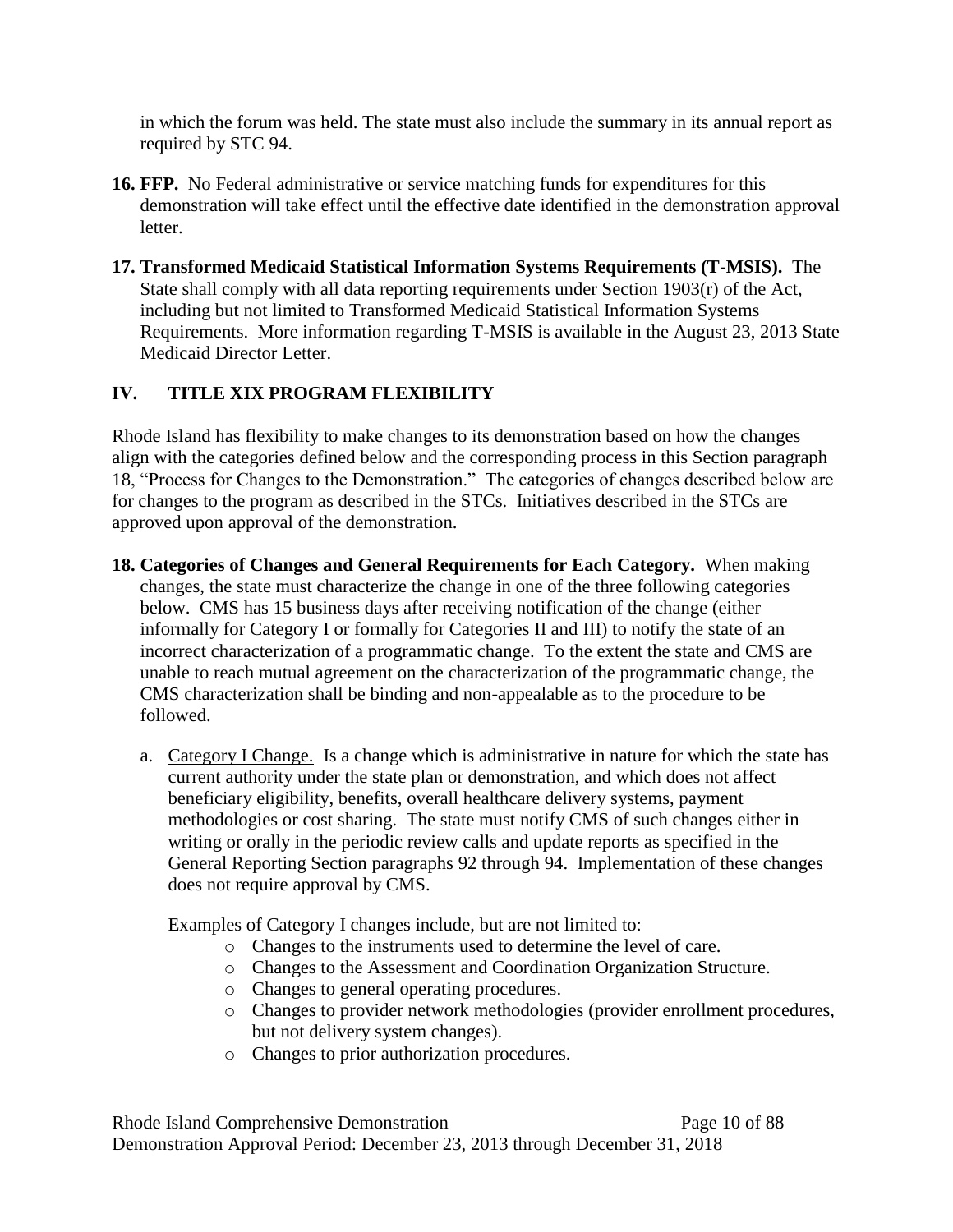in which the forum was held. The state must also include the summary in its annual report as required by STC 94.

**16. FFP.** No Federal administrative or service matching funds for expenditures for this demonstration will take effect until the effective date identified in the demonstration approval letter.

**17. Transformed Medicaid Statistical Information Systems Requirements (T-MSIS).** The State shall comply with all data reporting requirements under Section 1903(r) of the Act, including but not limited to Transformed Medicaid Statistical Information Systems Requirements. More information regarding T-MSIS is available in the August 23, 2013 State Medicaid Director Letter.

## IV. TITLE XIX PROGRAM FLEXIBILITY

Rhode Island has flexibility to make changes to its demonstration based on how the changes align with the categories defined below and the corresponding process in this Section paragraph 18, "Process for Changes to the Demonstration." The categories of changes described below are for changes to the program as described in the STCs. Initiatives described in the STCs are approved upon approval of the demonstration.

**18. Categories of Changes and General Requirements for Each Category.** When making changes, the state must characterize the change in one of the three following categories below. CMS has 15 business days after receiving notification of the change (either informally for Category I or formally for Categories II and III) to notify the state of an incorrect characterization of a programmatic change. To the extent the state and CMS are unable to reach mutual agreement on the characterization of the programmatic change, the CMS characterization shall be binding and non-appealable as to the procedure to be followed.

a. Category I Change. Is a change which is administrative in nature for which the state has current authority under the state plan or demonstration, and which does not affect beneficiary eligibility, benefits, overall healthcare delivery systems, payment methodologies or cost sharing. The state must notify CMS of such changes either in writing or orally in the periodic review calls and update reports as specified in the General Reporting Section paragraphs 92 through 94. Implementation of these changes does not require approval by CMS.

   Examples of Category I changes include, but are not limited to:

   - Changes to the instruments used to determine the level of care.
   - Changes to the Assessment and Coordination Organization Structure.
   - Changes to general operating procedures.
   - Changes to provider network methodologies (provider enrollment procedures, but not delivery system changes).
   - Changes to prior authorization procedures.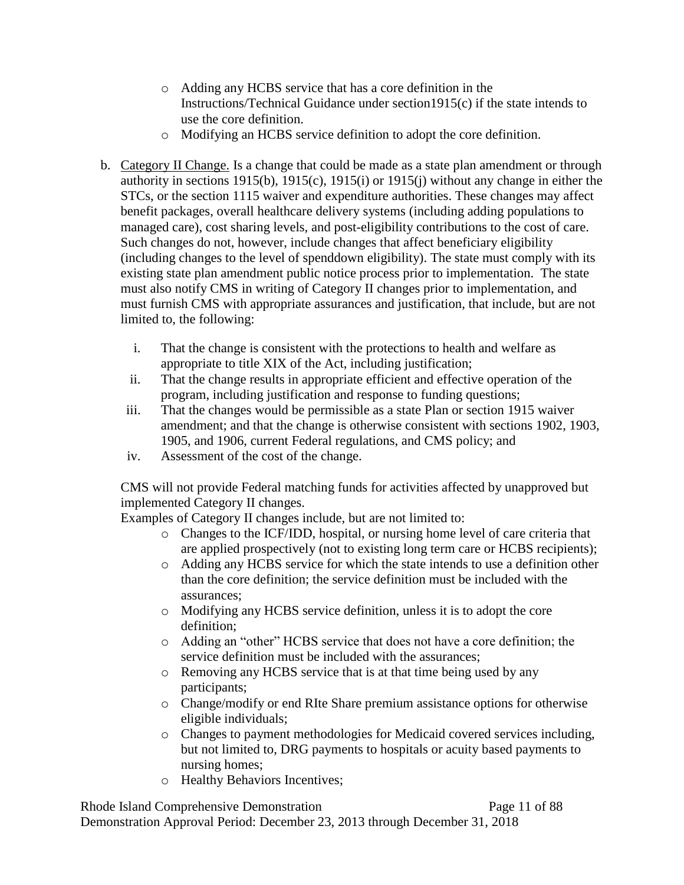- Adding any HCBS service that has a core definition in the Instructions/Technical Guidance under section1915(c) if the state intends to use the core definition.
- Modifying an HCBS service definition to adopt the core definition.

b. <u>Category II Change.</u> Is a change that could be made as a state plan amendment or through authority in sections 1915(b), 1915(c), 1915(i) or 1915(j) without any change in either the STCs, or the section 1115 waiver and expenditure authorities. These changes may affect benefit packages, overall healthcare delivery systems (including adding populations to managed care), cost sharing levels, and post-eligibility contributions to the cost of care. Such changes do not, however, include changes that affect beneficiary eligibility (including changes to the level of spenddown eligibility). The state must comply with its existing state plan amendment public notice process prior to implementation. The state must also notify CMS in writing of Category II changes prior to implementation, and must furnish CMS with appropriate assurances and justification, that include, but are not limited to, the following:

   i. That the change is consistent with the protections to health and welfare as appropriate to title XIX of the Act, including justification;
   ii. That the change results in appropriate efficient and effective operation of the program, including justification and response to funding questions;
   iii. That the changes would be permissible as a state Plan or section 1915 waiver amendment; and that the change is otherwise consistent with sections 1902, 1903, 1905, and 1906, current Federal regulations, and CMS policy; and
   iv. Assessment of the cost of the change.

   CMS will not provide Federal matching funds for activities affected by unapproved but implemented Category II changes.

   Examples of Category II changes include, but are not limited to:

   - Changes to the ICF/IDD, hospital, or nursing home level of care criteria that are applied prospectively (not to existing long term care or HCBS recipients);
   - Adding any HCBS service for which the state intends to use a definition other than the core definition; the service definition must be included with the assurances;
   - Modifying any HCBS service definition, unless it is to adopt the core definition;
   - Adding an "other" HCBS service that does not have a core definition; the service definition must be included with the assurances;
   - Removing any HCBS service that is at that time being used by any participants;
   - Change/modify or end RIte Share premium assistance options for otherwise eligible individuals;
   - Changes to payment methodologies for Medicaid covered services including, but not limited to, DRG payments to hospitals or acuity based payments to nursing homes;
   - Healthy Behaviors Incentives;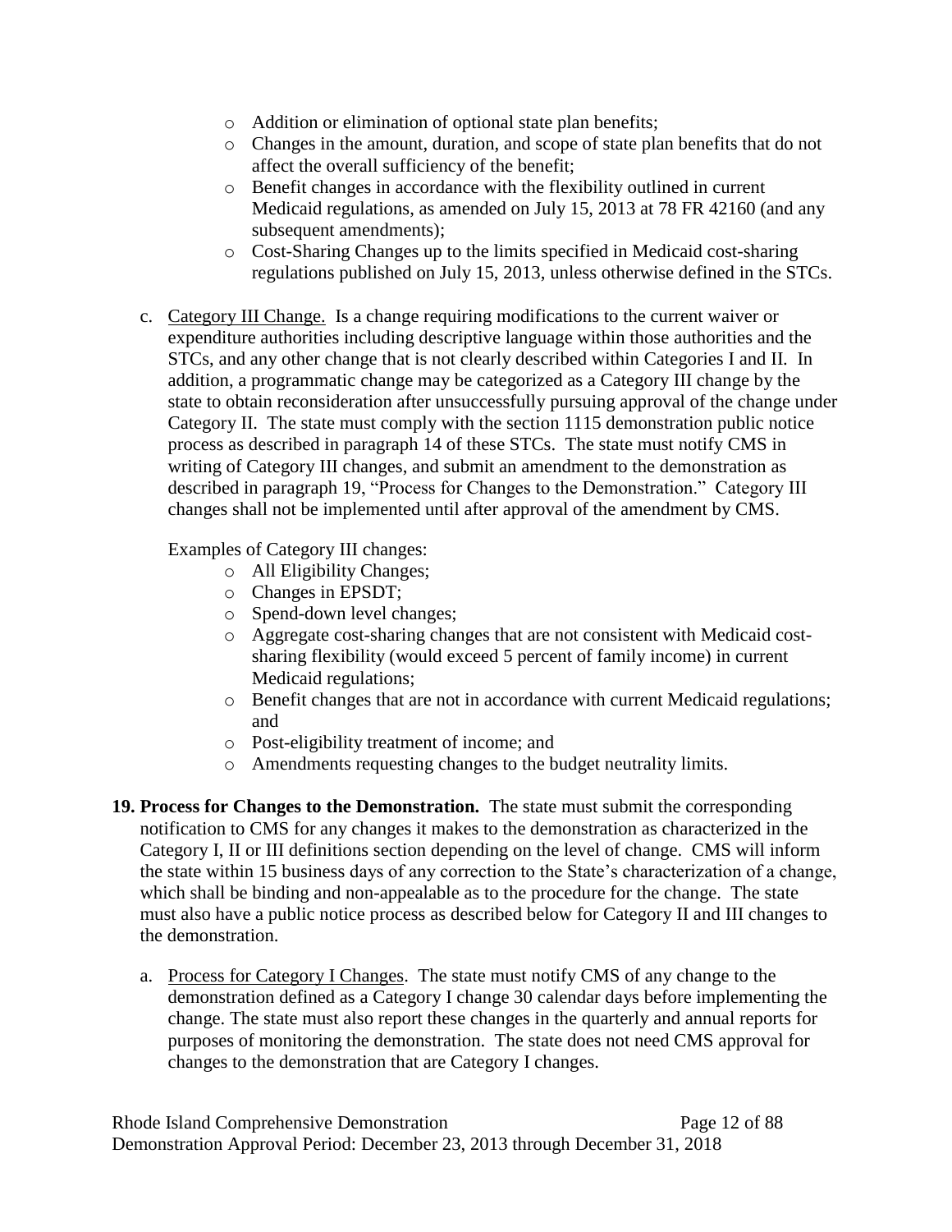- Addition or elimination of optional state plan benefits;
- Changes in the amount, duration, and scope of state plan benefits that do not affect the overall sufficiency of the benefit;
- Benefit changes in accordance with the flexibility outlined in current Medicaid regulations, as amended on July 15, 2013 at 78 FR 42160 (and any subsequent amendments);
- Cost-Sharing Changes up to the limits specified in Medicaid cost-sharing regulations published on July 15, 2013, unless otherwise defined in the STCs.

c. Category III Change. Is a change requiring modifications to the current waiver or expenditure authorities including descriptive language within those authorities and the STCs, and any other change that is not clearly described within Categories I and II. In addition, a programmatic change may be categorized as a Category III change by the state to obtain reconsideration after unsuccessfully pursuing approval of the change under Category II. The state must comply with the section 1115 demonstration public notice process as described in paragraph 14 of these STCs. The state must notify CMS in writing of Category III changes, and submit an amendment to the demonstration as described in paragraph 19, "Process for Changes to the Demonstration." Category III changes shall not be implemented until after approval of the amendment by CMS.

Examples of Category III changes:

- All Eligibility Changes;
- Changes in EPSDT;
- Spend-down level changes;
- Aggregate cost-sharing changes that are not consistent with Medicaid cost-sharing flexibility (would exceed 5 percent of family income) in current Medicaid regulations;
- Benefit changes that are not in accordance with current Medicaid regulations; and
- Post-eligibility treatment of income; and
- Amendments requesting changes to the budget neutrality limits.

**19. Process for Changes to the Demonstration.** The state must submit the corresponding notification to CMS for any changes it makes to the demonstration as characterized in the Category I, II or III definitions section depending on the level of change. CMS will inform the state within 15 business days of any correction to the State's characterization of a change, which shall be binding and non-appealable as to the procedure for the change. The state must also have a public notice process as described below for Category II and III changes to the demonstration.

a. Process for Category I Changes. The state must notify CMS of any change to the demonstration defined as a Category I change 30 calendar days before implementing the change. The state must also report these changes in the quarterly and annual reports for purposes of monitoring the demonstration. The state does not need CMS approval for changes to the demonstration that are Category I changes.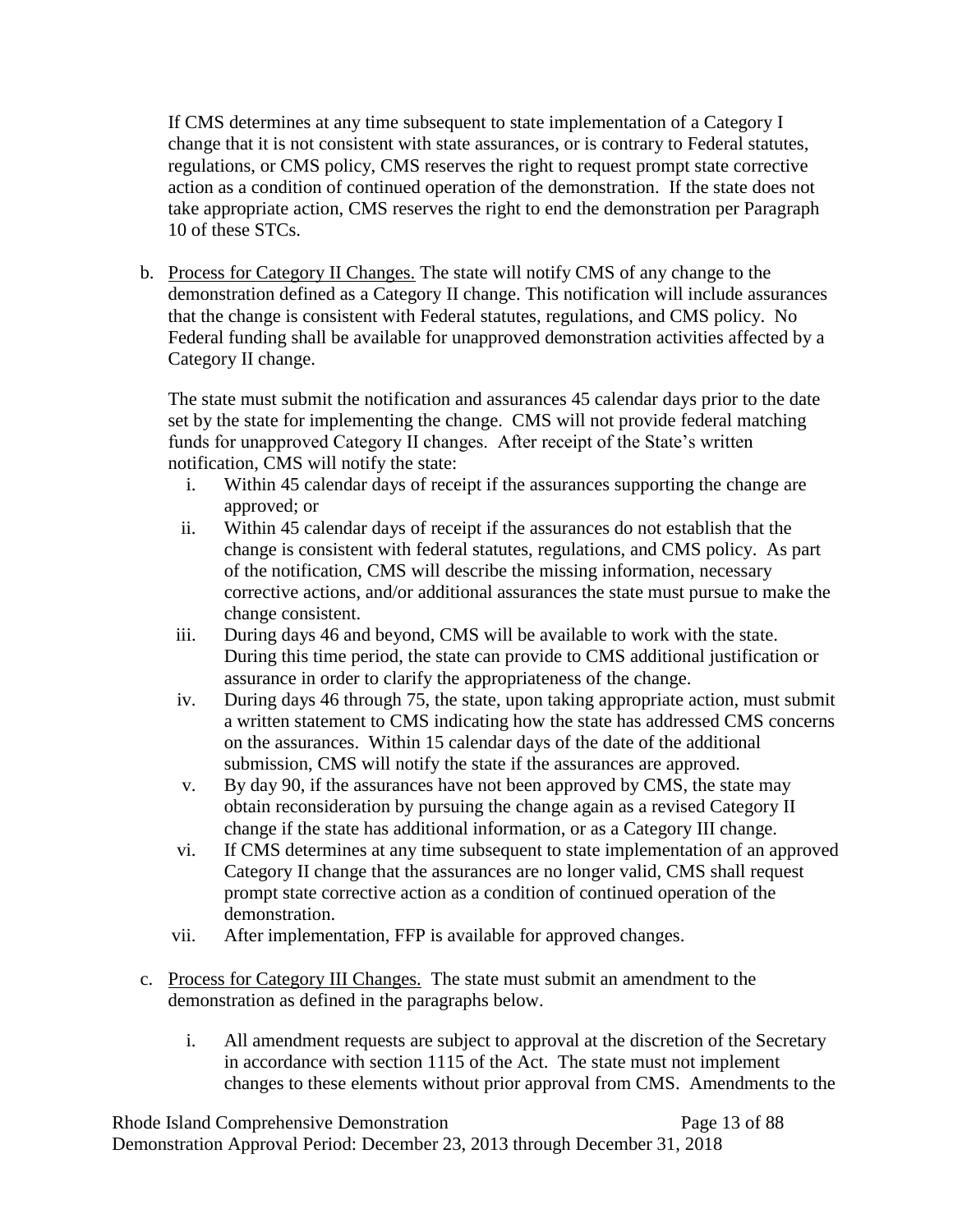If CMS determines at any time subsequent to state implementation of a Category I change that it is not consistent with state assurances, or is contrary to Federal statutes, regulations, or CMS policy, CMS reserves the right to request prompt state corrective action as a condition of continued operation of the demonstration. If the state does not take appropriate action, CMS reserves the right to end the demonstration per Paragraph 10 of these STCs.

b. Process for Category II Changes. The state will notify CMS of any change to the demonstration defined as a Category II change. This notification will include assurances that the change is consistent with Federal statutes, regulations, and CMS policy. No Federal funding shall be available for unapproved demonstration activities affected by a Category II change.

   The state must submit the notification and assurances 45 calendar days prior to the date set by the state for implementing the change. CMS will not provide federal matching funds for unapproved Category II changes. After receipt of the State's written notification, CMS will notify the state:

   i. Within 45 calendar days of receipt if the assurances supporting the change are approved; or
   ii. Within 45 calendar days of receipt if the assurances do not establish that the change is consistent with federal statutes, regulations, and CMS policy. As part of the notification, CMS will describe the missing information, necessary corrective actions, and/or additional assurances the state must pursue to make the change consistent.
   iii. During days 46 and beyond, CMS will be available to work with the state. During this time period, the state can provide to CMS additional justification or assurance in order to clarify the appropriateness of the change.
   iv. During days 46 through 75, the state, upon taking appropriate action, must submit a written statement to CMS indicating how the state has addressed CMS concerns on the assurances. Within 15 calendar days of the date of the additional submission, CMS will notify the state if the assurances are approved.
   v. By day 90, if the assurances have not been approved by CMS, the state may obtain reconsideration by pursuing the change again as a revised Category II change if the state has additional information, or as a Category III change.
   vi. If CMS determines at any time subsequent to state implementation of an approved Category II change that the assurances are no longer valid, CMS shall request prompt state corrective action as a condition of continued operation of the demonstration.
   vii. After implementation, FFP is available for approved changes.

c. Process for Category III Changes. The state must submit an amendment to the demonstration as defined in the paragraphs below.

   i. All amendment requests are subject to approval at the discretion of the Secretary in accordance with section 1115 of the Act. The state must not implement changes to these elements without prior approval from CMS. Amendments to the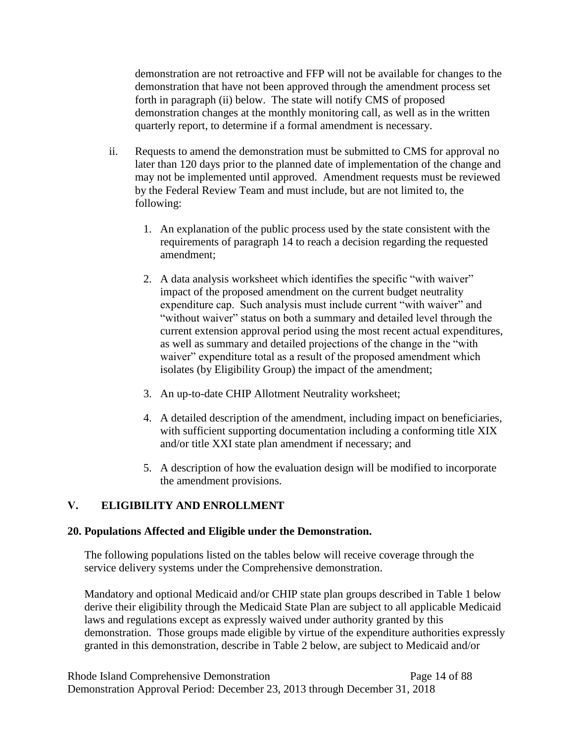demonstration are not retroactive and FFP will not be available for changes to the demonstration that have not been approved through the amendment process set forth in paragraph (ii) below. The state will notify CMS of proposed demonstration changes at the monthly monitoring call, as well as in the written quarterly report, to determine if a formal amendment is necessary.

ii. Requests to amend the demonstration must be submitted to CMS for approval no later than 120 days prior to the planned date of implementation of the change and may not be implemented until approved. Amendment requests must be reviewed by the Federal Review Team and must include, but are not limited to, the following:

   1. An explanation of the public process used by the state consistent with the requirements of paragraph 14 to reach a decision regarding the requested amendment;

   2. A data analysis worksheet which identifies the specific "with waiver" impact of the proposed amendment on the current budget neutrality expenditure cap. Such analysis must include current "with waiver" and "without waiver" status on both a summary and detailed level through the current extension approval period using the most recent actual expenditures, as well as summary and detailed projections of the change in the "with waiver" expenditure total as a result of the proposed amendment which isolates (by Eligibility Group) the impact of the amendment;

   3. An up-to-date CHIP Allotment Neutrality worksheet;

   4. A detailed description of the amendment, including impact on beneficiaries, with sufficient supporting documentation including a conforming title XIX and/or title XXI state plan amendment if necessary; and

   5. A description of how the evaluation design will be modified to incorporate the amendment provisions.

## V. ELIGIBILITY AND ENROLLMENT

### 20. Populations Affected and Eligible under the Demonstration.

The following populations listed on the tables below will receive coverage through the service delivery systems under the Comprehensive demonstration.

Mandatory and optional Medicaid and/or CHIP state plan groups described in Table 1 below derive their eligibility through the Medicaid State Plan are subject to all applicable Medicaid laws and regulations except as expressly waived under authority granted by this demonstration. Those groups made eligible by virtue of the expenditure authorities expressly granted in this demonstration, describe in Table 2 below, are subject to Medicaid and/or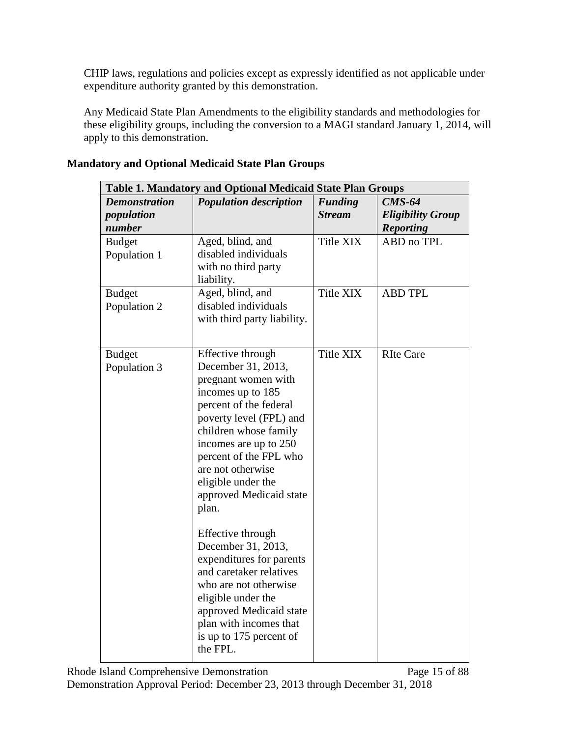CHIP laws, regulations and policies except as expressly identified as not applicable under expenditure authority granted by this demonstration.

Any Medicaid State Plan Amendments to the eligibility standards and methodologies for these eligibility groups, including the conversion to a MAGI standard January 1, 2014, will apply to this demonstration.

**Mandatory and Optional Medicaid State Plan Groups**

| Table 1. Mandatory and Optional Medicaid State Plan Groups | | | |
|---|---|---|---|
| ***Demonstration population number*** | ***Population description*** | ***Funding Stream*** | ***CMS-64 Eligibility Group Reporting*** |
| Budget Population 1 | Aged, blind, and disabled individuals with no third party liability. | Title XIX | ABD no TPL |
| Budget Population 2 | Aged, blind, and disabled individuals with third party liability. | Title XIX | ABD TPL |
| Budget Population 3 | Effective through December 31, 2013, pregnant women with incomes up to 185 percent of the federal poverty level (FPL) and children whose family incomes are up to 250 percent of the FPL who are not otherwise eligible under the approved Medicaid state plan.<br><br>Effective through December 31, 2013, expenditures for parents and caretaker relatives who are not otherwise eligible under the approved Medicaid state plan with incomes that is up to 175 percent of the FPL. | Title XIX | RIte Care |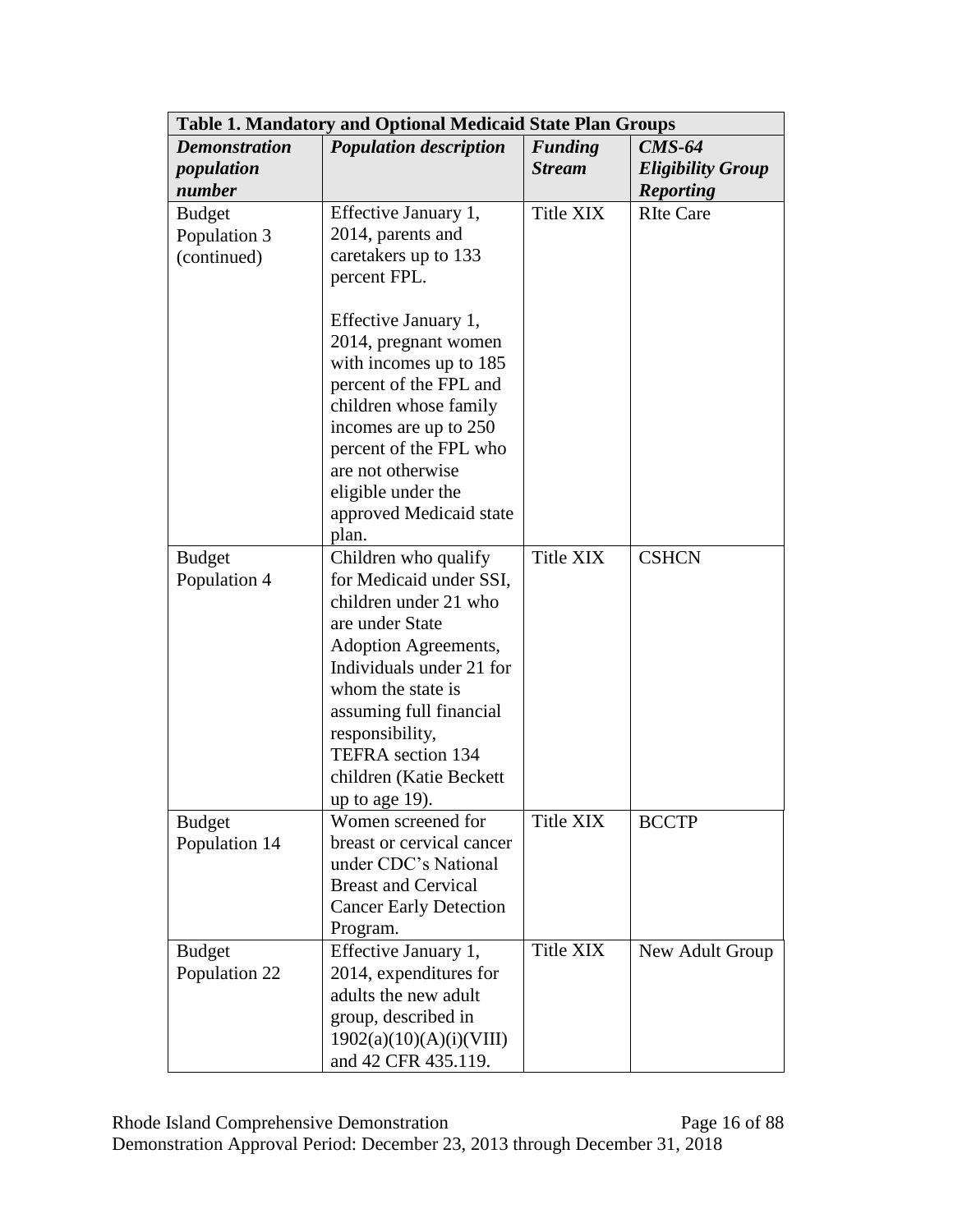| Table 1. Mandatory and Optional Medicaid State Plan Groups | | | |
|---|---|---|---|
| ***Demonstration population number*** | ***Population description*** | ***Funding Stream*** | ***CMS-64 Eligibility Group Reporting*** |
| Budget Population 3 (continued) | Effective January 1, 2014, parents and caretakers up to 133 percent FPL.<br><br>Effective January 1, 2014, pregnant women with incomes up to 185 percent of the FPL and children whose family incomes are up to 250 percent of the FPL who are not otherwise eligible under the approved Medicaid state plan. | Title XIX | RIte Care |
| Budget Population 4 | Children who qualify for Medicaid under SSI, children under 21 who are under State Adoption Agreements, Individuals under 21 for whom the state is assuming full financial responsibility, TEFRA section 134 children (Katie Beckett up to age 19). | Title XIX | CSHCN |
| Budget Population 14 | Women screened for breast or cervical cancer under CDC's National Breast and Cervical Cancer Early Detection Program. | Title XIX | BCCTP |
| Budget Population 22 | Effective January 1, 2014, expenditures for adults the new adult group, described in 1902(a)(10)(A)(i)(VIII) and 42 CFR 435.119. | Title XIX | New Adult Group |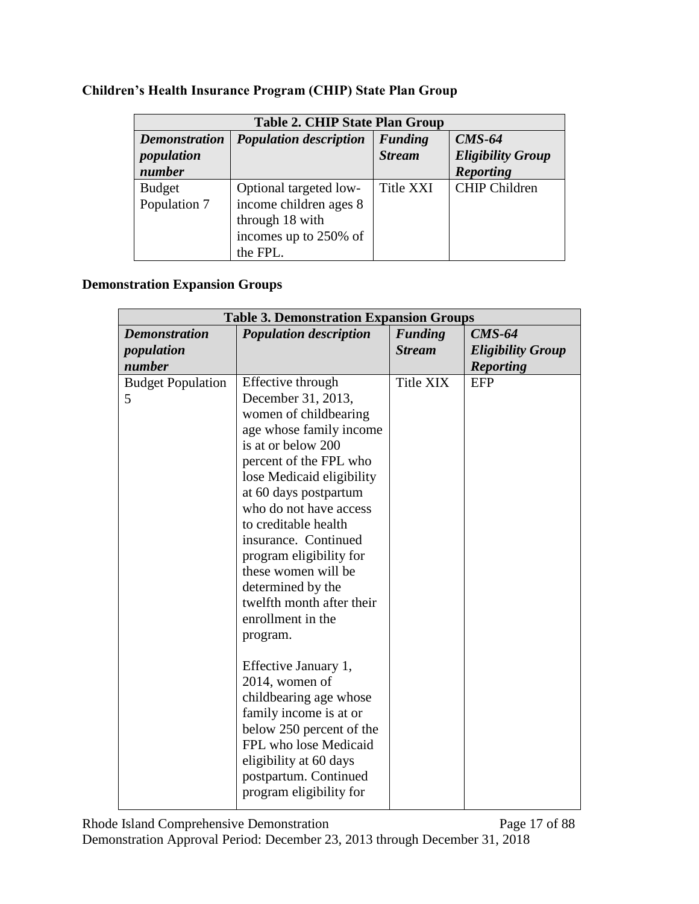**Children's Health Insurance Program (CHIP) State Plan Group**

| Table 2. CHIP State Plan Group | | | |
|---|---|---|---|
| ***Demonstration population number*** | ***Population description*** | ***Funding Stream*** | ***CMS-64 Eligibility Group Reporting*** |
| Budget Population 7 | Optional targeted low-income children ages 8 through 18 with incomes up to 250% of the FPL. | Title XXI | CHIP Children |

**Demonstration Expansion Groups**

| Table 3. Demonstration Expansion Groups | | | |
|---|---|---|---|
| ***Demonstration population number*** | ***Population description*** | ***Funding Stream*** | ***CMS-64 Eligibility Group Reporting*** |
| Budget Population 5 | Effective through December 31, 2013, women of childbearing age whose family income is at or below 200 percent of the FPL who lose Medicaid eligibility at 60 days postpartum who do not have access to creditable health insurance. Continued program eligibility for these women will be determined by the twelfth month after their enrollment in the program.<br><br>Effective January 1, 2014, women of childbearing age whose family income is at or below 250 percent of the FPL who lose Medicaid eligibility at 60 days postpartum. Continued program eligibility for | Title XIX | EFP |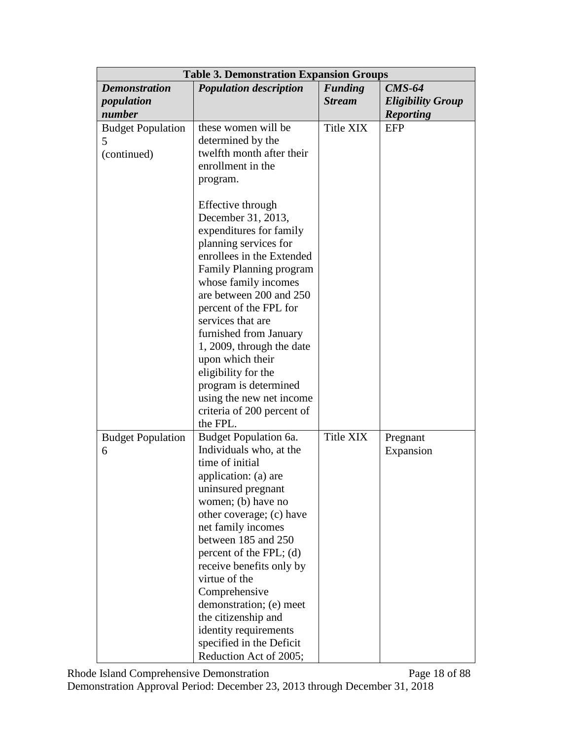| Table 3. Demonstration Expansion Groups | | | |
|---|---|---|---|
| ***Demonstration population number*** | ***Population description*** | ***Funding Stream*** | ***CMS-64 Eligibility Group Reporting*** |
| Budget Population 5 (continued) | these women will be determined by the twelfth month after their enrollment in the program.<br><br>Effective through December 31, 2013, expenditures for family planning services for enrollees in the Extended Family Planning program whose family incomes are between 200 and 250 percent of the FPL for services that are furnished from January 1, 2009, through the date upon which their eligibility for the program is determined using the new net income criteria of 200 percent of the FPL. | Title XIX | EFP |
| Budget Population 6 | Budget Population 6a. Individuals who, at the time of initial application: (a) are uninsured pregnant women; (b) have no other coverage; (c) have net family incomes between 185 and 250 percent of the FPL; (d) receive benefits only by virtue of the Comprehensive demonstration; (e) meet the citizenship and identity requirements specified in the Deficit Reduction Act of 2005; | Title XIX | Pregnant Expansion |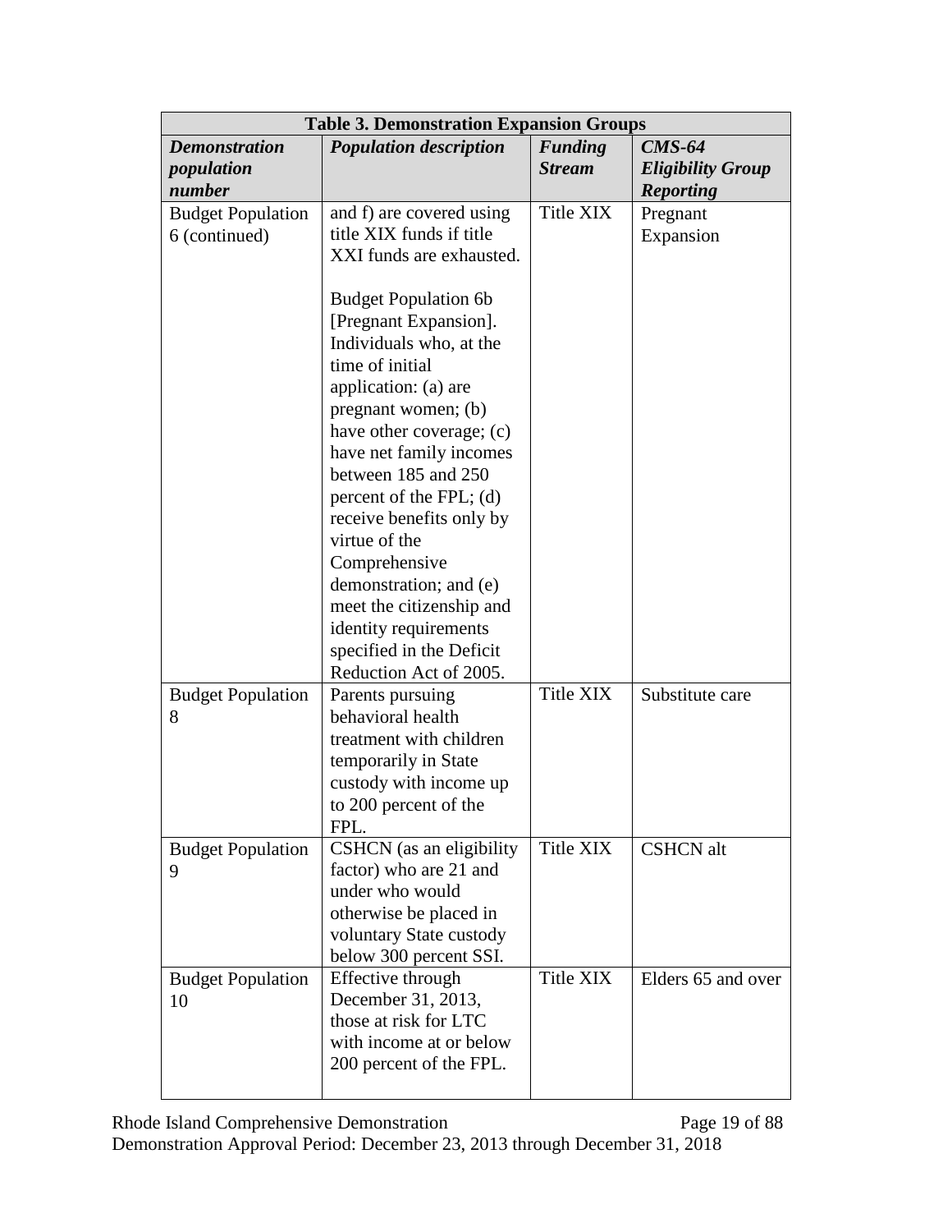| Table 3. Demonstration Expansion Groups | | | |
|---|---|---|---|
| ***Demonstration population number*** | ***Population description*** | ***Funding Stream*** | ***CMS-64 Eligibility Group Reporting*** |
| Budget Population 6 (continued) | and f) are covered using title XIX funds if title XXI funds are exhausted.<br><br>Budget Population 6b [Pregnant Expansion]. Individuals who, at the time of initial application: (a) are pregnant women; (b) have other coverage; (c) have net family incomes between 185 and 250 percent of the FPL; (d) receive benefits only by virtue of the Comprehensive demonstration; and (e) meet the citizenship and identity requirements specified in the Deficit Reduction Act of 2005. | Title XIX | Pregnant Expansion |
| Budget Population 8 | Parents pursuing behavioral health treatment with children temporarily in State custody with income up to 200 percent of the FPL. | Title XIX | Substitute care |
| Budget Population 9 | CSHCN (as an eligibility factor) who are 21 and under who would otherwise be placed in voluntary State custody below 300 percent SSI. | Title XIX | CSHCN alt |
| Budget Population 10 | Effective through December 31, 2013, those at risk for LTC with income at or below 200 percent of the FPL. | Title XIX | Elders 65 and over |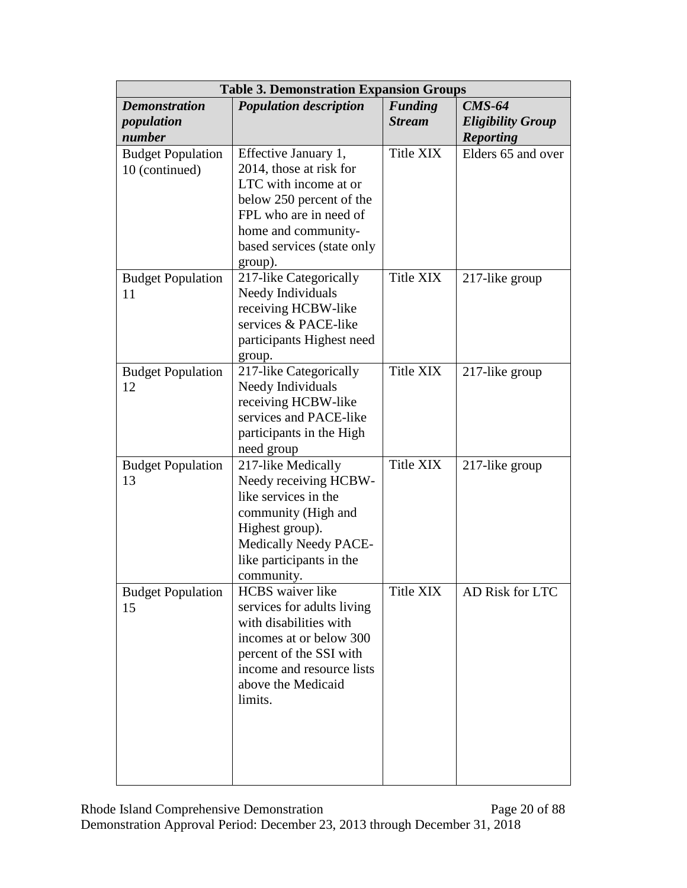| **Table 3. Demonstration Expansion Groups** | | | |
|---|---|---|---|
| ***Demonstration population number*** | ***Population description*** | ***Funding Stream*** | ***CMS-64 Eligibility Group Reporting*** |
| Budget Population 10 (continued) | Effective January 1, 2014, those at risk for LTC with income at or below 250 percent of the FPL who are in need of home and community-based services (state only group). | Title XIX | Elders 65 and over |
| Budget Population 11 | 217-like Categorically Needy Individuals receiving HCBW-like services & PACE-like participants Highest need group. | Title XIX | 217-like group |
| Budget Population 12 | 217-like Categorically Needy Individuals receiving HCBW-like services and PACE-like participants in the High need group | Title XIX | 217-like group |
| Budget Population 13 | 217-like Medically Needy receiving HCBW-like services in the community (High and Highest group). Medically Needy PACE-like participants in the community. | Title XIX | 217-like group |
| Budget Population 15 | HCBS waiver like services for adults living with disabilities with incomes at or below 300 percent of the SSI with income and resource lists above the Medicaid limits. | Title XIX | AD Risk for LTC |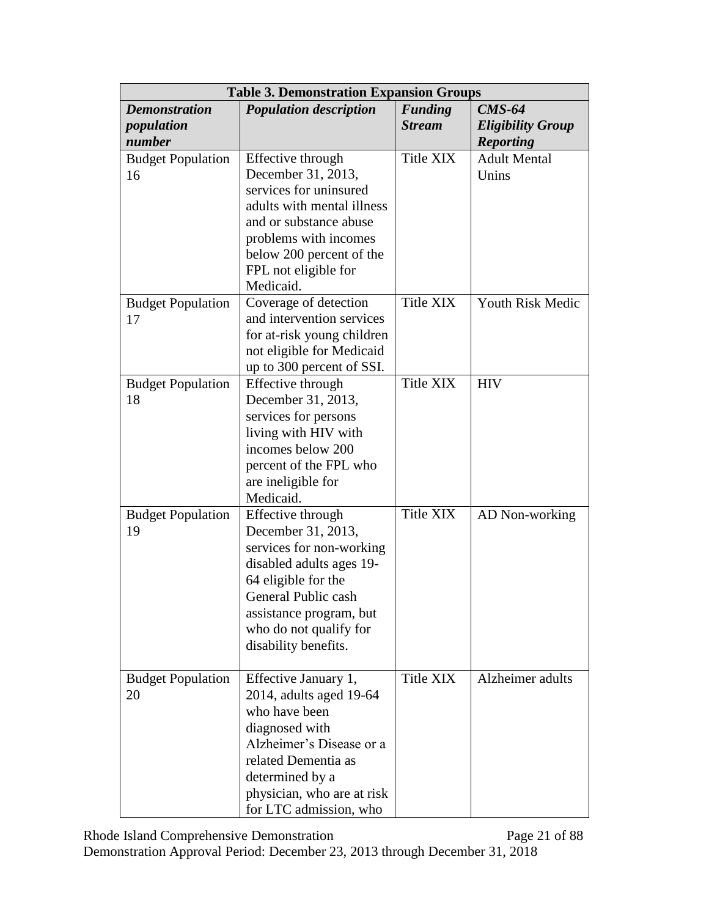| **Table 3. Demonstration Expansion Groups** | | | |
|---|---|---|---|
| ***Demonstration population number*** | ***Population description*** | ***Funding Stream*** | ***CMS-64 Eligibility Group Reporting*** |
| Budget Population 16 | Effective through December 31, 2013, services for uninsured adults with mental illness and or substance abuse problems with incomes below 200 percent of the FPL not eligible for Medicaid. | Title XIX | Adult Mental Unins |
| Budget Population 17 | Coverage of detection and intervention services for at-risk young children not eligible for Medicaid up to 300 percent of SSI. | Title XIX | Youth Risk Medic |
| Budget Population 18 | Effective through December 31, 2013, services for persons living with HIV with incomes below 200 percent of the FPL who are ineligible for Medicaid. | Title XIX | HIV |
| Budget Population 19 | Effective through December 31, 2013, services for non-working disabled adults ages 19-64 eligible for the General Public cash assistance program, but who do not qualify for disability benefits. | Title XIX | AD Non-working |
| Budget Population 20 | Effective January 1, 2014, adults aged 19-64 who have been diagnosed with Alzheimer's Disease or a related Dementia as determined by a physician, who are at risk for LTC admission, who | Title XIX | Alzheimer adults |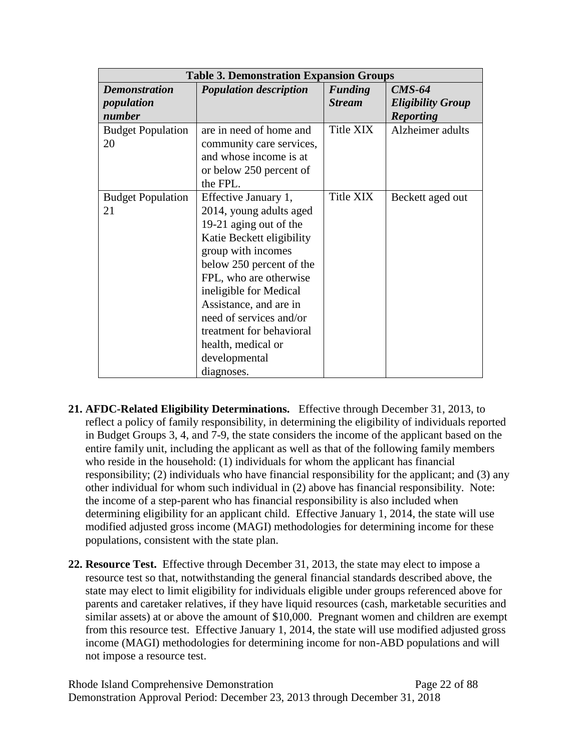| Table 3. Demonstration Expansion Groups | | | |
|---|---|---|---|
| ***Demonstration population number*** | ***Population description*** | ***Funding Stream*** | ***CMS-64 Eligibility Group Reporting*** |
| Budget Population 20 | are in need of home and community care services, and whose income is at or below 250 percent of the FPL. | Title XIX | Alzheimer adults |
| Budget Population 21 | Effective January 1, 2014, young adults aged 19-21 aging out of the Katie Beckett eligibility group with incomes below 250 percent of the FPL, who are otherwise ineligible for Medical Assistance, and are in need of services and/or treatment for behavioral health, medical or developmental diagnoses. | Title XIX | Beckett aged out |

21. **AFDC-Related Eligibility Determinations.** Effective through December 31, 2013, to reflect a policy of family responsibility, in determining the eligibility of individuals reported in Budget Groups 3, 4, and 7-9, the state considers the income of the applicant based on the entire family unit, including the applicant as well as that of the following family members who reside in the household: (1) individuals for whom the applicant has financial responsibility; (2) individuals who have financial responsibility for the applicant; and (3) any other individual for whom such individual in (2) above has financial responsibility. Note: the income of a step-parent who has financial responsibility is also included when determining eligibility for an applicant child. Effective January 1, 2014, the state will use modified adjusted gross income (MAGI) methodologies for determining income for these populations, consistent with the state plan.

22. **Resource Test.** Effective through December 31, 2013, the state may elect to impose a resource test so that, notwithstanding the general financial standards described above, the state may elect to limit eligibility for individuals eligible under groups referenced above for parents and caretaker relatives, if they have liquid resources (cash, marketable securities and similar assets) at or above the amount of $10,000. Pregnant women and children are exempt from this resource test. Effective January 1, 2014, the state will use modified adjusted gross income (MAGI) methodologies for determining income for non-ABD populations and will not impose a resource test.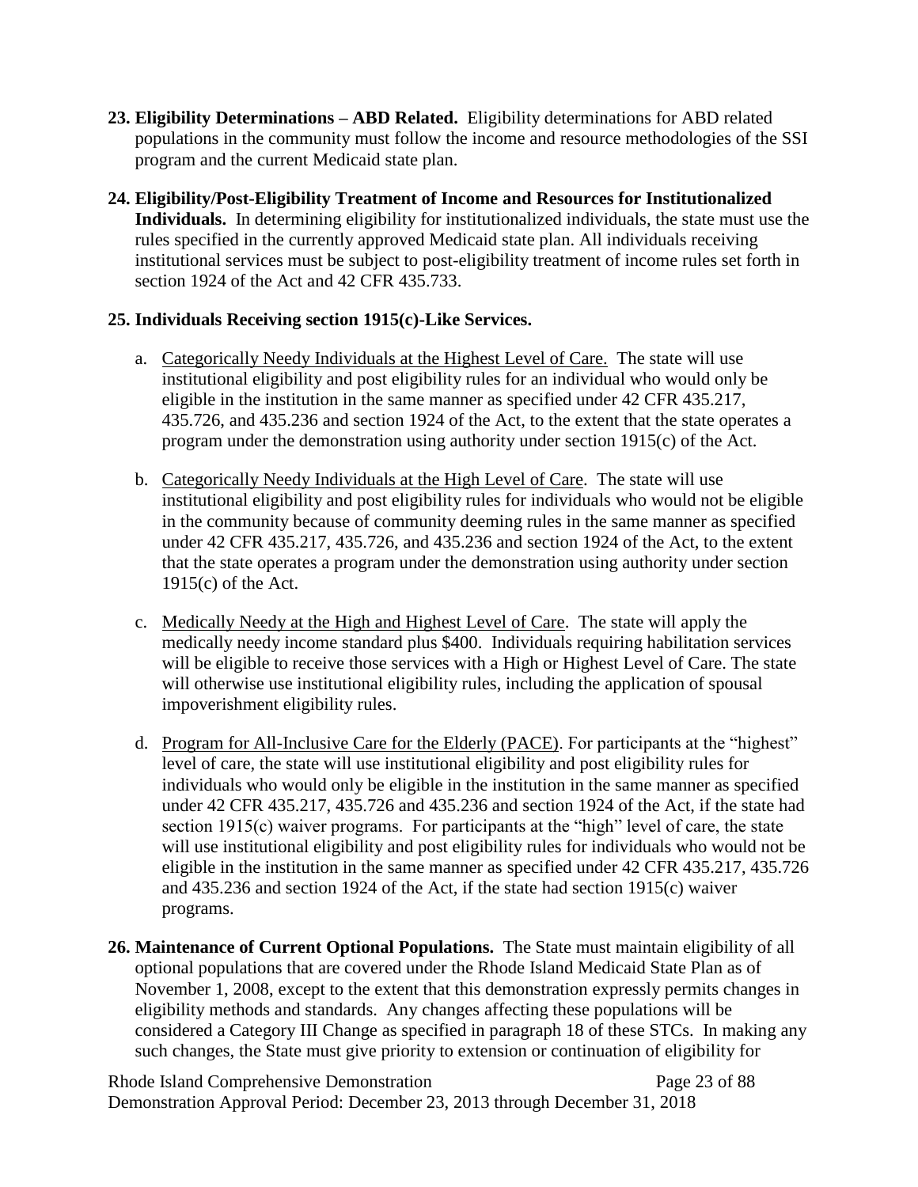**23. Eligibility Determinations – ABD Related.** Eligibility determinations for ABD related populations in the community must follow the income and resource methodologies of the SSI program and the current Medicaid state plan.

**24. Eligibility/Post-Eligibility Treatment of Income and Resources for Institutionalized Individuals.** In determining eligibility for institutionalized individuals, the state must use the rules specified in the currently approved Medicaid state plan. All individuals receiving institutional services must be subject to post-eligibility treatment of income rules set forth in section 1924 of the Act and 42 CFR 435.733.

**25. Individuals Receiving section 1915(c)-Like Services.**

a. Categorically Needy Individuals at the Highest Level of Care. The state will use institutional eligibility and post eligibility rules for an individual who would only be eligible in the institution in the same manner as specified under 42 CFR 435.217, 435.726, and 435.236 and section 1924 of the Act, to the extent that the state operates a program under the demonstration using authority under section 1915(c) of the Act.

b. Categorically Needy Individuals at the High Level of Care. The state will use institutional eligibility and post eligibility rules for individuals who would not be eligible in the community because of community deeming rules in the same manner as specified under 42 CFR 435.217, 435.726, and 435.236 and section 1924 of the Act, to the extent that the state operates a program under the demonstration using authority under section 1915(c) of the Act.

c. Medically Needy at the High and Highest Level of Care. The state will apply the medically needy income standard plus $400. Individuals requiring habilitation services will be eligible to receive those services with a High or Highest Level of Care. The state will otherwise use institutional eligibility rules, including the application of spousal impoverishment eligibility rules.

d. Program for All-Inclusive Care for the Elderly (PACE). For participants at the "highest" level of care, the state will use institutional eligibility and post eligibility rules for individuals who would only be eligible in the institution in the same manner as specified under 42 CFR 435.217, 435.726 and 435.236 and section 1924 of the Act, if the state had section 1915(c) waiver programs. For participants at the "high" level of care, the state will use institutional eligibility and post eligibility rules for individuals who would not be eligible in the institution in the same manner as specified under 42 CFR 435.217, 435.726 and 435.236 and section 1924 of the Act, if the state had section 1915(c) waiver programs.

**26. Maintenance of Current Optional Populations.** The State must maintain eligibility of all optional populations that are covered under the Rhode Island Medicaid State Plan as of November 1, 2008, except to the extent that this demonstration expressly permits changes in eligibility methods and standards. Any changes affecting these populations will be considered a Category III Change as specified in paragraph 18 of these STCs. In making any such changes, the State must give priority to extension or continuation of eligibility for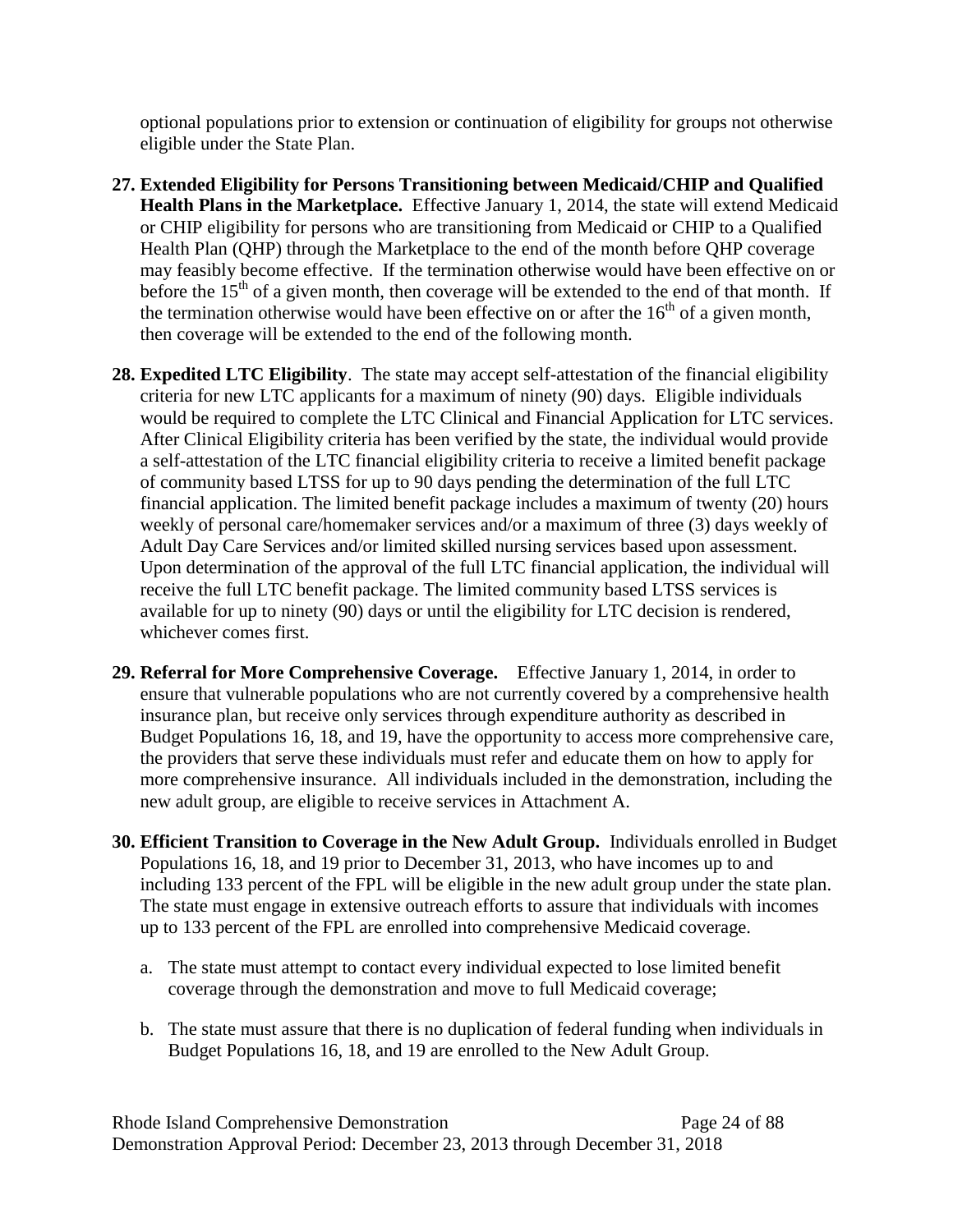optional populations prior to extension or continuation of eligibility for groups not otherwise eligible under the State Plan.

**27. Extended Eligibility for Persons Transitioning between Medicaid/CHIP and Qualified Health Plans in the Marketplace.** Effective January 1, 2014, the state will extend Medicaid or CHIP eligibility for persons who are transitioning from Medicaid or CHIP to a Qualified Health Plan (QHP) through the Marketplace to the end of the month before QHP coverage may feasibly become effective. If the termination otherwise would have been effective on or before the 15th of a given month, then coverage will be extended to the end of that month. If the termination otherwise would have been effective on or after the 16th of a given month, then coverage will be extended to the end of the following month.

**28. Expedited LTC Eligibility**. The state may accept self-attestation of the financial eligibility criteria for new LTC applicants for a maximum of ninety (90) days. Eligible individuals would be required to complete the LTC Clinical and Financial Application for LTC services. After Clinical Eligibility criteria has been verified by the state, the individual would provide a self-attestation of the LTC financial eligibility criteria to receive a limited benefit package of community based LTSS for up to 90 days pending the determination of the full LTC financial application. The limited benefit package includes a maximum of twenty (20) hours weekly of personal care/homemaker services and/or a maximum of three (3) days weekly of Adult Day Care Services and/or limited skilled nursing services based upon assessment. Upon determination of the approval of the full LTC financial application, the individual will receive the full LTC benefit package. The limited community based LTSS services is available for up to ninety (90) days or until the eligibility for LTC decision is rendered, whichever comes first.

**29. Referral for More Comprehensive Coverage.** Effective January 1, 2014, in order to ensure that vulnerable populations who are not currently covered by a comprehensive health insurance plan, but receive only services through expenditure authority as described in Budget Populations 16, 18, and 19, have the opportunity to access more comprehensive care, the providers that serve these individuals must refer and educate them on how to apply for more comprehensive insurance. All individuals included in the demonstration, including the new adult group, are eligible to receive services in Attachment A.

**30. Efficient Transition to Coverage in the New Adult Group.** Individuals enrolled in Budget Populations 16, 18, and 19 prior to December 31, 2013, who have incomes up to and including 133 percent of the FPL will be eligible in the new adult group under the state plan. The state must engage in extensive outreach efforts to assure that individuals with incomes up to 133 percent of the FPL are enrolled into comprehensive Medicaid coverage.

a. The state must attempt to contact every individual expected to lose limited benefit coverage through the demonstration and move to full Medicaid coverage;

b. The state must assure that there is no duplication of federal funding when individuals in Budget Populations 16, 18, and 19 are enrolled to the New Adult Group.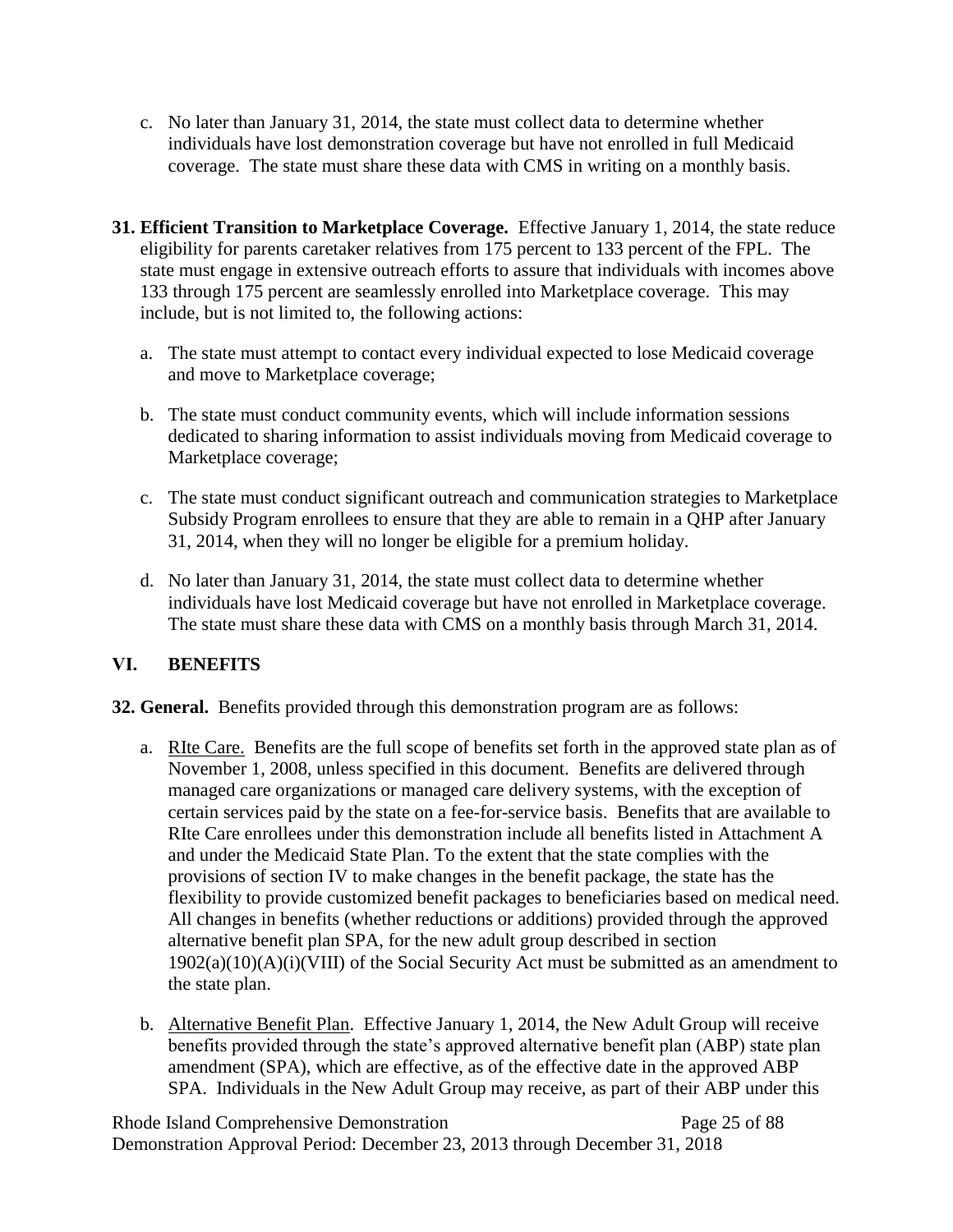c. No later than January 31, 2014, the state must collect data to determine whether individuals have lost demonstration coverage but have not enrolled in full Medicaid coverage. The state must share these data with CMS in writing on a monthly basis.

**31. Efficient Transition to Marketplace Coverage.** Effective January 1, 2014, the state reduce eligibility for parents caretaker relatives from 175 percent to 133 percent of the FPL. The state must engage in extensive outreach efforts to assure that individuals with incomes above 133 through 175 percent are seamlessly enrolled into Marketplace coverage. This may include, but is not limited to, the following actions:

a. The state must attempt to contact every individual expected to lose Medicaid coverage and move to Marketplace coverage;

b. The state must conduct community events, which will include information sessions dedicated to sharing information to assist individuals moving from Medicaid coverage to Marketplace coverage;

c. The state must conduct significant outreach and communication strategies to Marketplace Subsidy Program enrollees to ensure that they are able to remain in a QHP after January 31, 2014, when they will no longer be eligible for a premium holiday.

d. No later than January 31, 2014, the state must collect data to determine whether individuals have lost Medicaid coverage but have not enrolled in Marketplace coverage. The state must share these data with CMS on a monthly basis through March 31, 2014.

## VI. BENEFITS

**32. General.** Benefits provided through this demonstration program are as follows:

a. RIte Care. Benefits are the full scope of benefits set forth in the approved state plan as of November 1, 2008, unless specified in this document. Benefits are delivered through managed care organizations or managed care delivery systems, with the exception of certain services paid by the state on a fee-for-service basis. Benefits that are available to RIte Care enrollees under this demonstration include all benefits listed in Attachment A and under the Medicaid State Plan. To the extent that the state complies with the provisions of section IV to make changes in the benefit package, the state has the flexibility to provide customized benefit packages to beneficiaries based on medical need. All changes in benefits (whether reductions or additions) provided through the approved alternative benefit plan SPA, for the new adult group described in section 1902(a)(10)(A)(i)(VIII) of the Social Security Act must be submitted as an amendment to the state plan.

b. Alternative Benefit Plan. Effective January 1, 2014, the New Adult Group will receive benefits provided through the state's approved alternative benefit plan (ABP) state plan amendment (SPA), which are effective, as of the effective date in the approved ABP SPA. Individuals in the New Adult Group may receive, as part of their ABP under this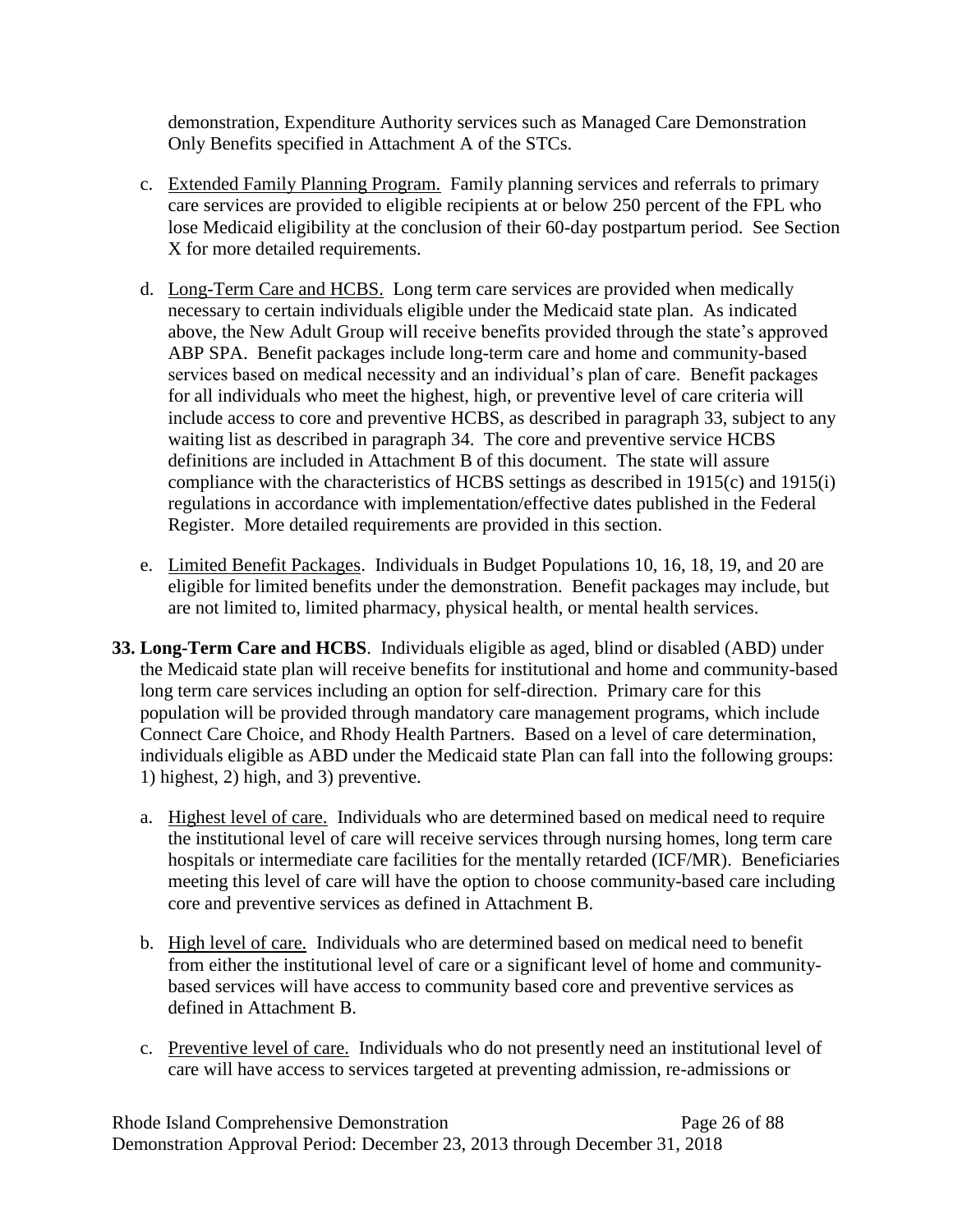demonstration, Expenditure Authority services such as Managed Care Demonstration Only Benefits specified in Attachment A of the STCs.

c. Extended Family Planning Program. Family planning services and referrals to primary care services are provided to eligible recipients at or below 250 percent of the FPL who lose Medicaid eligibility at the conclusion of their 60-day postpartum period. See Section X for more detailed requirements.

d. Long-Term Care and HCBS. Long term care services are provided when medically necessary to certain individuals eligible under the Medicaid state plan. As indicated above, the New Adult Group will receive benefits provided through the state's approved ABP SPA. Benefit packages include long-term care and home and community-based services based on medical necessity and an individual's plan of care. Benefit packages for all individuals who meet the highest, high, or preventive level of care criteria will include access to core and preventive HCBS, as described in paragraph 33, subject to any waiting list as described in paragraph 34. The core and preventive service HCBS definitions are included in Attachment B of this document. The state will assure compliance with the characteristics of HCBS settings as described in 1915(c) and 1915(i) regulations in accordance with implementation/effective dates published in the Federal Register. More detailed requirements are provided in this section.

e. Limited Benefit Packages. Individuals in Budget Populations 10, 16, 18, 19, and 20 are eligible for limited benefits under the demonstration. Benefit packages may include, but are not limited to, limited pharmacy, physical health, or mental health services.

**33. Long-Term Care and HCBS**. Individuals eligible as aged, blind or disabled (ABD) under the Medicaid state plan will receive benefits for institutional and home and community-based long term care services including an option for self-direction. Primary care for this population will be provided through mandatory care management programs, which include Connect Care Choice, and Rhody Health Partners. Based on a level of care determination, individuals eligible as ABD under the Medicaid state Plan can fall into the following groups: 1) highest, 2) high, and 3) preventive.

a. Highest level of care. Individuals who are determined based on medical need to require the institutional level of care will receive services through nursing homes, long term care hospitals or intermediate care facilities for the mentally retarded (ICF/MR). Beneficiaries meeting this level of care will have the option to choose community-based care including core and preventive services as defined in Attachment B.

b. High level of care. Individuals who are determined based on medical need to benefit from either the institutional level of care or a significant level of home and community-based services will have access to community based core and preventive services as defined in Attachment B.

c. Preventive level of care. Individuals who do not presently need an institutional level of care will have access to services targeted at preventing admission, re-admissions or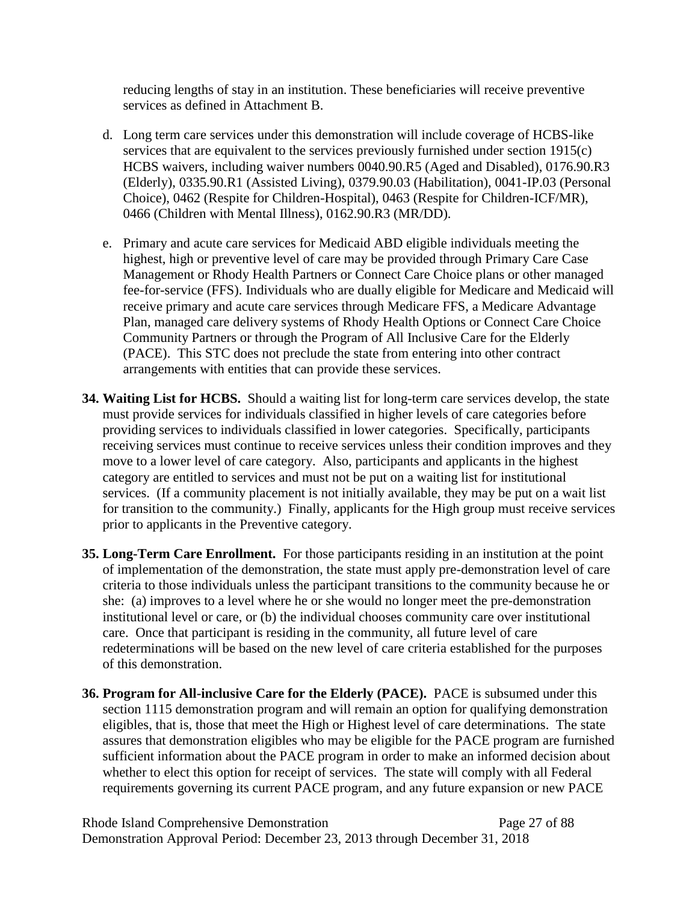reducing lengths of stay in an institution. These beneficiaries will receive preventive services as defined in Attachment B.

d. Long term care services under this demonstration will include coverage of HCBS-like services that are equivalent to the services previously furnished under section 1915(c) HCBS waivers, including waiver numbers 0040.90.R5 (Aged and Disabled), 0176.90.R3 (Elderly), 0335.90.R1 (Assisted Living), 0379.90.03 (Habilitation), 0041-IP.03 (Personal Choice), 0462 (Respite for Children-Hospital), 0463 (Respite for Children-ICF/MR), 0466 (Children with Mental Illness), 0162.90.R3 (MR/DD).

e. Primary and acute care services for Medicaid ABD eligible individuals meeting the highest, high or preventive level of care may be provided through Primary Care Case Management or Rhody Health Partners or Connect Care Choice plans or other managed fee-for-service (FFS). Individuals who are dually eligible for Medicare and Medicaid will receive primary and acute care services through Medicare FFS, a Medicare Advantage Plan, managed care delivery systems of Rhody Health Options or Connect Care Choice Community Partners or through the Program of All Inclusive Care for the Elderly (PACE). This STC does not preclude the state from entering into other contract arrangements with entities that can provide these services.

**34. Waiting List for HCBS.** Should a waiting list for long-term care services develop, the state must provide services for individuals classified in higher levels of care categories before providing services to individuals classified in lower categories. Specifically, participants receiving services must continue to receive services unless their condition improves and they move to a lower level of care category. Also, participants and applicants in the highest category are entitled to services and must not be put on a waiting list for institutional services. (If a community placement is not initially available, they may be put on a wait list for transition to the community.) Finally, applicants for the High group must receive services prior to applicants in the Preventive category.

**35. Long-Term Care Enrollment.** For those participants residing in an institution at the point of implementation of the demonstration, the state must apply pre-demonstration level of care criteria to those individuals unless the participant transitions to the community because he or she: (a) improves to a level where he or she would no longer meet the pre-demonstration institutional level or care, or (b) the individual chooses community care over institutional care. Once that participant is residing in the community, all future level of care redeterminations will be based on the new level of care criteria established for the purposes of this demonstration.

**36. Program for All-inclusive Care for the Elderly (PACE).** PACE is subsumed under this section 1115 demonstration program and will remain an option for qualifying demonstration eligibles, that is, those that meet the High or Highest level of care determinations. The state assures that demonstration eligibles who may be eligible for the PACE program are furnished sufficient information about the PACE program in order to make an informed decision about whether to elect this option for receipt of services. The state will comply with all Federal requirements governing its current PACE program, and any future expansion or new PACE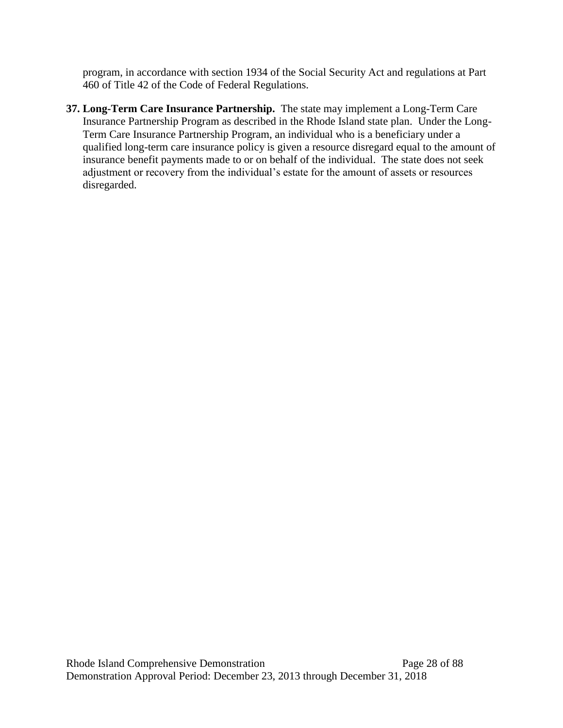program, in accordance with section 1934 of the Social Security Act and regulations at Part 460 of Title 42 of the Code of Federal Regulations.

37. **Long-Term Care Insurance Partnership.** The state may implement a Long-Term Care Insurance Partnership Program as described in the Rhode Island state plan. Under the Long-Term Care Insurance Partnership Program, an individual who is a beneficiary under a qualified long-term care insurance policy is given a resource disregard equal to the amount of insurance benefit payments made to or on behalf of the individual. The state does not seek adjustment or recovery from the individual's estate for the amount of assets or resources disregarded.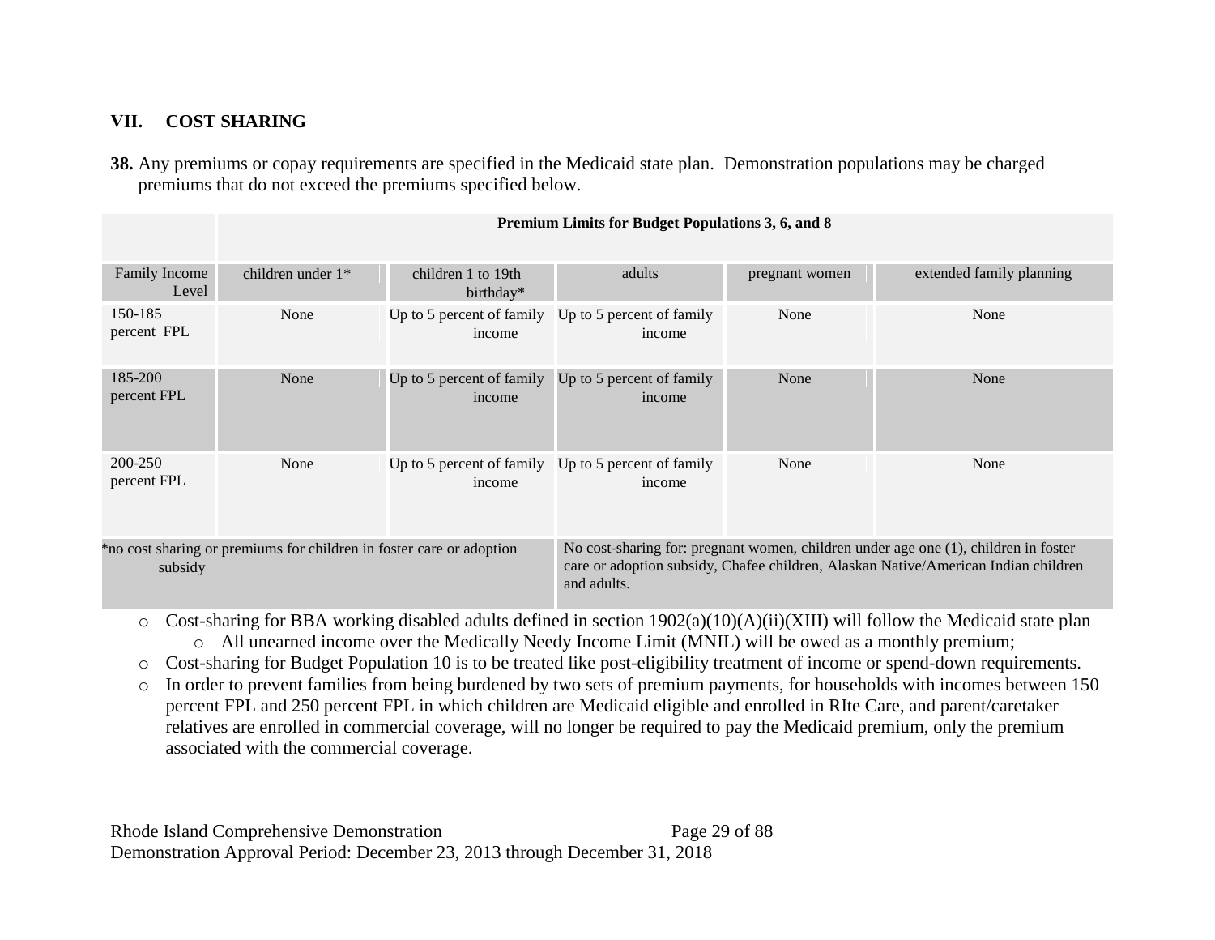## VII. COST SHARING

**38.** Any premiums or copay requirements are specified in the Medicaid state plan. Demonstration populations may be charged premiums that do not exceed the premiums specified below.

| | Premium Limits for Budget Populations 3, 6, and 8 | | | | |
|---|---|---|---|---|---|
| Family Income Level | children under 1* | children 1 to 19th birthday* | adults | pregnant women | extended family planning |
| 150-185 percent FPL | None | Up to 5 percent of family income | Up to 5 percent of family income | None | None |
| 185-200 percent FPL | None | Up to 5 percent of family income | Up to 5 percent of family income | None | None |
| 200-250 percent FPL | None | Up to 5 percent of family income | Up to 5 percent of family income | None | None |
| *no cost sharing or premiums for children in foster care or adoption subsidy | | | No cost-sharing for: pregnant women, children under age one (1), children in foster care or adoption subsidy, Chafee children, Alaskan Native/American Indian children and adults. | | |

- Cost-sharing for BBA working disabled adults defined in section 1902(a)(10)(A)(ii)(XIII) will follow the Medicaid state plan
  - All unearned income over the Medically Needy Income Limit (MNIL) will be owed as a monthly premium;
- Cost-sharing for Budget Population 10 is to be treated like post-eligibility treatment of income or spend-down requirements.
- In order to prevent families from being burdened by two sets of premium payments, for households with incomes between 150 percent FPL and 250 percent FPL in which children are Medicaid eligible and enrolled in RIte Care, and parent/caretaker relatives are enrolled in commercial coverage, will no longer be required to pay the Medicaid premium, only the premium associated with the commercial coverage.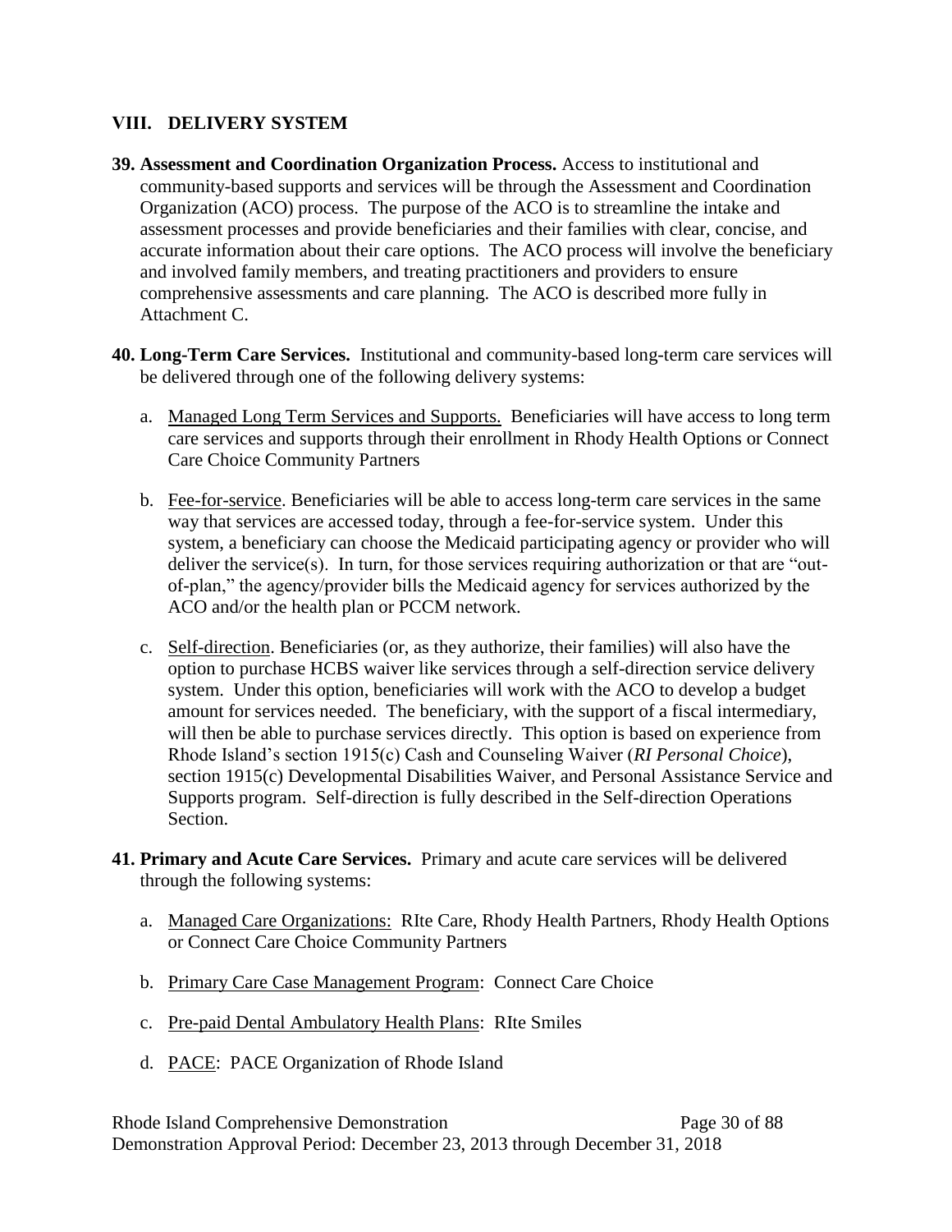## VIII. DELIVERY SYSTEM

**39. Assessment and Coordination Organization Process.** Access to institutional and community-based supports and services will be through the Assessment and Coordination Organization (ACO) process. The purpose of the ACO is to streamline the intake and assessment processes and provide beneficiaries and their families with clear, concise, and accurate information about their care options. The ACO process will involve the beneficiary and involved family members, and treating practitioners and providers to ensure comprehensive assessments and care planning. The ACO is described more fully in Attachment C.

**40. Long-Term Care Services.** Institutional and community-based long-term care services will be delivered through one of the following delivery systems:

a. Managed Long Term Services and Supports. Beneficiaries will have access to long term care services and supports through their enrollment in Rhody Health Options or Connect Care Choice Community Partners

b. Fee-for-service. Beneficiaries will be able to access long-term care services in the same way that services are accessed today, through a fee-for-service system. Under this system, a beneficiary can choose the Medicaid participating agency or provider who will deliver the service(s). In turn, for those services requiring authorization or that are "out-of-plan," the agency/provider bills the Medicaid agency for services authorized by the ACO and/or the health plan or PCCM network.

c. Self-direction. Beneficiaries (or, as they authorize, their families) will also have the option to purchase HCBS waiver like services through a self-direction service delivery system. Under this option, beneficiaries will work with the ACO to develop a budget amount for services needed. The beneficiary, with the support of a fiscal intermediary, will then be able to purchase services directly. This option is based on experience from Rhode Island's section 1915(c) Cash and Counseling Waiver (*RI Personal Choice*), section 1915(c) Developmental Disabilities Waiver, and Personal Assistance Service and Supports program. Self-direction is fully described in the Self-direction Operations Section.

**41. Primary and Acute Care Services.** Primary and acute care services will be delivered through the following systems:

a. Managed Care Organizations: RIte Care, Rhody Health Partners, Rhody Health Options or Connect Care Choice Community Partners

b. Primary Care Case Management Program: Connect Care Choice

c. Pre-paid Dental Ambulatory Health Plans: RIte Smiles

d. PACE: PACE Organization of Rhode Island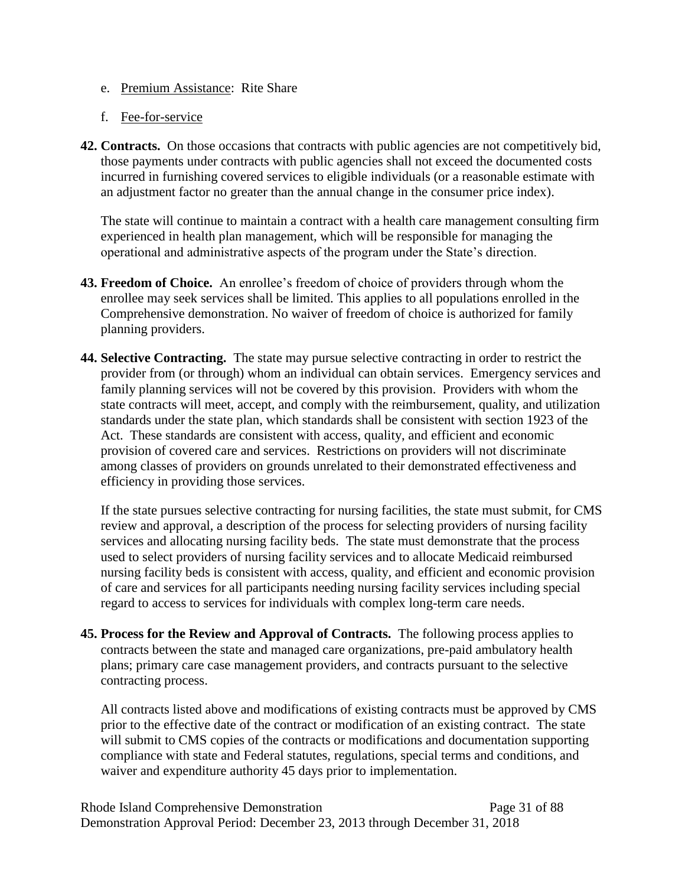e. Premium Assistance: Rite Share

f. Fee-for-service

**42. Contracts.** On those occasions that contracts with public agencies are not competitively bid, those payments under contracts with public agencies shall not exceed the documented costs incurred in furnishing covered services to eligible individuals (or a reasonable estimate with an adjustment factor no greater than the annual change in the consumer price index).

The state will continue to maintain a contract with a health care management consulting firm experienced in health plan management, which will be responsible for managing the operational and administrative aspects of the program under the State's direction.

**43. Freedom of Choice.** An enrollee's freedom of choice of providers through whom the enrollee may seek services shall be limited. This applies to all populations enrolled in the Comprehensive demonstration. No waiver of freedom of choice is authorized for family planning providers.

**44. Selective Contracting.** The state may pursue selective contracting in order to restrict the provider from (or through) whom an individual can obtain services. Emergency services and family planning services will not be covered by this provision. Providers with whom the state contracts will meet, accept, and comply with the reimbursement, quality, and utilization standards under the state plan, which standards shall be consistent with section 1923 of the Act. These standards are consistent with access, quality, and efficient and economic provision of covered care and services. Restrictions on providers will not discriminate among classes of providers on grounds unrelated to their demonstrated effectiveness and efficiency in providing those services.

If the state pursues selective contracting for nursing facilities, the state must submit, for CMS review and approval, a description of the process for selecting providers of nursing facility services and allocating nursing facility beds. The state must demonstrate that the process used to select providers of nursing facility services and to allocate Medicaid reimbursed nursing facility beds is consistent with access, quality, and efficient and economic provision of care and services for all participants needing nursing facility services including special regard to access to services for individuals with complex long-term care needs.

**45. Process for the Review and Approval of Contracts.** The following process applies to contracts between the state and managed care organizations, pre-paid ambulatory health plans; primary care case management providers, and contracts pursuant to the selective contracting process.

All contracts listed above and modifications of existing contracts must be approved by CMS prior to the effective date of the contract or modification of an existing contract. The state will submit to CMS copies of the contracts or modifications and documentation supporting compliance with state and Federal statutes, regulations, special terms and conditions, and waiver and expenditure authority 45 days prior to implementation.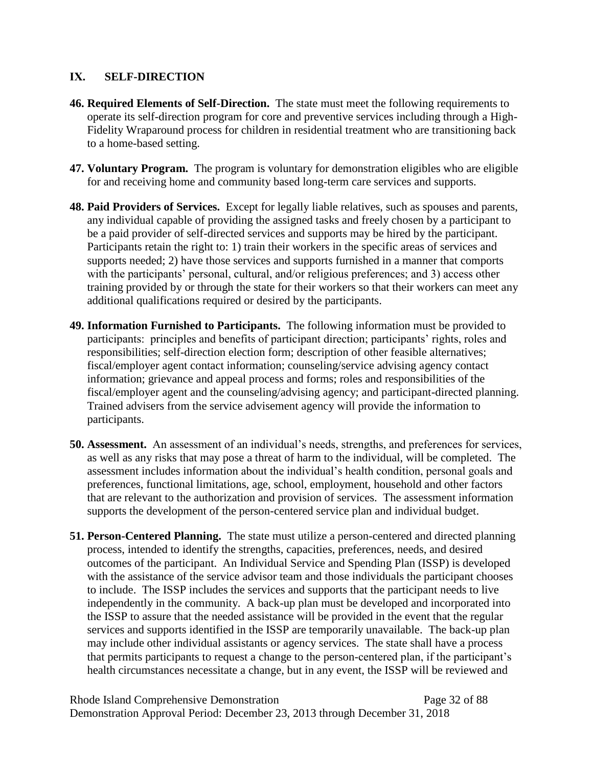## IX. SELF-DIRECTION

**46. Required Elements of Self-Direction.** The state must meet the following requirements to operate its self-direction program for core and preventive services including through a High-Fidelity Wraparound process for children in residential treatment who are transitioning back to a home-based setting.

**47. Voluntary Program.** The program is voluntary for demonstration eligibles who are eligible for and receiving home and community based long-term care services and supports.

**48. Paid Providers of Services.** Except for legally liable relatives, such as spouses and parents, any individual capable of providing the assigned tasks and freely chosen by a participant to be a paid provider of self-directed services and supports may be hired by the participant. Participants retain the right to: 1) train their workers in the specific areas of services and supports needed; 2) have those services and supports furnished in a manner that comports with the participants' personal, cultural, and/or religious preferences; and 3) access other training provided by or through the state for their workers so that their workers can meet any additional qualifications required or desired by the participants.

**49. Information Furnished to Participants.** The following information must be provided to participants: principles and benefits of participant direction; participants' rights, roles and responsibilities; self-direction election form; description of other feasible alternatives; fiscal/employer agent contact information; counseling/service advising agency contact information; grievance and appeal process and forms; roles and responsibilities of the fiscal/employer agent and the counseling/advising agency; and participant-directed planning. Trained advisers from the service advisement agency will provide the information to participants.

**50. Assessment.** An assessment of an individual's needs, strengths, and preferences for services, as well as any risks that may pose a threat of harm to the individual, will be completed. The assessment includes information about the individual's health condition, personal goals and preferences, functional limitations, age, school, employment, household and other factors that are relevant to the authorization and provision of services. The assessment information supports the development of the person-centered service plan and individual budget.

**51. Person-Centered Planning.** The state must utilize a person-centered and directed planning process, intended to identify the strengths, capacities, preferences, needs, and desired outcomes of the participant. An Individual Service and Spending Plan (ISSP) is developed with the assistance of the service advisor team and those individuals the participant chooses to include. The ISSP includes the services and supports that the participant needs to live independently in the community. A back-up plan must be developed and incorporated into the ISSP to assure that the needed assistance will be provided in the event that the regular services and supports identified in the ISSP are temporarily unavailable. The back-up plan may include other individual assistants or agency services. The state shall have a process that permits participants to request a change to the person-centered plan, if the participant's health circumstances necessitate a change, but in any event, the ISSP will be reviewed and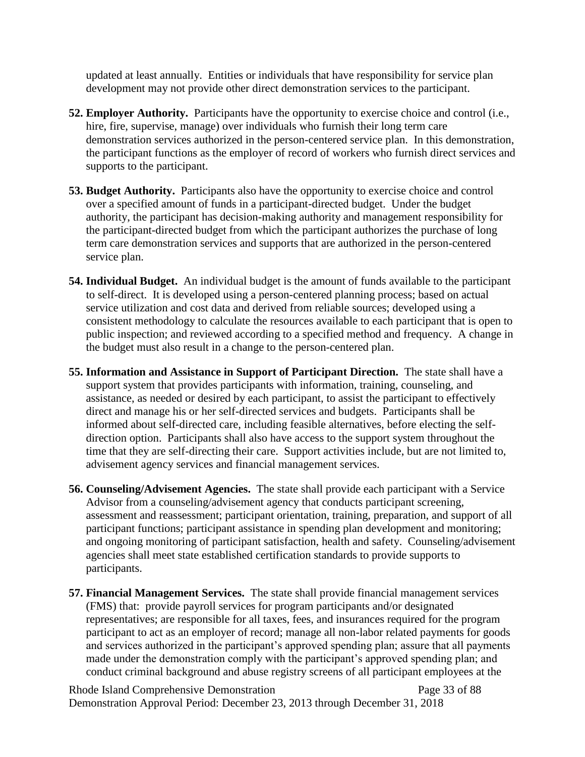updated at least annually. Entities or individuals that have responsibility for service plan development may not provide other direct demonstration services to the participant.

52. **Employer Authority.** Participants have the opportunity to exercise choice and control (i.e., hire, fire, supervise, manage) over individuals who furnish their long term care demonstration services authorized in the person-centered service plan. In this demonstration, the participant functions as the employer of record of workers who furnish direct services and supports to the participant.

53. **Budget Authority.** Participants also have the opportunity to exercise choice and control over a specified amount of funds in a participant-directed budget. Under the budget authority, the participant has decision-making authority and management responsibility for the participant-directed budget from which the participant authorizes the purchase of long term care demonstration services and supports that are authorized in the person-centered service plan.

54. **Individual Budget.** An individual budget is the amount of funds available to the participant to self-direct. It is developed using a person-centered planning process; based on actual service utilization and cost data and derived from reliable sources; developed using a consistent methodology to calculate the resources available to each participant that is open to public inspection; and reviewed according to a specified method and frequency. A change in the budget must also result in a change to the person-centered plan.

55. **Information and Assistance in Support of Participant Direction.** The state shall have a support system that provides participants with information, training, counseling, and assistance, as needed or desired by each participant, to assist the participant to effectively direct and manage his or her self-directed services and budgets. Participants shall be informed about self-directed care, including feasible alternatives, before electing the self-direction option. Participants shall also have access to the support system throughout the time that they are self-directing their care. Support activities include, but are not limited to, advisement agency services and financial management services.

56. **Counseling/Advisement Agencies.** The state shall provide each participant with a Service Advisor from a counseling/advisement agency that conducts participant screening, assessment and reassessment; participant orientation, training, preparation, and support of all participant functions; participant assistance in spending plan development and monitoring; and ongoing monitoring of participant satisfaction, health and safety. Counseling/advisement agencies shall meet state established certification standards to provide supports to participants.

57. **Financial Management Services.** The state shall provide financial management services (FMS) that: provide payroll services for program participants and/or designated representatives; are responsible for all taxes, fees, and insurances required for the program participant to act as an employer of record; manage all non-labor related payments for goods and services authorized in the participant's approved spending plan; assure that all payments made under the demonstration comply with the participant's approved spending plan; and conduct criminal background and abuse registry screens of all participant employees at the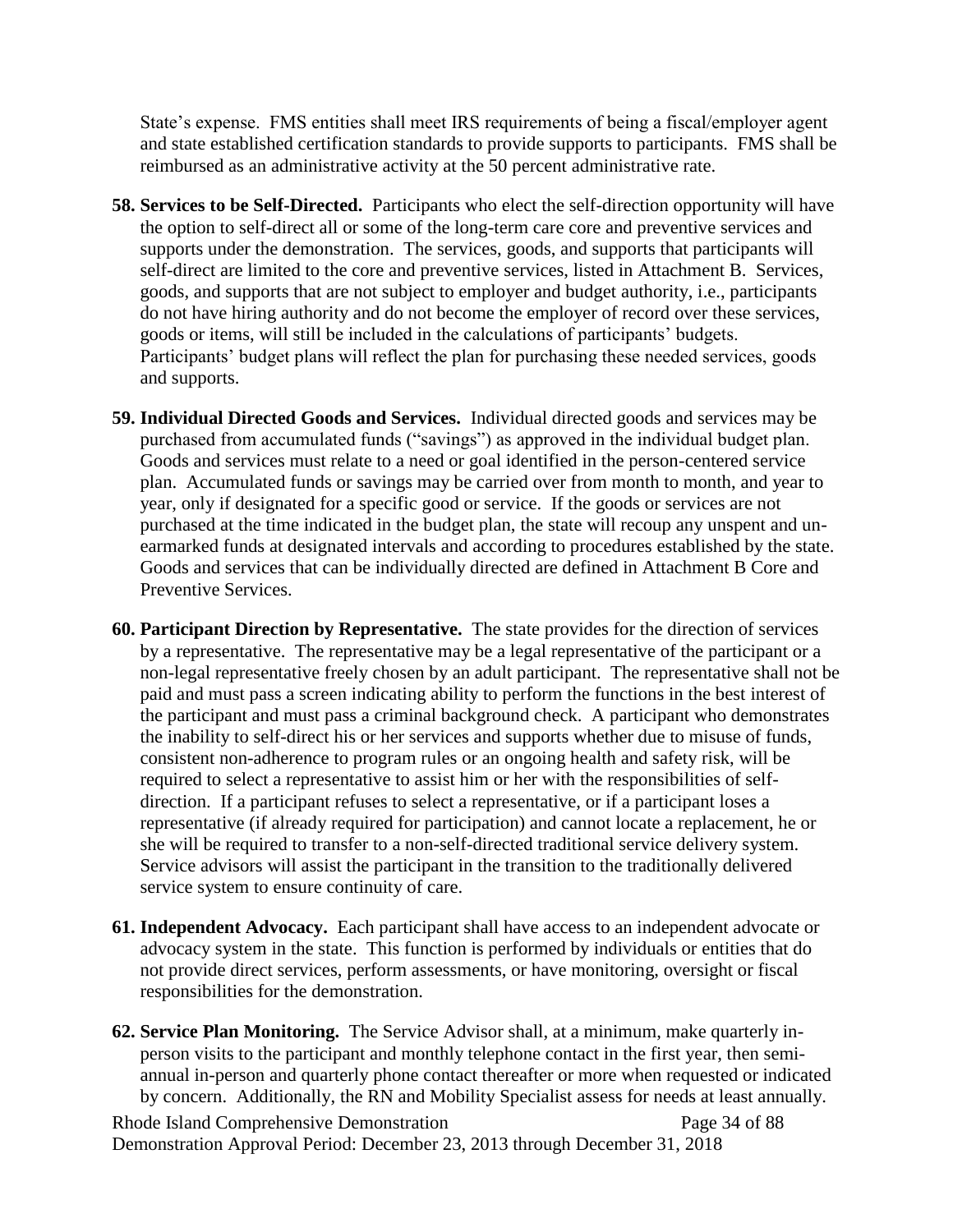State's expense. FMS entities shall meet IRS requirements of being a fiscal/employer agent and state established certification standards to provide supports to participants. FMS shall be reimbursed as an administrative activity at the 50 percent administrative rate.

58. **Services to be Self-Directed.** Participants who elect the self-direction opportunity will have the option to self-direct all or some of the long-term care core and preventive services and supports under the demonstration. The services, goods, and supports that participants will self-direct are limited to the core and preventive services, listed in Attachment B. Services, goods, and supports that are not subject to employer and budget authority, i.e., participants do not have hiring authority and do not become the employer of record over these services, goods or items, will still be included in the calculations of participants' budgets. Participants' budget plans will reflect the plan for purchasing these needed services, goods and supports.

59. **Individual Directed Goods and Services.** Individual directed goods and services may be purchased from accumulated funds ("savings") as approved in the individual budget plan. Goods and services must relate to a need or goal identified in the person-centered service plan. Accumulated funds or savings may be carried over from month to month, and year to year, only if designated for a specific good or service. If the goods or services are not purchased at the time indicated in the budget plan, the state will recoup any unspent and un-earmarked funds at designated intervals and according to procedures established by the state. Goods and services that can be individually directed are defined in Attachment B Core and Preventive Services.

60. **Participant Direction by Representative.** The state provides for the direction of services by a representative. The representative may be a legal representative of the participant or a non-legal representative freely chosen by an adult participant. The representative shall not be paid and must pass a screen indicating ability to perform the functions in the best interest of the participant and must pass a criminal background check. A participant who demonstrates the inability to self-direct his or her services and supports whether due to misuse of funds, consistent non-adherence to program rules or an ongoing health and safety risk, will be required to select a representative to assist him or her with the responsibilities of self-direction. If a participant refuses to select a representative, or if a participant loses a representative (if already required for participation) and cannot locate a replacement, he or she will be required to transfer to a non-self-directed traditional service delivery system. Service advisors will assist the participant in the transition to the traditionally delivered service system to ensure continuity of care.

61. **Independent Advocacy.** Each participant shall have access to an independent advocate or advocacy system in the state. This function is performed by individuals or entities that do not provide direct services, perform assessments, or have monitoring, oversight or fiscal responsibilities for the demonstration.

62. **Service Plan Monitoring.** The Service Advisor shall, at a minimum, make quarterly in-person visits to the participant and monthly telephone contact in the first year, then semi-annual in-person and quarterly phone contact thereafter or more when requested or indicated by concern. Additionally, the RN and Mobility Specialist assess for needs at least annually.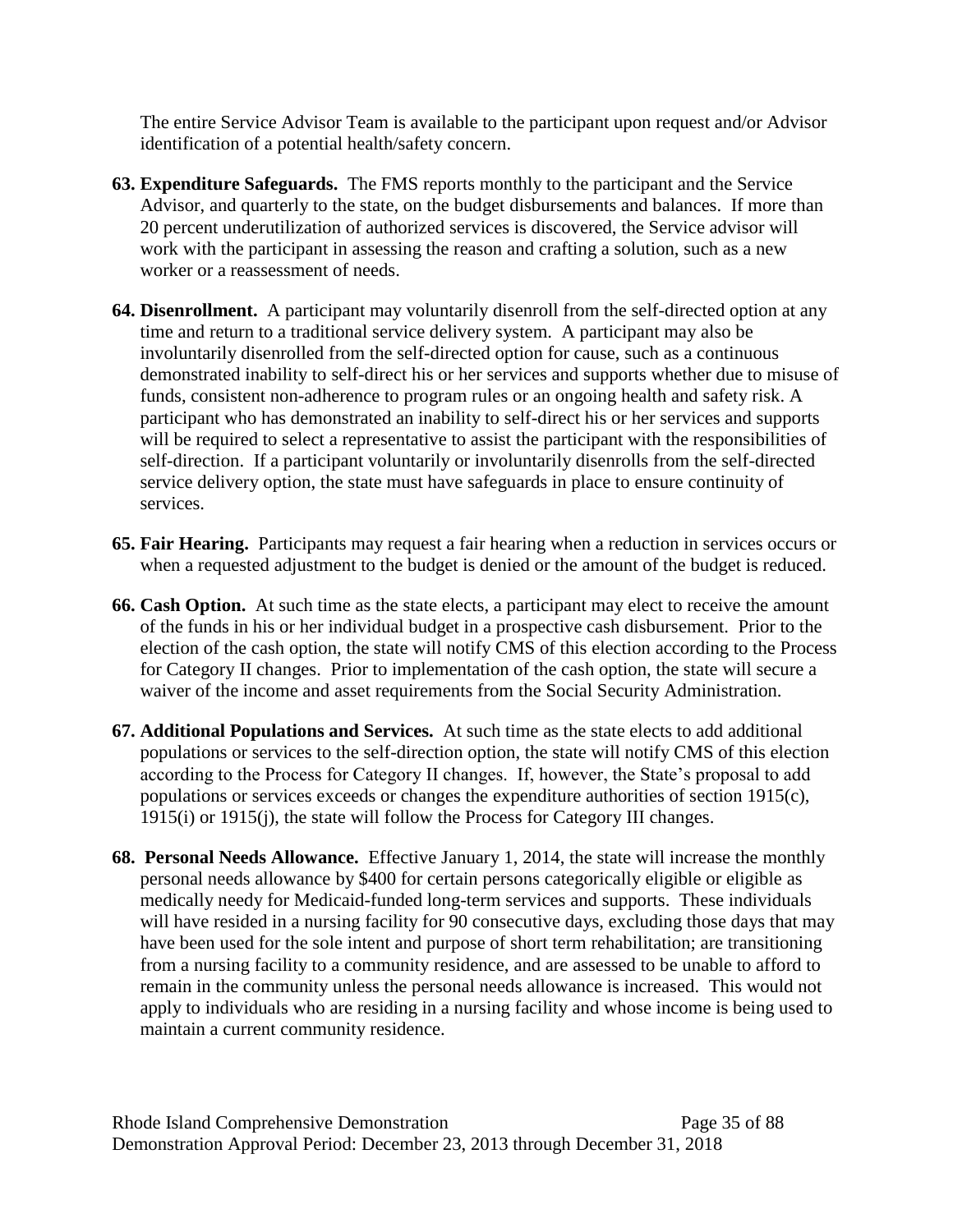The entire Service Advisor Team is available to the participant upon request and/or Advisor identification of a potential health/safety concern.

63. **Expenditure Safeguards.** The FMS reports monthly to the participant and the Service Advisor, and quarterly to the state, on the budget disbursements and balances. If more than 20 percent underutilization of authorized services is discovered, the Service advisor will work with the participant in assessing the reason and crafting a solution, such as a new worker or a reassessment of needs.

64. **Disenrollment.** A participant may voluntarily disenroll from the self-directed option at any time and return to a traditional service delivery system. A participant may also be involuntarily disenrolled from the self-directed option for cause, such as a continuous demonstrated inability to self-direct his or her services and supports whether due to misuse of funds, consistent non-adherence to program rules or an ongoing health and safety risk. A participant who has demonstrated an inability to self-direct his or her services and supports will be required to select a representative to assist the participant with the responsibilities of self-direction. If a participant voluntarily or involuntarily disenrolls from the self-directed service delivery option, the state must have safeguards in place to ensure continuity of services.

65. **Fair Hearing.** Participants may request a fair hearing when a reduction in services occurs or when a requested adjustment to the budget is denied or the amount of the budget is reduced.

66. **Cash Option.** At such time as the state elects, a participant may elect to receive the amount of the funds in his or her individual budget in a prospective cash disbursement. Prior to the election of the cash option, the state will notify CMS of this election according to the Process for Category II changes. Prior to implementation of the cash option, the state will secure a waiver of the income and asset requirements from the Social Security Administration.

67. **Additional Populations and Services.** At such time as the state elects to add additional populations or services to the self-direction option, the state will notify CMS of this election according to the Process for Category II changes. If, however, the State's proposal to add populations or services exceeds or changes the expenditure authorities of section 1915(c), 1915(i) or 1915(j), the state will follow the Process for Category III changes.

68. **Personal Needs Allowance.** Effective January 1, 2014, the state will increase the monthly personal needs allowance by $400 for certain persons categorically eligible or eligible as medically needy for Medicaid-funded long-term services and supports. These individuals will have resided in a nursing facility for 90 consecutive days, excluding those days that may have been used for the sole intent and purpose of short term rehabilitation; are transitioning from a nursing facility to a community residence, and are assessed to be unable to afford to remain in the community unless the personal needs allowance is increased. This would not apply to individuals who are residing in a nursing facility and whose income is being used to maintain a current community residence.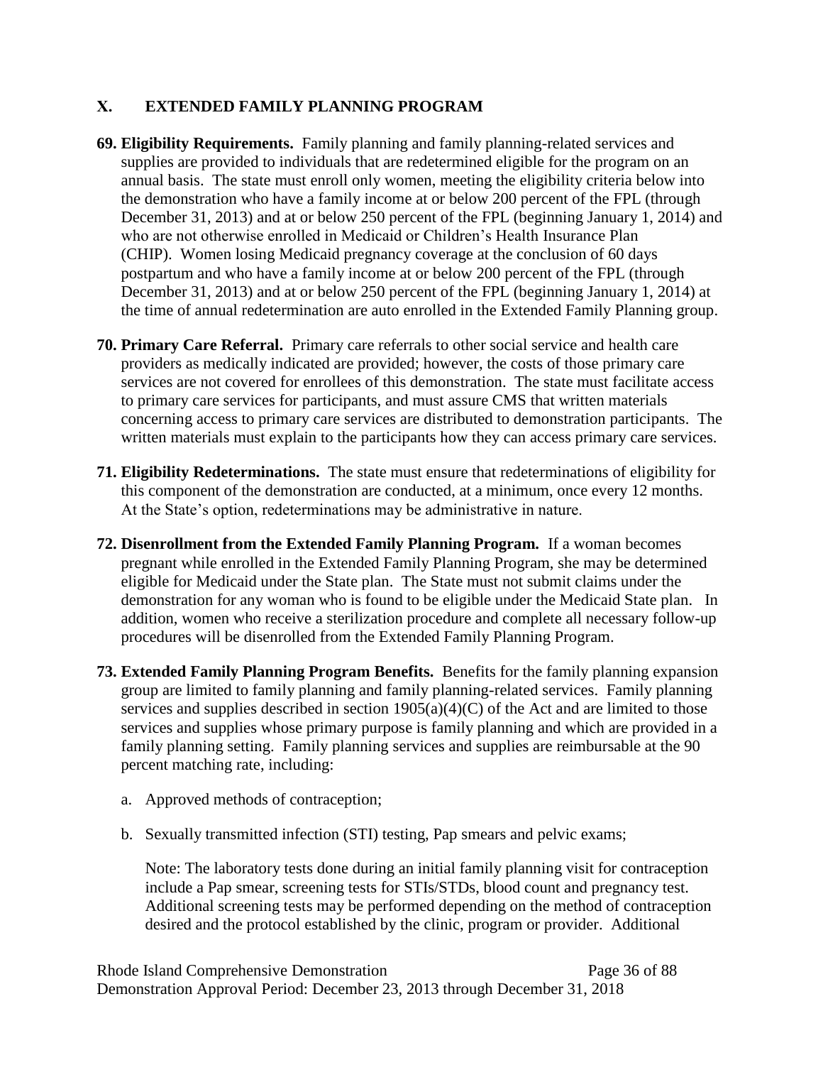## X. EXTENDED FAMILY PLANNING PROGRAM

**69. Eligibility Requirements.** Family planning and family planning-related services and supplies are provided to individuals that are redetermined eligible for the program on an annual basis. The state must enroll only women, meeting the eligibility criteria below into the demonstration who have a family income at or below 200 percent of the FPL (through December 31, 2013) and at or below 250 percent of the FPL (beginning January 1, 2014) and who are not otherwise enrolled in Medicaid or Children's Health Insurance Plan (CHIP). Women losing Medicaid pregnancy coverage at the conclusion of 60 days postpartum and who have a family income at or below 200 percent of the FPL (through December 31, 2013) and at or below 250 percent of the FPL (beginning January 1, 2014) at the time of annual redetermination are auto enrolled in the Extended Family Planning group.

**70. Primary Care Referral.** Primary care referrals to other social service and health care providers as medically indicated are provided; however, the costs of those primary care services are not covered for enrollees of this demonstration. The state must facilitate access to primary care services for participants, and must assure CMS that written materials concerning access to primary care services are distributed to demonstration participants. The written materials must explain to the participants how they can access primary care services.

**71. Eligibility Redeterminations.** The state must ensure that redeterminations of eligibility for this component of the demonstration are conducted, at a minimum, once every 12 months. At the State's option, redeterminations may be administrative in nature.

**72. Disenrollment from the Extended Family Planning Program.** If a woman becomes pregnant while enrolled in the Extended Family Planning Program, she may be determined eligible for Medicaid under the State plan. The State must not submit claims under the demonstration for any woman who is found to be eligible under the Medicaid State plan. In addition, women who receive a sterilization procedure and complete all necessary follow-up procedures will be disenrolled from the Extended Family Planning Program.

**73. Extended Family Planning Program Benefits.** Benefits for the family planning expansion group are limited to family planning and family planning-related services. Family planning services and supplies described in section 1905(a)(4)(C) of the Act and are limited to those services and supplies whose primary purpose is family planning and which are provided in a family planning setting. Family planning services and supplies are reimbursable at the 90 percent matching rate, including:

a. Approved methods of contraception;

b. Sexually transmitted infection (STI) testing, Pap smears and pelvic exams;

   Note: The laboratory tests done during an initial family planning visit for contraception include a Pap smear, screening tests for STIs/STDs, blood count and pregnancy test. Additional screening tests may be performed depending on the method of contraception desired and the protocol established by the clinic, program or provider. Additional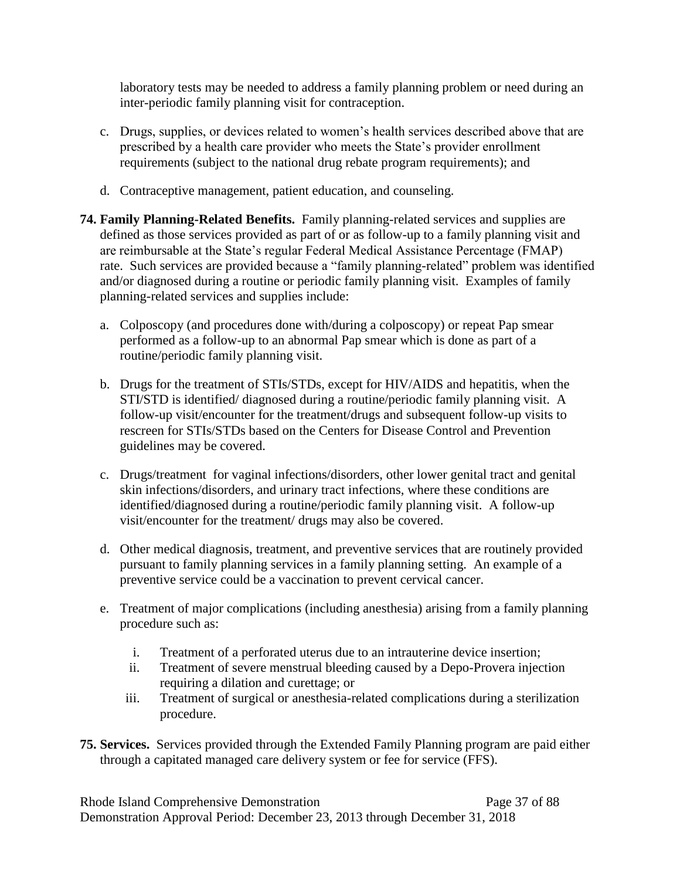laboratory tests may be needed to address a family planning problem or need during an inter-periodic family planning visit for contraception.

c. Drugs, supplies, or devices related to women's health services described above that are prescribed by a health care provider who meets the State's provider enrollment requirements (subject to the national drug rebate program requirements); and

d. Contraceptive management, patient education, and counseling.

**74. Family Planning-Related Benefits.** Family planning-related services and supplies are defined as those services provided as part of or as follow-up to a family planning visit and are reimbursable at the State's regular Federal Medical Assistance Percentage (FMAP) rate. Such services are provided because a "family planning-related" problem was identified and/or diagnosed during a routine or periodic family planning visit. Examples of family planning-related services and supplies include:

a. Colposcopy (and procedures done with/during a colposcopy) or repeat Pap smear performed as a follow-up to an abnormal Pap smear which is done as part of a routine/periodic family planning visit.

b. Drugs for the treatment of STIs/STDs, except for HIV/AIDS and hepatitis, when the STI/STD is identified/ diagnosed during a routine/periodic family planning visit. A follow-up visit/encounter for the treatment/drugs and subsequent follow-up visits to rescreen for STIs/STDs based on the Centers for Disease Control and Prevention guidelines may be covered.

c. Drugs/treatment for vaginal infections/disorders, other lower genital tract and genital skin infections/disorders, and urinary tract infections, where these conditions are identified/diagnosed during a routine/periodic family planning visit. A follow-up visit/encounter for the treatment/ drugs may also be covered.

d. Other medical diagnosis, treatment, and preventive services that are routinely provided pursuant to family planning services in a family planning setting. An example of a preventive service could be a vaccination to prevent cervical cancer.

e. Treatment of major complications (including anesthesia) arising from a family planning procedure such as:

   i. Treatment of a perforated uterus due to an intrauterine device insertion;
   ii. Treatment of severe menstrual bleeding caused by a Depo-Provera injection requiring a dilation and curettage; or
   iii. Treatment of surgical or anesthesia-related complications during a sterilization procedure.

**75. Services.** Services provided through the Extended Family Planning program are paid either through a capitated managed care delivery system or fee for service (FFS).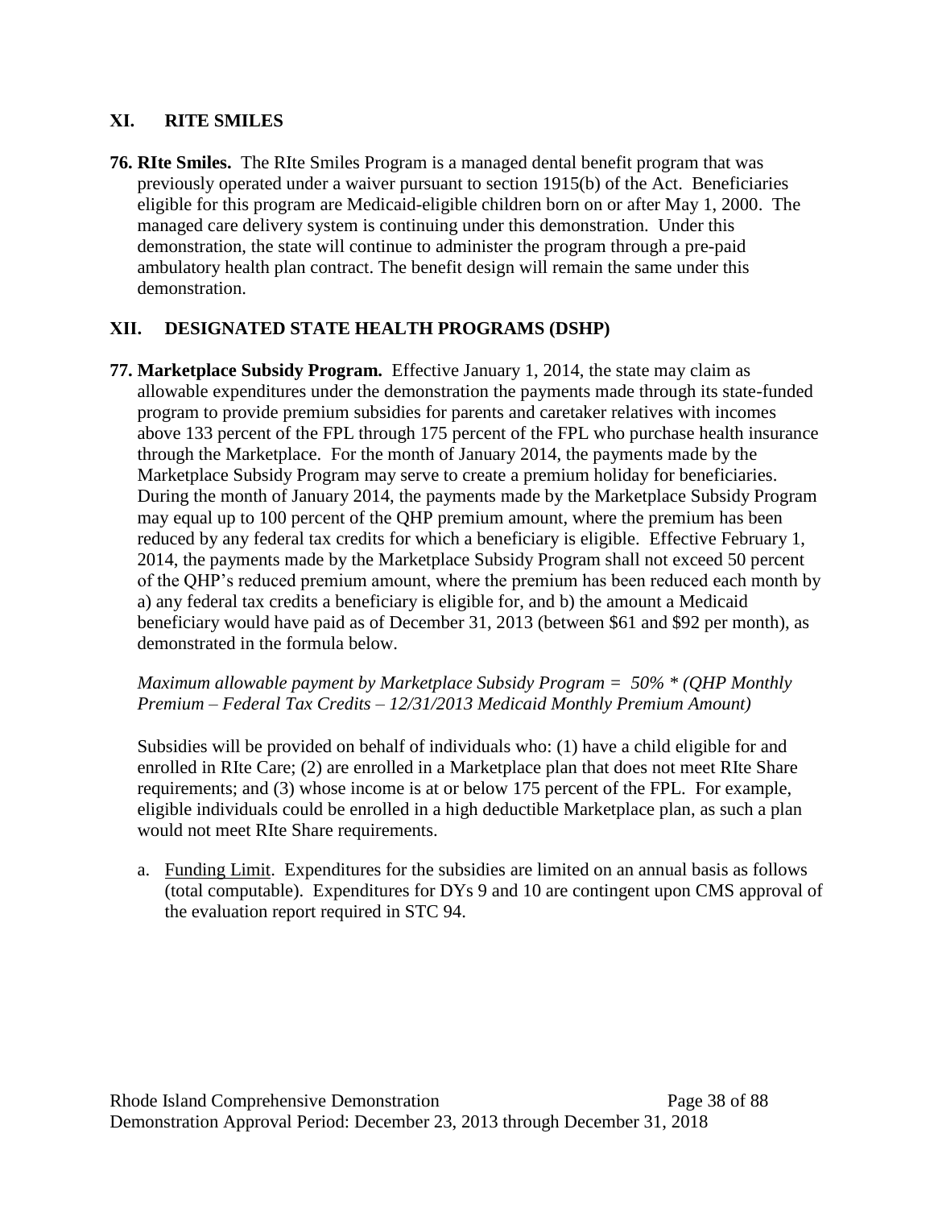## XI. RITE SMILES

**76. RIte Smiles.** The RIte Smiles Program is a managed dental benefit program that was previously operated under a waiver pursuant to section 1915(b) of the Act. Beneficiaries eligible for this program are Medicaid-eligible children born on or after May 1, 2000. The managed care delivery system is continuing under this demonstration. Under this demonstration, the state will continue to administer the program through a pre-paid ambulatory health plan contract. The benefit design will remain the same under this demonstration.

## XII. DESIGNATED STATE HEALTH PROGRAMS (DSHP)

**77. Marketplace Subsidy Program.** Effective January 1, 2014, the state may claim as allowable expenditures under the demonstration the payments made through its state-funded program to provide premium subsidies for parents and caretaker relatives with incomes above 133 percent of the FPL through 175 percent of the FPL who purchase health insurance through the Marketplace. For the month of January 2014, the payments made by the Marketplace Subsidy Program may serve to create a premium holiday for beneficiaries. During the month of January 2014, the payments made by the Marketplace Subsidy Program may equal up to 100 percent of the QHP premium amount, where the premium has been reduced by any federal tax credits for which a beneficiary is eligible. Effective February 1, 2014, the payments made by the Marketplace Subsidy Program shall not exceed 50 percent of the QHP's reduced premium amount, where the premium has been reduced each month by a) any federal tax credits a beneficiary is eligible for, and b) the amount a Medicaid beneficiary would have paid as of December 31, 2013 (between $61 and $92 per month), as demonstrated in the formula below.

*Maximum allowable payment by Marketplace Subsidy Program = 50% * (QHP Monthly Premium – Federal Tax Credits – 12/31/2013 Medicaid Monthly Premium Amount)*

Subsidies will be provided on behalf of individuals who: (1) have a child eligible for and enrolled in RIte Care; (2) are enrolled in a Marketplace plan that does not meet RIte Share requirements; and (3) whose income is at or below 175 percent of the FPL. For example, eligible individuals could be enrolled in a high deductible Marketplace plan, as such a plan would not meet RIte Share requirements.

a. Funding Limit. Expenditures for the subsidies are limited on an annual basis as follows (total computable). Expenditures for DYs 9 and 10 are contingent upon CMS approval of the evaluation report required in STC 94.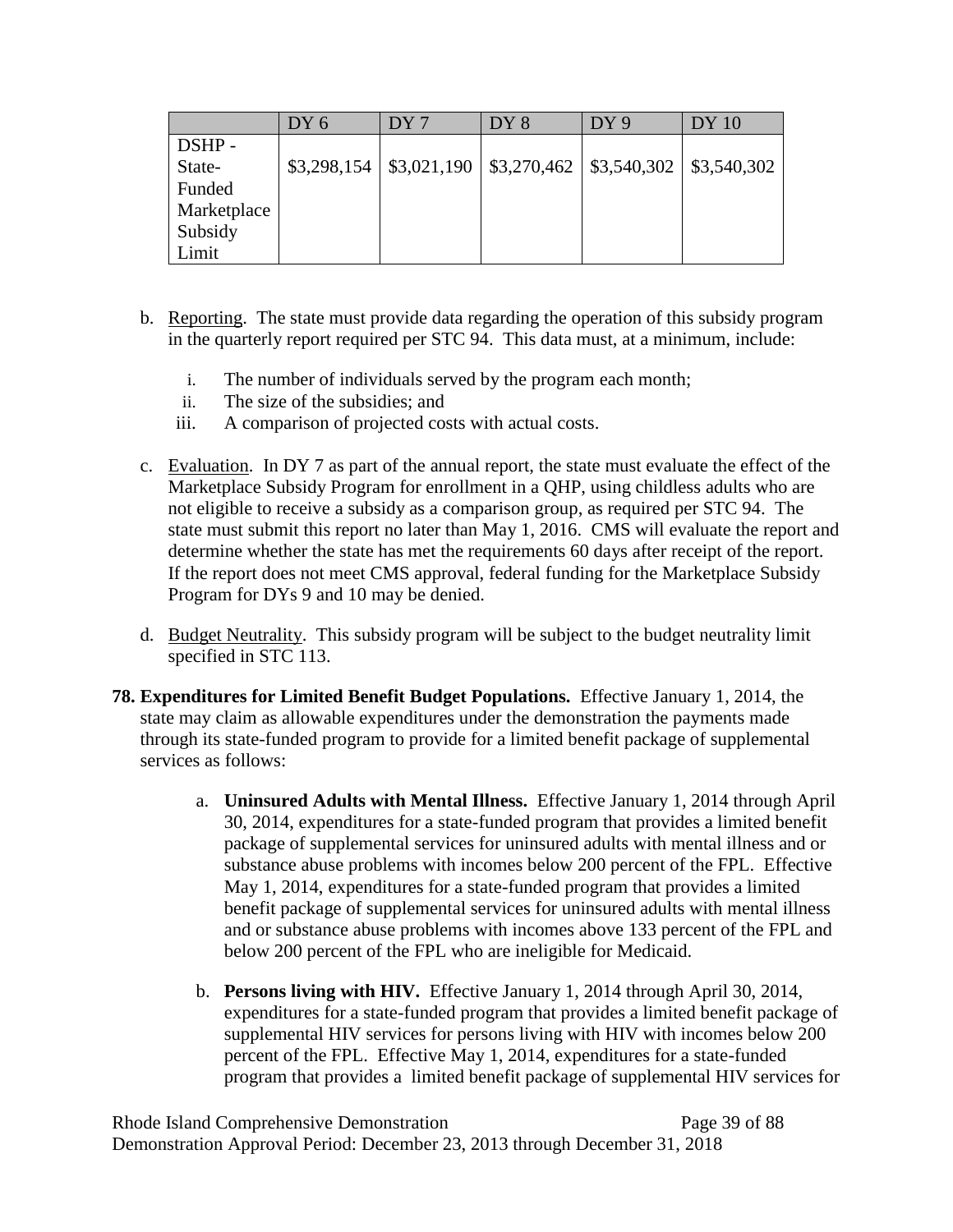| | DY 6 | DY 7 | DY 8 | DY 9 | DY 10 |
|---|---|---|---|---|---|
| DSHP - State-Funded Marketplace Subsidy Limit | $3,298,154 | $3,021,190 | $3,270,462 | $3,540,302 | $3,540,302 |

b. Reporting. The state must provide data regarding the operation of this subsidy program in the quarterly report required per STC 94. This data must, at a minimum, include:

   i. The number of individuals served by the program each month;
   ii. The size of the subsidies; and
   iii. A comparison of projected costs with actual costs.

c. Evaluation. In DY 7 as part of the annual report, the state must evaluate the effect of the Marketplace Subsidy Program for enrollment in a QHP, using childless adults who are not eligible to receive a subsidy as a comparison group, as required per STC 94. The state must submit this report no later than May 1, 2016. CMS will evaluate the report and determine whether the state has met the requirements 60 days after receipt of the report. If the report does not meet CMS approval, federal funding for the Marketplace Subsidy Program for DYs 9 and 10 may be denied.

d. Budget Neutrality. This subsidy program will be subject to the budget neutrality limit specified in STC 113.

**78. Expenditures for Limited Benefit Budget Populations.** Effective January 1, 2014, the state may claim as allowable expenditures under the demonstration the payments made through its state-funded program to provide for a limited benefit package of supplemental services as follows:

a. **Uninsured Adults with Mental Illness.** Effective January 1, 2014 through April 30, 2014, expenditures for a state-funded program that provides a limited benefit package of supplemental services for uninsured adults with mental illness and or substance abuse problems with incomes below 200 percent of the FPL. Effective May 1, 2014, expenditures for a state-funded program that provides a limited benefit package of supplemental services for uninsured adults with mental illness and or substance abuse problems with incomes above 133 percent of the FPL and below 200 percent of the FPL who are ineligible for Medicaid.

b. **Persons living with HIV.** Effective January 1, 2014 through April 30, 2014, expenditures for a state-funded program that provides a limited benefit package of supplemental HIV services for persons living with HIV with incomes below 200 percent of the FPL. Effective May 1, 2014, expenditures for a state-funded program that provides a limited benefit package of supplemental HIV services for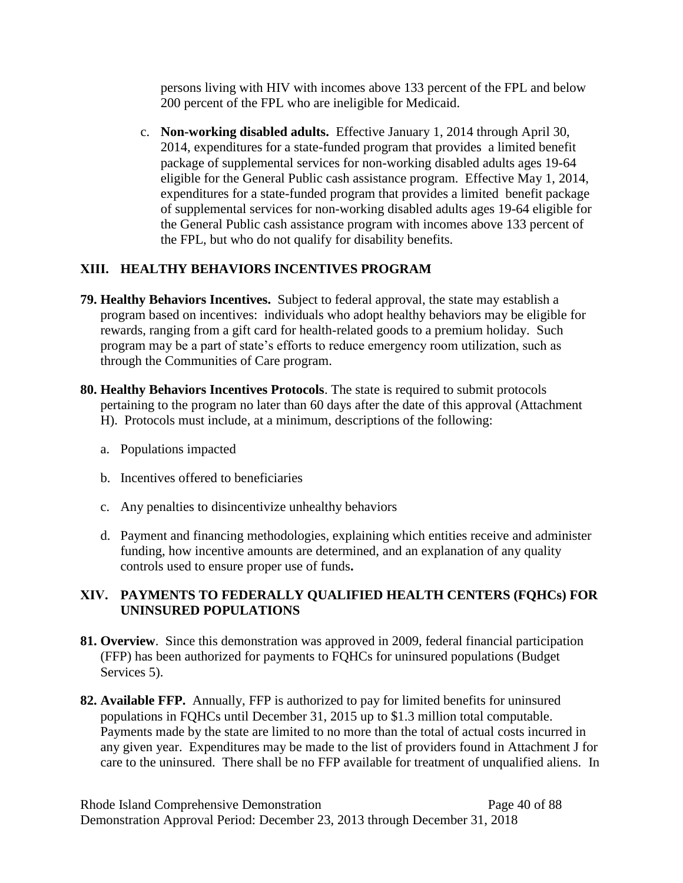persons living with HIV with incomes above 133 percent of the FPL and below 200 percent of the FPL who are ineligible for Medicaid.

c. **Non-working disabled adults.** Effective January 1, 2014 through April 30, 2014, expenditures for a state-funded program that provides a limited benefit package of supplemental services for non-working disabled adults ages 19-64 eligible for the General Public cash assistance program. Effective May 1, 2014, expenditures for a state-funded program that provides a limited benefit package of supplemental services for non-working disabled adults ages 19-64 eligible for the General Public cash assistance program with incomes above 133 percent of the FPL, but who do not qualify for disability benefits.

## XIII. HEALTHY BEHAVIORS INCENTIVES PROGRAM

**79. Healthy Behaviors Incentives.** Subject to federal approval, the state may establish a program based on incentives: individuals who adopt healthy behaviors may be eligible for rewards, ranging from a gift card for health-related goods to a premium holiday. Such program may be a part of state's efforts to reduce emergency room utilization, such as through the Communities of Care program.

**80. Healthy Behaviors Incentives Protocols**. The state is required to submit protocols pertaining to the program no later than 60 days after the date of this approval (Attachment H). Protocols must include, at a minimum, descriptions of the following:

a. Populations impacted

b. Incentives offered to beneficiaries

c. Any penalties to disincentivize unhealthy behaviors

d. Payment and financing methodologies, explaining which entities receive and administer funding, how incentive amounts are determined, and an explanation of any quality controls used to ensure proper use of funds**.**

## XIV. PAYMENTS TO FEDERALLY QUALIFIED HEALTH CENTERS (FQHCs) FOR UNINSURED POPULATIONS

**81. Overview**. Since this demonstration was approved in 2009, federal financial participation (FFP) has been authorized for payments to FQHCs for uninsured populations (Budget Services 5).

**82. Available FFP.** Annually, FFP is authorized to pay for limited benefits for uninsured populations in FQHCs until December 31, 2015 up to $1.3 million total computable. Payments made by the state are limited to no more than the total of actual costs incurred in any given year. Expenditures may be made to the list of providers found in Attachment J for care to the uninsured. There shall be no FFP available for treatment of unqualified aliens. In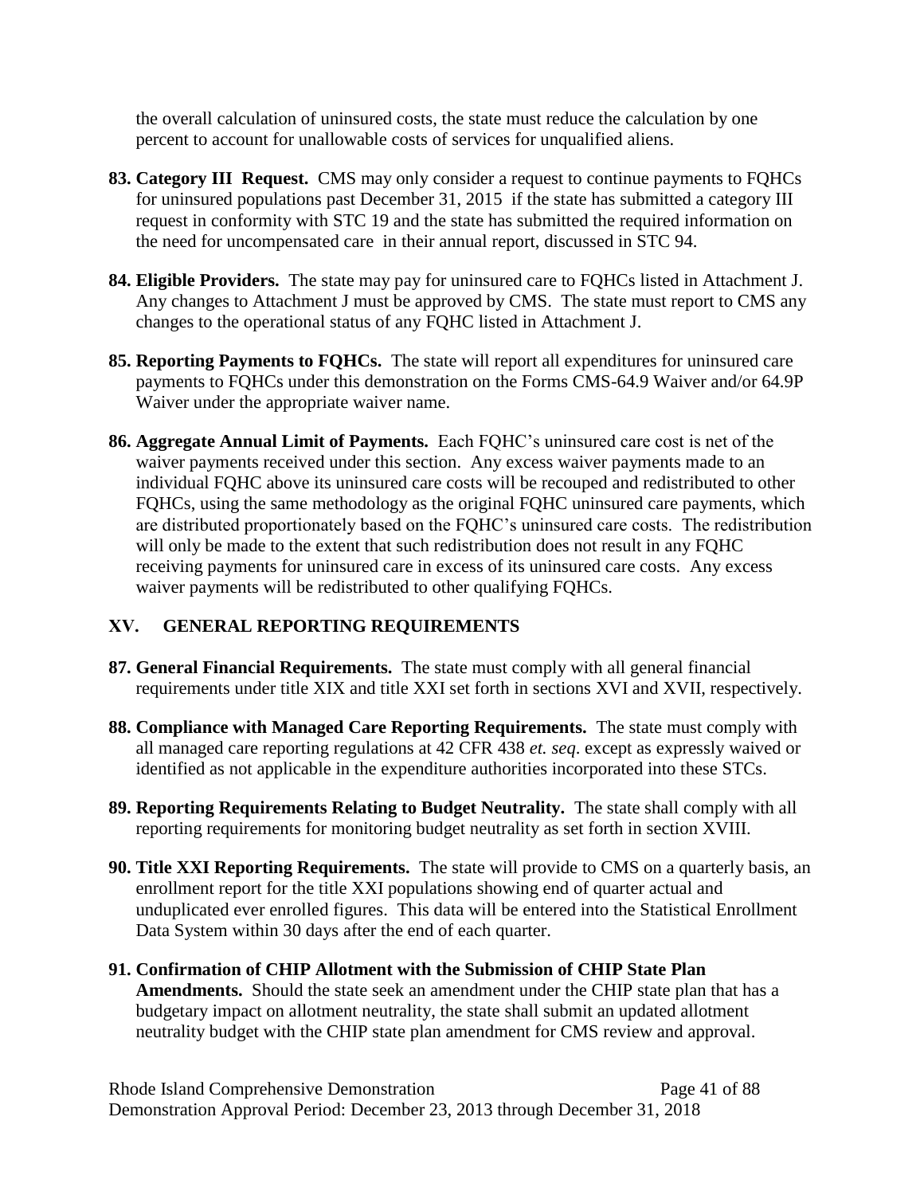the overall calculation of uninsured costs, the state must reduce the calculation by one percent to account for unallowable costs of services for unqualified aliens.

**83. Category III Request.** CMS may only consider a request to continue payments to FQHCs for uninsured populations past December 31, 2015 if the state has submitted a category III request in conformity with STC 19 and the state has submitted the required information on the need for uncompensated care in their annual report, discussed in STC 94.

**84. Eligible Providers.** The state may pay for uninsured care to FQHCs listed in Attachment J. Any changes to Attachment J must be approved by CMS. The state must report to CMS any changes to the operational status of any FQHC listed in Attachment J.

**85. Reporting Payments to FQHCs.** The state will report all expenditures for uninsured care payments to FQHCs under this demonstration on the Forms CMS-64.9 Waiver and/or 64.9P Waiver under the appropriate waiver name.

**86. Aggregate Annual Limit of Payments.** Each FQHC's uninsured care cost is net of the waiver payments received under this section. Any excess waiver payments made to an individual FQHC above its uninsured care costs will be recouped and redistributed to other FQHCs, using the same methodology as the original FQHC uninsured care payments, which are distributed proportionately based on the FQHC's uninsured care costs. The redistribution will only be made to the extent that such redistribution does not result in any FQHC receiving payments for uninsured care in excess of its uninsured care costs. Any excess waiver payments will be redistributed to other qualifying FQHCs.

## XV. GENERAL REPORTING REQUIREMENTS

**87. General Financial Requirements.** The state must comply with all general financial requirements under title XIX and title XXI set forth in sections XVI and XVII, respectively.

**88. Compliance with Managed Care Reporting Requirements.** The state must comply with all managed care reporting regulations at 42 CFR 438 *et. seq*. except as expressly waived or identified as not applicable in the expenditure authorities incorporated into these STCs.

**89. Reporting Requirements Relating to Budget Neutrality.** The state shall comply with all reporting requirements for monitoring budget neutrality as set forth in section XVIII.

**90. Title XXI Reporting Requirements.** The state will provide to CMS on a quarterly basis, an enrollment report for the title XXI populations showing end of quarter actual and unduplicated ever enrolled figures. This data will be entered into the Statistical Enrollment Data System within 30 days after the end of each quarter.

**91. Confirmation of CHIP Allotment with the Submission of CHIP State Plan Amendments.** Should the state seek an amendment under the CHIP state plan that has a budgetary impact on allotment neutrality, the state shall submit an updated allotment neutrality budget with the CHIP state plan amendment for CMS review and approval.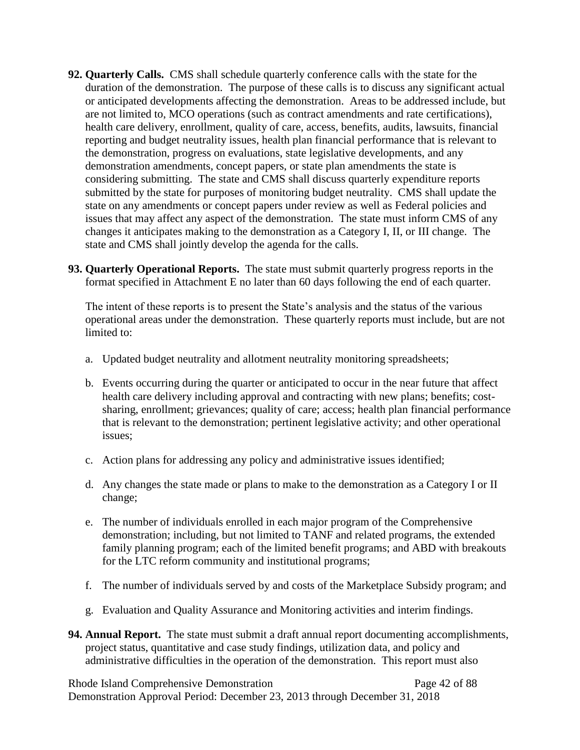**92. Quarterly Calls.** CMS shall schedule quarterly conference calls with the state for the duration of the demonstration. The purpose of these calls is to discuss any significant actual or anticipated developments affecting the demonstration. Areas to be addressed include, but are not limited to, MCO operations (such as contract amendments and rate certifications), health care delivery, enrollment, quality of care, access, benefits, audits, lawsuits, financial reporting and budget neutrality issues, health plan financial performance that is relevant to the demonstration, progress on evaluations, state legislative developments, and any demonstration amendments, concept papers, or state plan amendments the state is considering submitting. The state and CMS shall discuss quarterly expenditure reports submitted by the state for purposes of monitoring budget neutrality. CMS shall update the state on any amendments or concept papers under review as well as Federal policies and issues that may affect any aspect of the demonstration. The state must inform CMS of any changes it anticipates making to the demonstration as a Category I, II, or III change. The state and CMS shall jointly develop the agenda for the calls.

**93. Quarterly Operational Reports.** The state must submit quarterly progress reports in the format specified in Attachment E no later than 60 days following the end of each quarter.

The intent of these reports is to present the State's analysis and the status of the various operational areas under the demonstration. These quarterly reports must include, but are not limited to:

a. Updated budget neutrality and allotment neutrality monitoring spreadsheets;

b. Events occurring during the quarter or anticipated to occur in the near future that affect health care delivery including approval and contracting with new plans; benefits; cost-sharing, enrollment; grievances; quality of care; access; health plan financial performance that is relevant to the demonstration; pertinent legislative activity; and other operational issues;

c. Action plans for addressing any policy and administrative issues identified;

d. Any changes the state made or plans to make to the demonstration as a Category I or II change;

e. The number of individuals enrolled in each major program of the Comprehensive demonstration; including, but not limited to TANF and related programs, the extended family planning program; each of the limited benefit programs; and ABD with breakouts for the LTC reform community and institutional programs;

f. The number of individuals served by and costs of the Marketplace Subsidy program; and

g. Evaluation and Quality Assurance and Monitoring activities and interim findings.

**94. Annual Report.** The state must submit a draft annual report documenting accomplishments, project status, quantitative and case study findings, utilization data, and policy and administrative difficulties in the operation of the demonstration. This report must also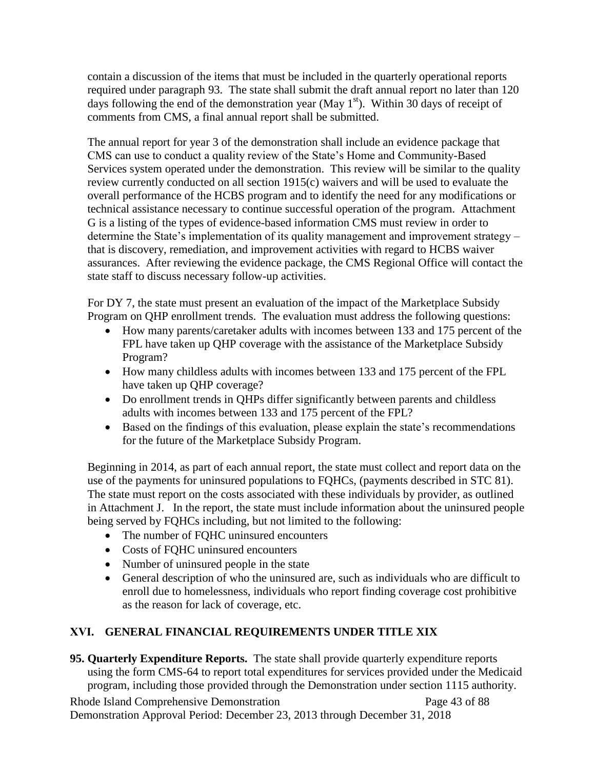contain a discussion of the items that must be included in the quarterly operational reports required under paragraph 93. The state shall submit the draft annual report no later than 120 days following the end of the demonstration year (May 1st). Within 30 days of receipt of comments from CMS, a final annual report shall be submitted.

The annual report for year 3 of the demonstration shall include an evidence package that CMS can use to conduct a quality review of the State's Home and Community-Based Services system operated under the demonstration. This review will be similar to the quality review currently conducted on all section 1915(c) waivers and will be used to evaluate the overall performance of the HCBS program and to identify the need for any modifications or technical assistance necessary to continue successful operation of the program. Attachment G is a listing of the types of evidence-based information CMS must review in order to determine the State's implementation of its quality management and improvement strategy – that is discovery, remediation, and improvement activities with regard to HCBS waiver assurances. After reviewing the evidence package, the CMS Regional Office will contact the state staff to discuss necessary follow-up activities.

For DY 7, the state must present an evaluation of the impact of the Marketplace Subsidy Program on QHP enrollment trends. The evaluation must address the following questions:

- How many parents/caretaker adults with incomes between 133 and 175 percent of the FPL have taken up QHP coverage with the assistance of the Marketplace Subsidy Program?
- How many childless adults with incomes between 133 and 175 percent of the FPL have taken up QHP coverage?
- Do enrollment trends in QHPs differ significantly between parents and childless adults with incomes between 133 and 175 percent of the FPL?
- Based on the findings of this evaluation, please explain the state's recommendations for the future of the Marketplace Subsidy Program.

Beginning in 2014, as part of each annual report, the state must collect and report data on the use of the payments for uninsured populations to FQHCs, (payments described in STC 81). The state must report on the costs associated with these individuals by provider, as outlined in Attachment J. In the report, the state must include information about the uninsured people being served by FQHCs including, but not limited to the following:

- The number of FQHC uninsured encounters
- Costs of FQHC uninsured encounters
- Number of uninsured people in the state
- General description of who the uninsured are, such as individuals who are difficult to enroll due to homelessness, individuals who report finding coverage cost prohibitive as the reason for lack of coverage, etc.

## XVI. GENERAL FINANCIAL REQUIREMENTS UNDER TITLE XIX

**95. Quarterly Expenditure Reports.** The state shall provide quarterly expenditure reports using the form CMS-64 to report total expenditures for services provided under the Medicaid program, including those provided through the Demonstration under section 1115 authority.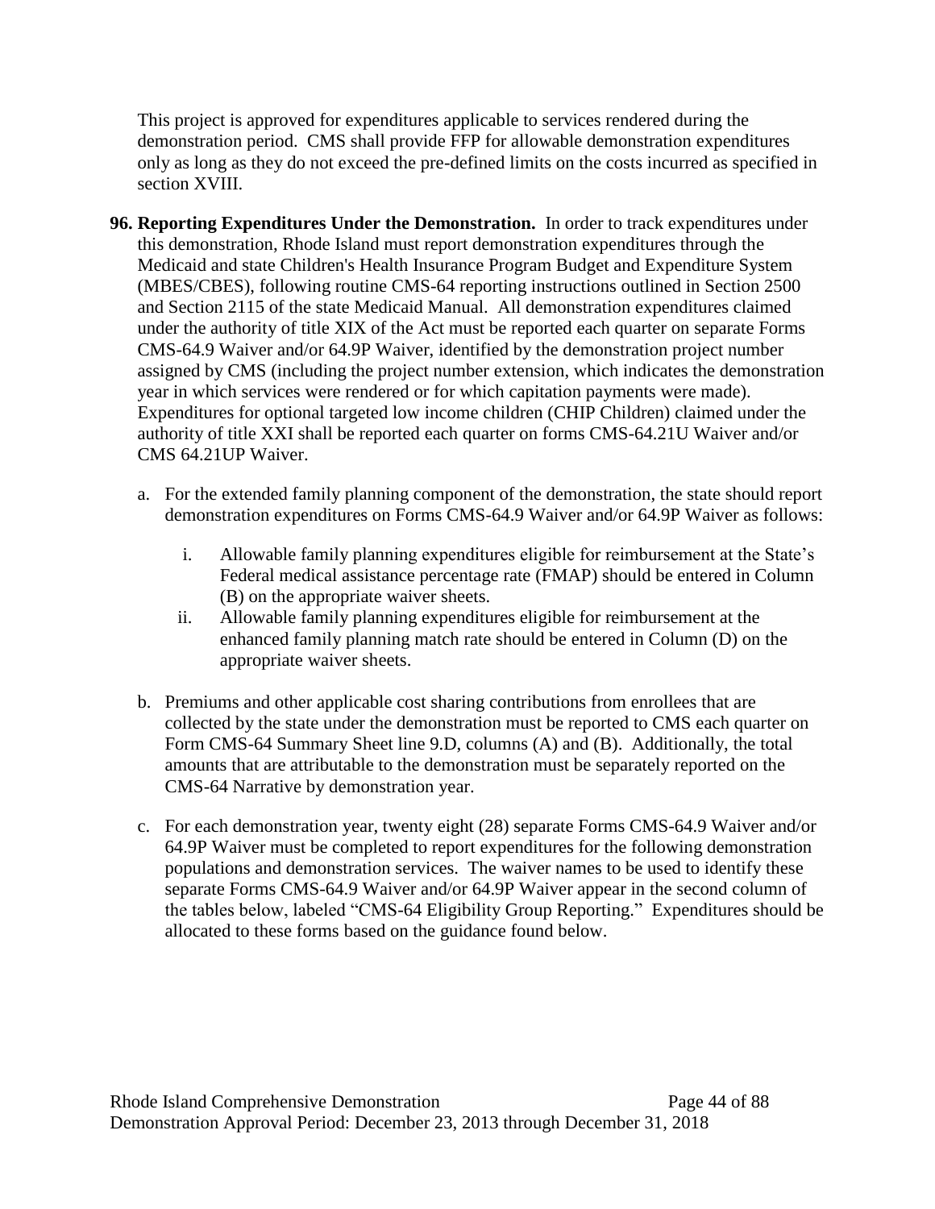This project is approved for expenditures applicable to services rendered during the demonstration period. CMS shall provide FFP for allowable demonstration expenditures only as long as they do not exceed the pre-defined limits on the costs incurred as specified in section XVIII.

**96. Reporting Expenditures Under the Demonstration.** In order to track expenditures under this demonstration, Rhode Island must report demonstration expenditures through the Medicaid and state Children's Health Insurance Program Budget and Expenditure System (MBES/CBES), following routine CMS-64 reporting instructions outlined in Section 2500 and Section 2115 of the state Medicaid Manual. All demonstration expenditures claimed under the authority of title XIX of the Act must be reported each quarter on separate Forms CMS-64.9 Waiver and/or 64.9P Waiver, identified by the demonstration project number assigned by CMS (including the project number extension, which indicates the demonstration year in which services were rendered or for which capitation payments were made). Expenditures for optional targeted low income children (CHIP Children) claimed under the authority of title XXI shall be reported each quarter on forms CMS-64.21U Waiver and/or CMS 64.21UP Waiver.

a. For the extended family planning component of the demonstration, the state should report demonstration expenditures on Forms CMS-64.9 Waiver and/or 64.9P Waiver as follows:

   i. Allowable family planning expenditures eligible for reimbursement at the State's Federal medical assistance percentage rate (FMAP) should be entered in Column (B) on the appropriate waiver sheets.

   ii. Allowable family planning expenditures eligible for reimbursement at the enhanced family planning match rate should be entered in Column (D) on the appropriate waiver sheets.

b. Premiums and other applicable cost sharing contributions from enrollees that are collected by the state under the demonstration must be reported to CMS each quarter on Form CMS-64 Summary Sheet line 9.D, columns (A) and (B). Additionally, the total amounts that are attributable to the demonstration must be separately reported on the CMS-64 Narrative by demonstration year.

c. For each demonstration year, twenty eight (28) separate Forms CMS-64.9 Waiver and/or 64.9P Waiver must be completed to report expenditures for the following demonstration populations and demonstration services. The waiver names to be used to identify these separate Forms CMS-64.9 Waiver and/or 64.9P Waiver appear in the second column of the tables below, labeled "CMS-64 Eligibility Group Reporting." Expenditures should be allocated to these forms based on the guidance found below.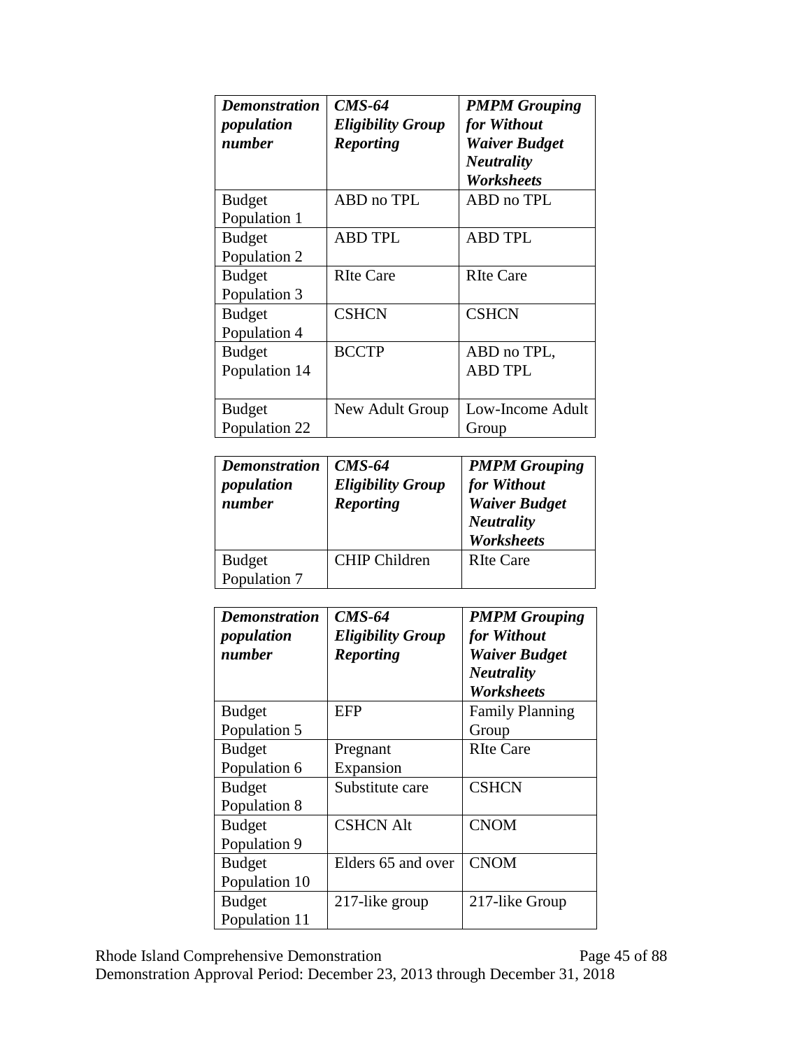| ***Demonstration population number*** | ***CMS-64 Eligibility Group Reporting*** | ***PMPM Grouping for Without Waiver Budget Neutrality Worksheets*** |
|---|---|---|
| Budget Population 1 | ABD no TPL | ABD no TPL |
| Budget Population 2 | ABD TPL | ABD TPL |
| Budget Population 3 | RIte Care | RIte Care |
| Budget Population 4 | CSHCN | CSHCN |
| Budget Population 14 | BCCTP | ABD no TPL, ABD TPL |
| Budget Population 22 | New Adult Group | Low-Income Adult Group |

| ***Demonstration population number*** | ***CMS-64 Eligibility Group Reporting*** | ***PMPM Grouping for Without Waiver Budget Neutrality Worksheets*** |
|---|---|---|
| Budget Population 7 | CHIP Children | RIte Care |

| ***Demonstration population number*** | ***CMS-64 Eligibility Group Reporting*** | ***PMPM Grouping for Without Waiver Budget Neutrality Worksheets*** |
|---|---|---|
| Budget Population 5 | EFP | Family Planning Group |
| Budget Population 6 | Pregnant Expansion | RIte Care |
| Budget Population 8 | Substitute care | CSHCN |
| Budget Population 9 | CSHCN Alt | CNOM |
| Budget Population 10 | Elders 65 and over | CNOM |
| Budget Population 11 | 217-like group | 217-like Group |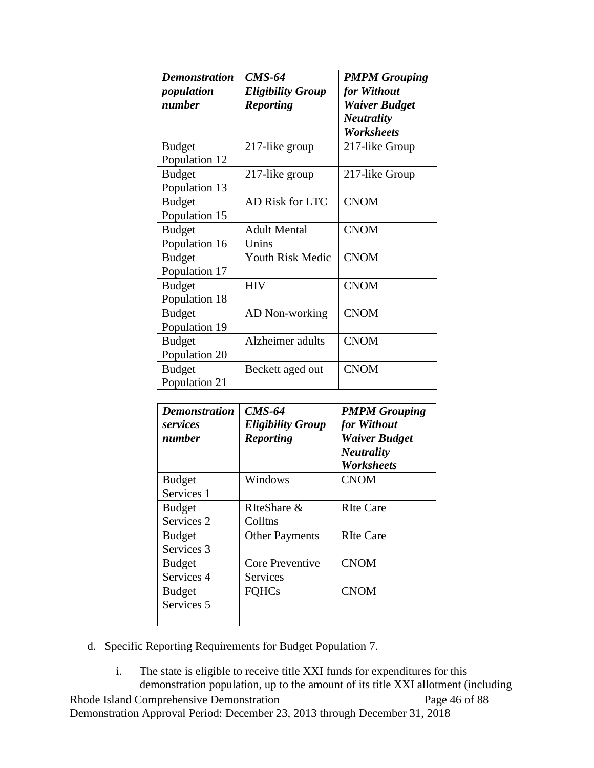| *Demonstration population number* | *CMS-64 Eligibility Group Reporting* | *PMPM Grouping for Without Waiver Budget Neutrality Worksheets* |
|---|---|---|
| Budget Population 12 | 217-like group | 217-like Group |
| Budget Population 13 | 217-like group | 217-like Group |
| Budget Population 15 | AD Risk for LTC | CNOM |
| Budget Population 16 | Adult Mental Unins | CNOM |
| Budget Population 17 | Youth Risk Medic | CNOM |
| Budget Population 18 | HIV | CNOM |
| Budget Population 19 | AD Non-working | CNOM |
| Budget Population 20 | Alzheimer adults | CNOM |
| Budget Population 21 | Beckett aged out | CNOM |

| *Demonstration services number* | *CMS-64 Eligibility Group Reporting* | *PMPM Grouping for Without Waiver Budget Neutrality Worksheets* |
|---|---|---|
| Budget Services 1 | Windows | CNOM |
| Budget Services 2 | RIteShare & Colltns | RIte Care |
| Budget Services 3 | Other Payments | RIte Care |
| Budget Services 4 | Core Preventive Services | CNOM |
| Budget Services 5 | FQHCs | CNOM |

d. Specific Reporting Requirements for Budget Population 7.

   i. The state is eligible to receive title XXI funds for expenditures for this demonstration population, up to the amount of its title XXI allotment (including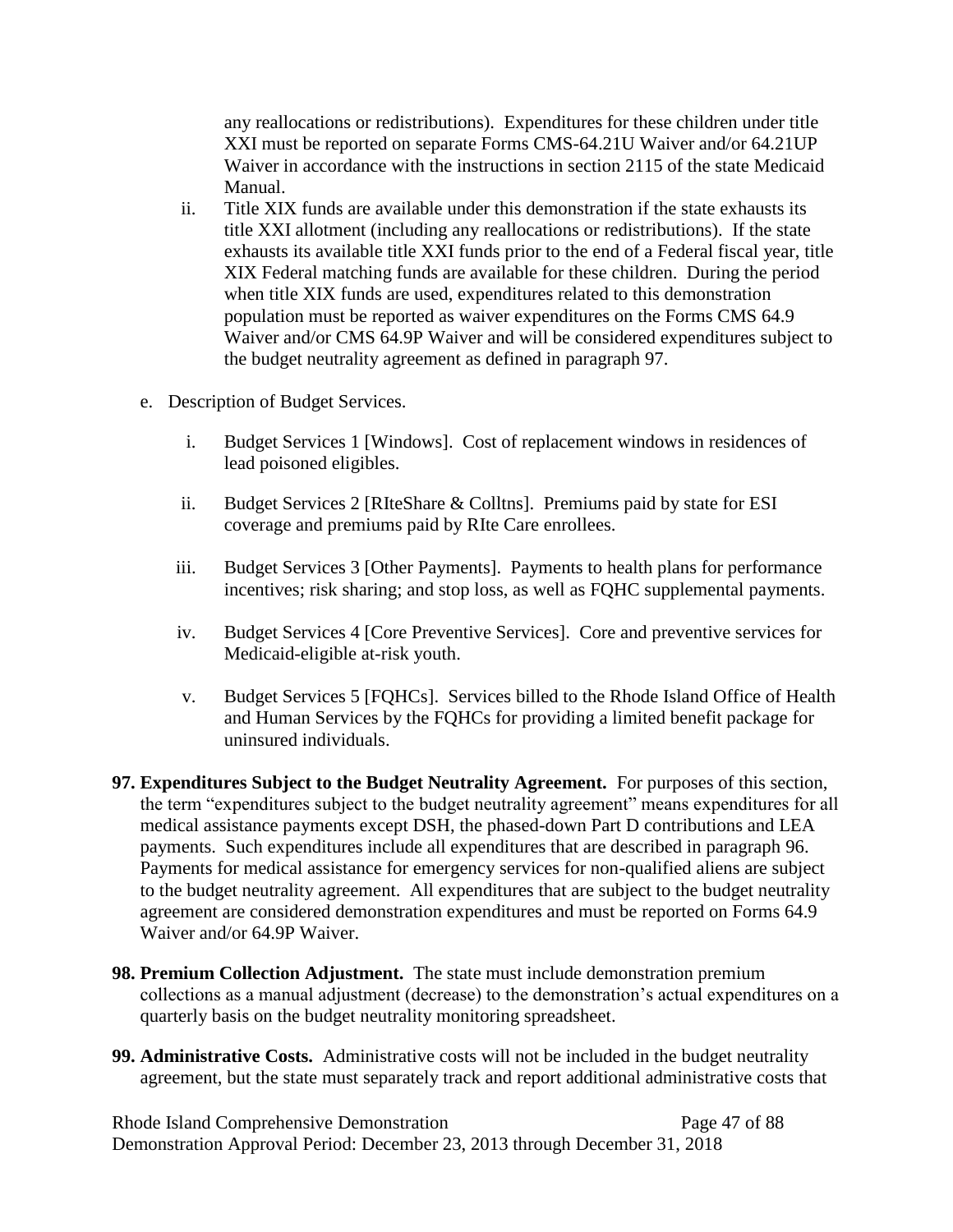any reallocations or redistributions). Expenditures for these children under title XXI must be reported on separate Forms CMS-64.21U Waiver and/or 64.21UP Waiver in accordance with the instructions in section 2115 of the state Medicaid Manual.

ii. Title XIX funds are available under this demonstration if the state exhausts its title XXI allotment (including any reallocations or redistributions). If the state exhausts its available title XXI funds prior to the end of a Federal fiscal year, title XIX Federal matching funds are available for these children. During the period when title XIX funds are used, expenditures related to this demonstration population must be reported as waiver expenditures on the Forms CMS 64.9 Waiver and/or CMS 64.9P Waiver and will be considered expenditures subject to the budget neutrality agreement as defined in paragraph 97.

e. Description of Budget Services.

i. Budget Services 1 [Windows]. Cost of replacement windows in residences of lead poisoned eligibles.

ii. Budget Services 2 [RIteShare & Colltns]. Premiums paid by state for ESI coverage and premiums paid by RIte Care enrollees.

iii. Budget Services 3 [Other Payments]. Payments to health plans for performance incentives; risk sharing; and stop loss, as well as FQHC supplemental payments.

iv. Budget Services 4 [Core Preventive Services]. Core and preventive services for Medicaid-eligible at-risk youth.

v. Budget Services 5 [FQHCs]. Services billed to the Rhode Island Office of Health and Human Services by the FQHCs for providing a limited benefit package for uninsured individuals.

**97. Expenditures Subject to the Budget Neutrality Agreement.** For purposes of this section, the term "expenditures subject to the budget neutrality agreement" means expenditures for all medical assistance payments except DSH, the phased-down Part D contributions and LEA payments. Such expenditures include all expenditures that are described in paragraph 96. Payments for medical assistance for emergency services for non-qualified aliens are subject to the budget neutrality agreement. All expenditures that are subject to the budget neutrality agreement are considered demonstration expenditures and must be reported on Forms 64.9 Waiver and/or 64.9P Waiver.

**98. Premium Collection Adjustment.** The state must include demonstration premium collections as a manual adjustment (decrease) to the demonstration's actual expenditures on a quarterly basis on the budget neutrality monitoring spreadsheet.

**99. Administrative Costs.** Administrative costs will not be included in the budget neutrality agreement, but the state must separately track and report additional administrative costs that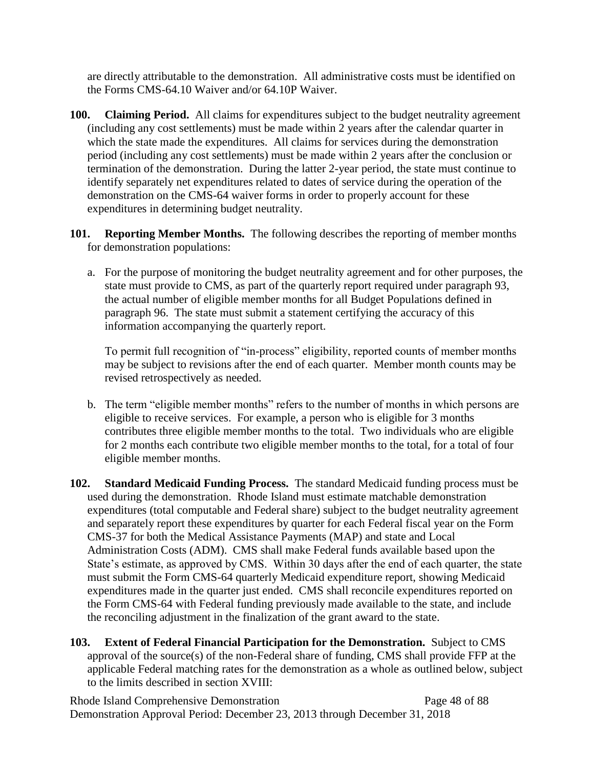are directly attributable to the demonstration. All administrative costs must be identified on the Forms CMS-64.10 Waiver and/or 64.10P Waiver.

**100. Claiming Period.** All claims for expenditures subject to the budget neutrality agreement (including any cost settlements) must be made within 2 years after the calendar quarter in which the state made the expenditures. All claims for services during the demonstration period (including any cost settlements) must be made within 2 years after the conclusion or termination of the demonstration. During the latter 2-year period, the state must continue to identify separately net expenditures related to dates of service during the operation of the demonstration on the CMS-64 waiver forms in order to properly account for these expenditures in determining budget neutrality.

**101. Reporting Member Months.** The following describes the reporting of member months for demonstration populations:

a. For the purpose of monitoring the budget neutrality agreement and for other purposes, the state must provide to CMS, as part of the quarterly report required under paragraph 93, the actual number of eligible member months for all Budget Populations defined in paragraph 96. The state must submit a statement certifying the accuracy of this information accompanying the quarterly report.

   To permit full recognition of "in-process" eligibility, reported counts of member months may be subject to revisions after the end of each quarter. Member month counts may be revised retrospectively as needed.

b. The term "eligible member months" refers to the number of months in which persons are eligible to receive services. For example, a person who is eligible for 3 months contributes three eligible member months to the total. Two individuals who are eligible for 2 months each contribute two eligible member months to the total, for a total of four eligible member months.

**102. Standard Medicaid Funding Process.** The standard Medicaid funding process must be used during the demonstration. Rhode Island must estimate matchable demonstration expenditures (total computable and Federal share) subject to the budget neutrality agreement and separately report these expenditures by quarter for each Federal fiscal year on the Form CMS-37 for both the Medical Assistance Payments (MAP) and state and Local Administration Costs (ADM). CMS shall make Federal funds available based upon the State's estimate, as approved by CMS. Within 30 days after the end of each quarter, the state must submit the Form CMS-64 quarterly Medicaid expenditure report, showing Medicaid expenditures made in the quarter just ended. CMS shall reconcile expenditures reported on the Form CMS-64 with Federal funding previously made available to the state, and include the reconciling adjustment in the finalization of the grant award to the state.

**103. Extent of Federal Financial Participation for the Demonstration.** Subject to CMS approval of the source(s) of the non-Federal share of funding, CMS shall provide FFP at the applicable Federal matching rates for the demonstration as a whole as outlined below, subject to the limits described in section XVIII: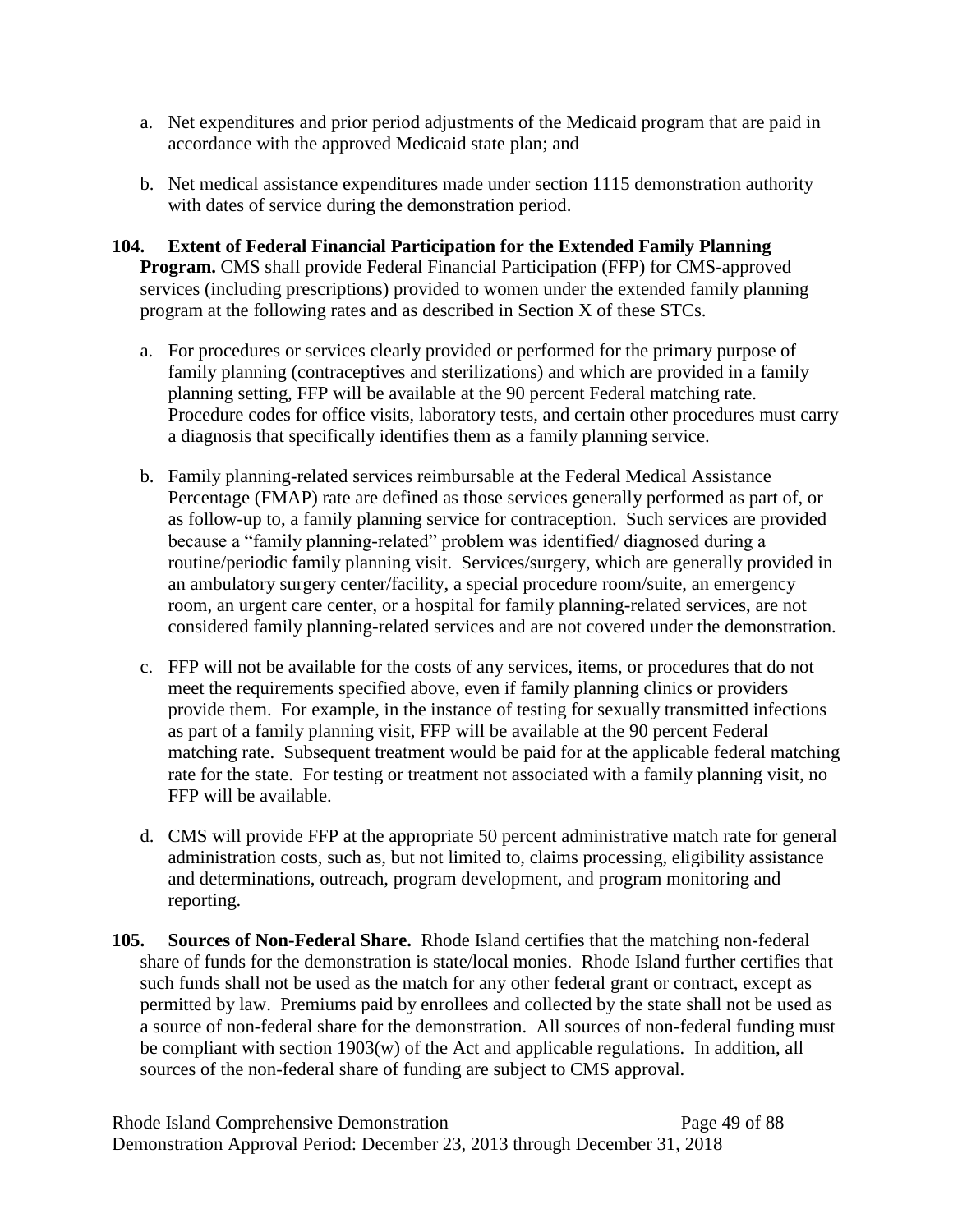a. Net expenditures and prior period adjustments of the Medicaid program that are paid in accordance with the approved Medicaid state plan; and

b. Net medical assistance expenditures made under section 1115 demonstration authority with dates of service during the demonstration period.

**104. Extent of Federal Financial Participation for the Extended Family Planning Program.** CMS shall provide Federal Financial Participation (FFP) for CMS-approved services (including prescriptions) provided to women under the extended family planning program at the following rates and as described in Section X of these STCs.

a. For procedures or services clearly provided or performed for the primary purpose of family planning (contraceptives and sterilizations) and which are provided in a family planning setting, FFP will be available at the 90 percent Federal matching rate. Procedure codes for office visits, laboratory tests, and certain other procedures must carry a diagnosis that specifically identifies them as a family planning service.

b. Family planning-related services reimbursable at the Federal Medical Assistance Percentage (FMAP) rate are defined as those services generally performed as part of, or as follow-up to, a family planning service for contraception. Such services are provided because a "family planning-related" problem was identified/ diagnosed during a routine/periodic family planning visit. Services/surgery, which are generally provided in an ambulatory surgery center/facility, a special procedure room/suite, an emergency room, an urgent care center, or a hospital for family planning-related services, are not considered family planning-related services and are not covered under the demonstration.

c. FFP will not be available for the costs of any services, items, or procedures that do not meet the requirements specified above, even if family planning clinics or providers provide them. For example, in the instance of testing for sexually transmitted infections as part of a family planning visit, FFP will be available at the 90 percent Federal matching rate. Subsequent treatment would be paid for at the applicable federal matching rate for the state. For testing or treatment not associated with a family planning visit, no FFP will be available.

d. CMS will provide FFP at the appropriate 50 percent administrative match rate for general administration costs, such as, but not limited to, claims processing, eligibility assistance and determinations, outreach, program development, and program monitoring and reporting.

**105. Sources of Non-Federal Share.** Rhode Island certifies that the matching non-federal share of funds for the demonstration is state/local monies. Rhode Island further certifies that such funds shall not be used as the match for any other federal grant or contract, except as permitted by law. Premiums paid by enrollees and collected by the state shall not be used as a source of non-federal share for the demonstration. All sources of non-federal funding must be compliant with section 1903(w) of the Act and applicable regulations. In addition, all sources of the non-federal share of funding are subject to CMS approval.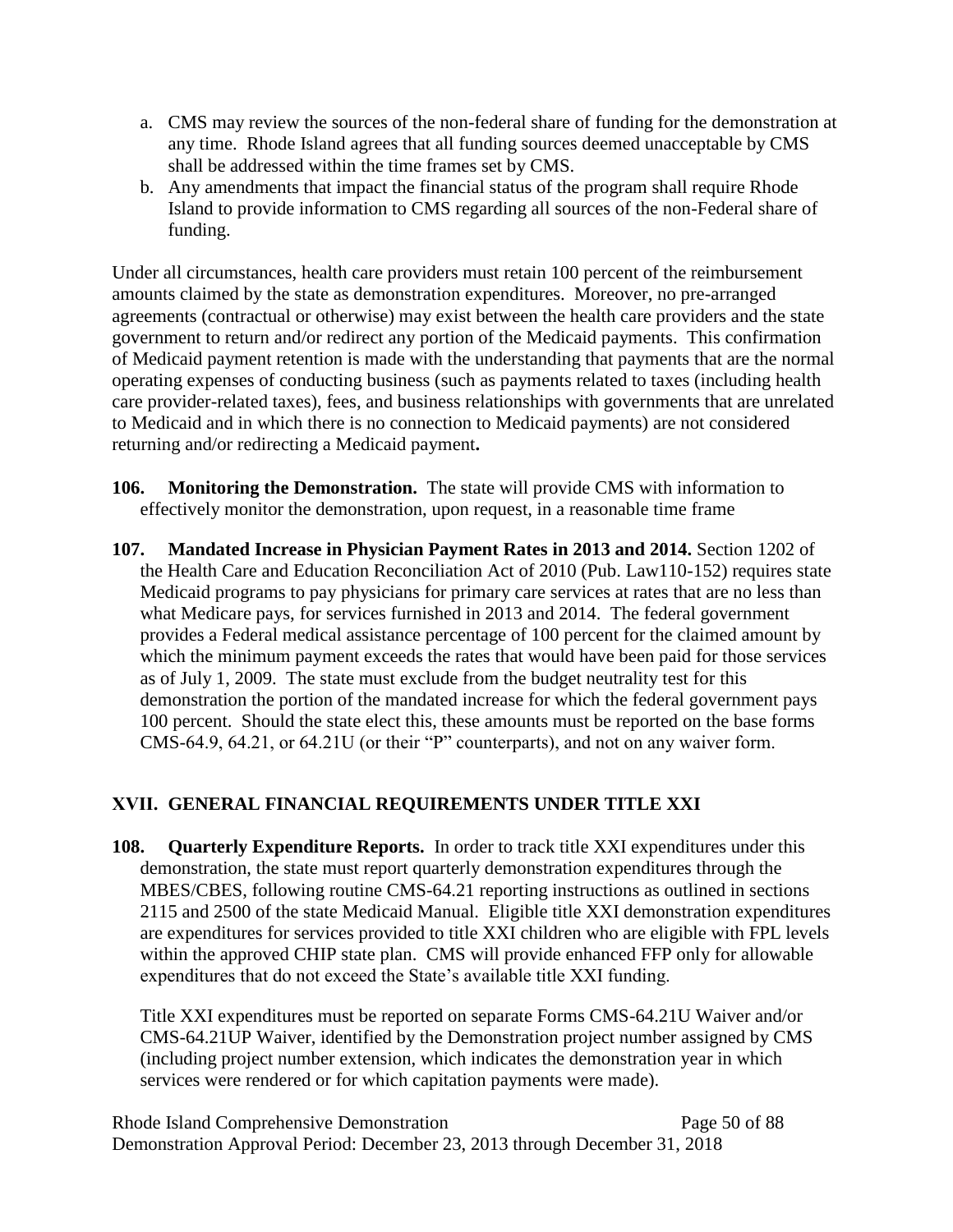a. CMS may review the sources of the non-federal share of funding for the demonstration at any time. Rhode Island agrees that all funding sources deemed unacceptable by CMS shall be addressed within the time frames set by CMS.
b. Any amendments that impact the financial status of the program shall require Rhode Island to provide information to CMS regarding all sources of the non-Federal share of funding.

Under all circumstances, health care providers must retain 100 percent of the reimbursement amounts claimed by the state as demonstration expenditures. Moreover, no pre-arranged agreements (contractual or otherwise) may exist between the health care providers and the state government to return and/or redirect any portion of the Medicaid payments. This confirmation of Medicaid payment retention is made with the understanding that payments that are the normal operating expenses of conducting business (such as payments related to taxes (including health care provider-related taxes), fees, and business relationships with governments that are unrelated to Medicaid and in which there is no connection to Medicaid payments) are not considered returning and/or redirecting a Medicaid payment**.**

**106. Monitoring the Demonstration.** The state will provide CMS with information to effectively monitor the demonstration, upon request, in a reasonable time frame

**107. Mandated Increase in Physician Payment Rates in 2013 and 2014.** Section 1202 of the Health Care and Education Reconciliation Act of 2010 (Pub. Law110-152) requires state Medicaid programs to pay physicians for primary care services at rates that are no less than what Medicare pays, for services furnished in 2013 and 2014. The federal government provides a Federal medical assistance percentage of 100 percent for the claimed amount by which the minimum payment exceeds the rates that would have been paid for those services as of July 1, 2009. The state must exclude from the budget neutrality test for this demonstration the portion of the mandated increase for which the federal government pays 100 percent. Should the state elect this, these amounts must be reported on the base forms CMS-64.9, 64.21, or 64.21U (or their "P" counterparts), and not on any waiver form.

## XVII. GENERAL FINANCIAL REQUIREMENTS UNDER TITLE XXI

**108. Quarterly Expenditure Reports.** In order to track title XXI expenditures under this demonstration, the state must report quarterly demonstration expenditures through the MBES/CBES, following routine CMS-64.21 reporting instructions as outlined in sections 2115 and 2500 of the state Medicaid Manual. Eligible title XXI demonstration expenditures are expenditures for services provided to title XXI children who are eligible with FPL levels within the approved CHIP state plan. CMS will provide enhanced FFP only for allowable expenditures that do not exceed the State's available title XXI funding.

Title XXI expenditures must be reported on separate Forms CMS-64.21U Waiver and/or CMS-64.21UP Waiver, identified by the Demonstration project number assigned by CMS (including project number extension, which indicates the demonstration year in which services were rendered or for which capitation payments were made).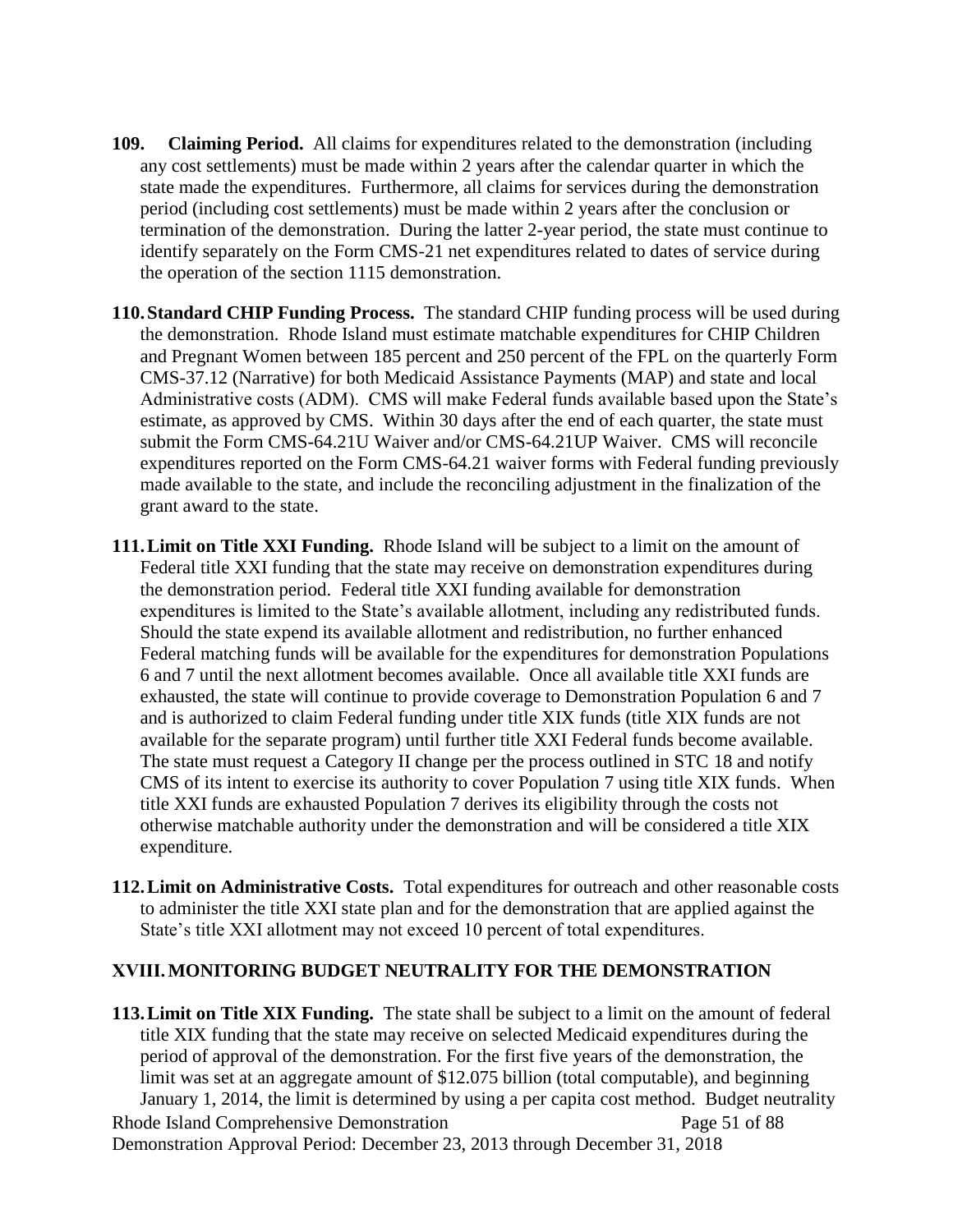**109. Claiming Period.** All claims for expenditures related to the demonstration (including any cost settlements) must be made within 2 years after the calendar quarter in which the state made the expenditures. Furthermore, all claims for services during the demonstration period (including cost settlements) must be made within 2 years after the conclusion or termination of the demonstration. During the latter 2-year period, the state must continue to identify separately on the Form CMS-21 net expenditures related to dates of service during the operation of the section 1115 demonstration.

**110. Standard CHIP Funding Process.** The standard CHIP funding process will be used during the demonstration. Rhode Island must estimate matchable expenditures for CHIP Children and Pregnant Women between 185 percent and 250 percent of the FPL on the quarterly Form CMS-37.12 (Narrative) for both Medicaid Assistance Payments (MAP) and state and local Administrative costs (ADM). CMS will make Federal funds available based upon the State's estimate, as approved by CMS. Within 30 days after the end of each quarter, the state must submit the Form CMS-64.21U Waiver and/or CMS-64.21UP Waiver. CMS will reconcile expenditures reported on the Form CMS-64.21 waiver forms with Federal funding previously made available to the state, and include the reconciling adjustment in the finalization of the grant award to the state.

**111. Limit on Title XXI Funding.** Rhode Island will be subject to a limit on the amount of Federal title XXI funding that the state may receive on demonstration expenditures during the demonstration period. Federal title XXI funding available for demonstration expenditures is limited to the State's available allotment, including any redistributed funds. Should the state expend its available allotment and redistribution, no further enhanced Federal matching funds will be available for the expenditures for demonstration Populations 6 and 7 until the next allotment becomes available. Once all available title XXI funds are exhausted, the state will continue to provide coverage to Demonstration Population 6 and 7 and is authorized to claim Federal funding under title XIX funds (title XIX funds are not available for the separate program) until further title XXI Federal funds become available. The state must request a Category II change per the process outlined in STC 18 and notify CMS of its intent to exercise its authority to cover Population 7 using title XIX funds. When title XXI funds are exhausted Population 7 derives its eligibility through the costs not otherwise matchable authority under the demonstration and will be considered a title XIX expenditure.

**112. Limit on Administrative Costs.** Total expenditures for outreach and other reasonable costs to administer the title XXI state plan and for the demonstration that are applied against the State's title XXI allotment may not exceed 10 percent of total expenditures.

## XVIII. MONITORING BUDGET NEUTRALITY FOR THE DEMONSTRATION

**113. Limit on Title XIX Funding.** The state shall be subject to a limit on the amount of federal title XIX funding that the state may receive on selected Medicaid expenditures during the period of approval of the demonstration. For the first five years of the demonstration, the limit was set at an aggregate amount of $12.075 billion (total computable), and beginning January 1, 2014, the limit is determined by using a per capita cost method. Budget neutrality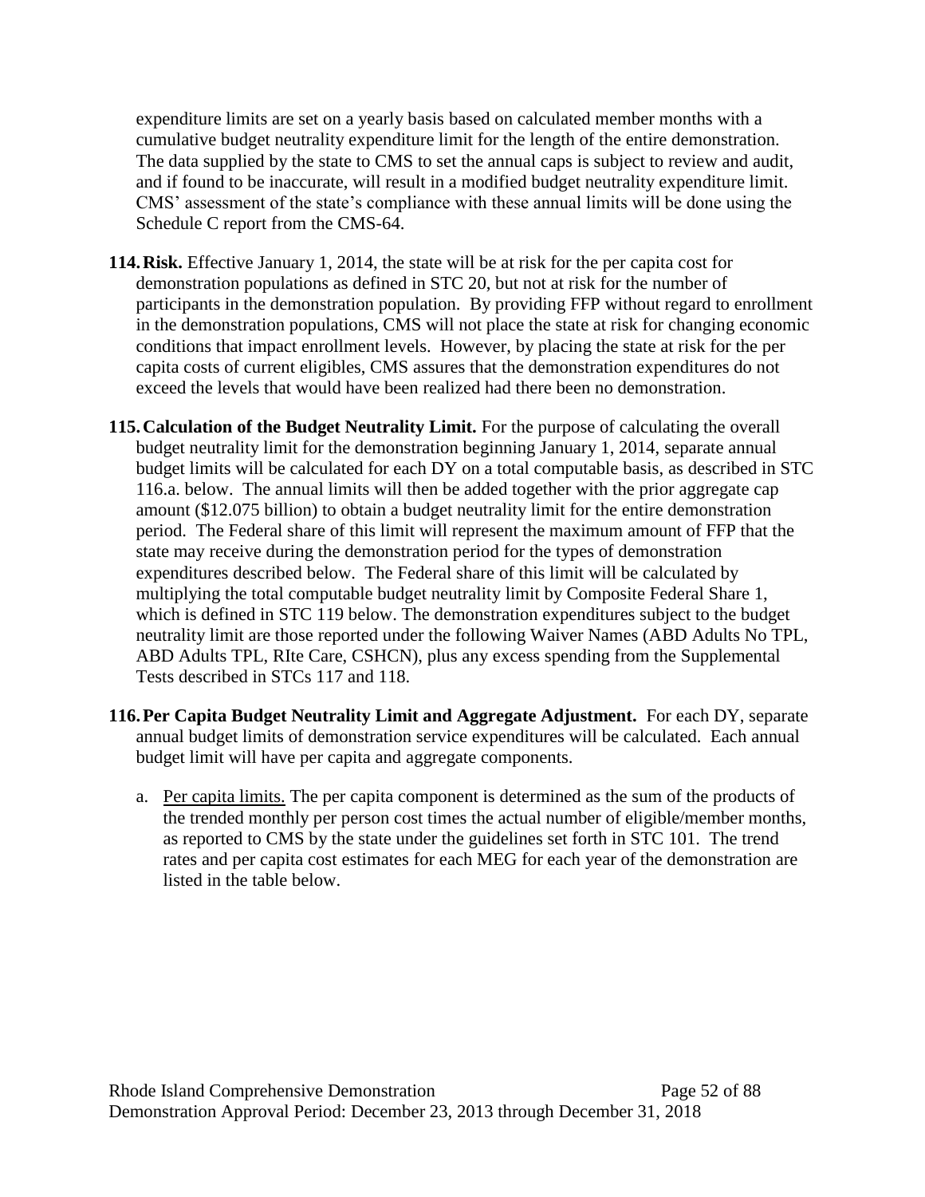expenditure limits are set on a yearly basis based on calculated member months with a cumulative budget neutrality expenditure limit for the length of the entire demonstration. The data supplied by the state to CMS to set the annual caps is subject to review and audit, and if found to be inaccurate, will result in a modified budget neutrality expenditure limit. CMS' assessment of the state's compliance with these annual limits will be done using the Schedule C report from the CMS-64.

**114. Risk.** Effective January 1, 2014, the state will be at risk for the per capita cost for demonstration populations as defined in STC 20, but not at risk for the number of participants in the demonstration population. By providing FFP without regard to enrollment in the demonstration populations, CMS will not place the state at risk for changing economic conditions that impact enrollment levels. However, by placing the state at risk for the per capita costs of current eligibles, CMS assures that the demonstration expenditures do not exceed the levels that would have been realized had there been no demonstration.

**115. Calculation of the Budget Neutrality Limit.** For the purpose of calculating the overall budget neutrality limit for the demonstration beginning January 1, 2014, separate annual budget limits will be calculated for each DY on a total computable basis, as described in STC 116.a. below. The annual limits will then be added together with the prior aggregate cap amount ($12.075 billion) to obtain a budget neutrality limit for the entire demonstration period. The Federal share of this limit will represent the maximum amount of FFP that the state may receive during the demonstration period for the types of demonstration expenditures described below. The Federal share of this limit will be calculated by multiplying the total computable budget neutrality limit by Composite Federal Share 1, which is defined in STC 119 below. The demonstration expenditures subject to the budget neutrality limit are those reported under the following Waiver Names (ABD Adults No TPL, ABD Adults TPL, RIte Care, CSHCN), plus any excess spending from the Supplemental Tests described in STCs 117 and 118.

**116. Per Capita Budget Neutrality Limit and Aggregate Adjustment.** For each DY, separate annual budget limits of demonstration service expenditures will be calculated. Each annual budget limit will have per capita and aggregate components.

a. Per capita limits. The per capita component is determined as the sum of the products of the trended monthly per person cost times the actual number of eligible/member months, as reported to CMS by the state under the guidelines set forth in STC 101. The trend rates and per capita cost estimates for each MEG for each year of the demonstration are listed in the table below.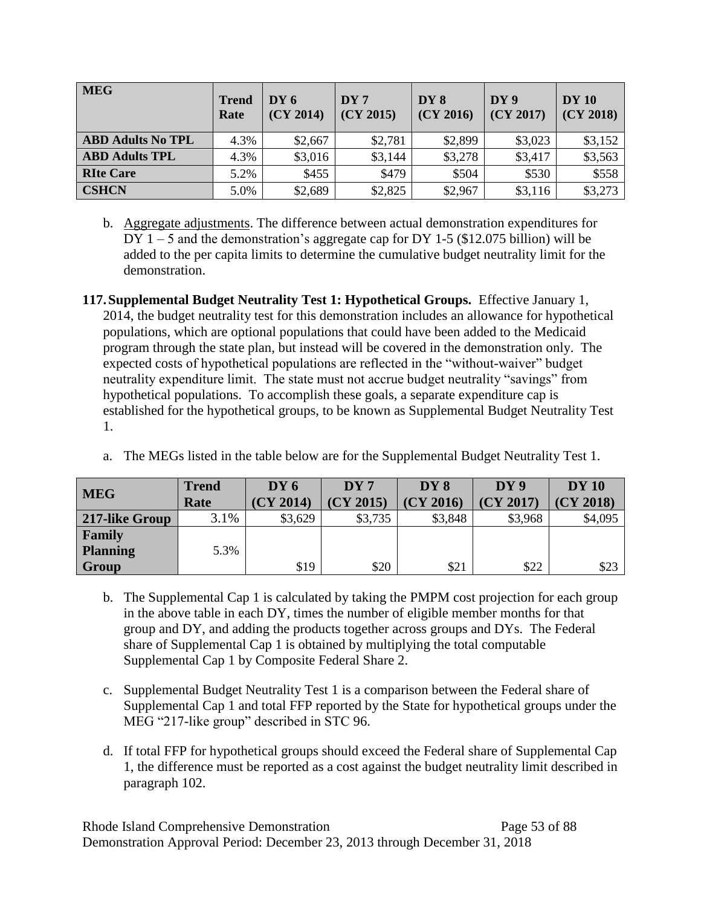| MEG | Trend Rate | DY 6 (CY 2014) | DY 7 (CY 2015) | DY 8 (CY 2016) | DY 9 (CY 2017) | DY 10 (CY 2018) |
|---|---|---|---|---|---|---|
| **ABD Adults No TPL** | 4.3% | $2,667 | $2,781 | $2,899 | $3,023 | $3,152 |
| **ABD Adults TPL** | 4.3% | $3,016 | $3,144 | $3,278 | $3,417 | $3,563 |
| **RIte Care** | 5.2% | $455 | $479 | $504 | $530 | $558 |
| **CSHCN** | 5.0% | $2,689 | $2,825 | $2,967 | $3,116 | $3,273 |

b. Aggregate adjustments. The difference between actual demonstration expenditures for DY 1 – 5 and the demonstration's aggregate cap for DY 1-5 ($12.075 billion) will be added to the per capita limits to determine the cumulative budget neutrality limit for the demonstration.

**117. Supplemental Budget Neutrality Test 1: Hypothetical Groups.** Effective January 1, 2014, the budget neutrality test for this demonstration includes an allowance for hypothetical populations, which are optional populations that could have been added to the Medicaid program through the state plan, but instead will be covered in the demonstration only. The expected costs of hypothetical populations are reflected in the "without-waiver" budget neutrality expenditure limit. The state must not accrue budget neutrality "savings" from hypothetical populations. To accomplish these goals, a separate expenditure cap is established for the hypothetical groups, to be known as Supplemental Budget Neutrality Test 1.

a. The MEGs listed in the table below are for the Supplemental Budget Neutrality Test 1.

| MEG | Trend Rate | DY 6 (CY 2014) | DY 7 (CY 2015) | DY 8 (CY 2016) | DY 9 (CY 2017) | DY 10 (CY 2018) |
|---|---|---|---|---|---|---|
| **217-like Group** | 3.1% | $3,629 | $3,735 | $3,848 | $3,968 | $4,095 |
| **Family Planning Group** | 5.3% | $19 | $20 | $21 | $22 | $23 |

b. The Supplemental Cap 1 is calculated by taking the PMPM cost projection for each group in the above table in each DY, times the number of eligible member months for that group and DY, and adding the products together across groups and DYs. The Federal share of Supplemental Cap 1 is obtained by multiplying the total computable Supplemental Cap 1 by Composite Federal Share 2.

c. Supplemental Budget Neutrality Test 1 is a comparison between the Federal share of Supplemental Cap 1 and total FFP reported by the State for hypothetical groups under the MEG "217-like group" described in STC 96.

d. If total FFP for hypothetical groups should exceed the Federal share of Supplemental Cap 1, the difference must be reported as a cost against the budget neutrality limit described in paragraph 102.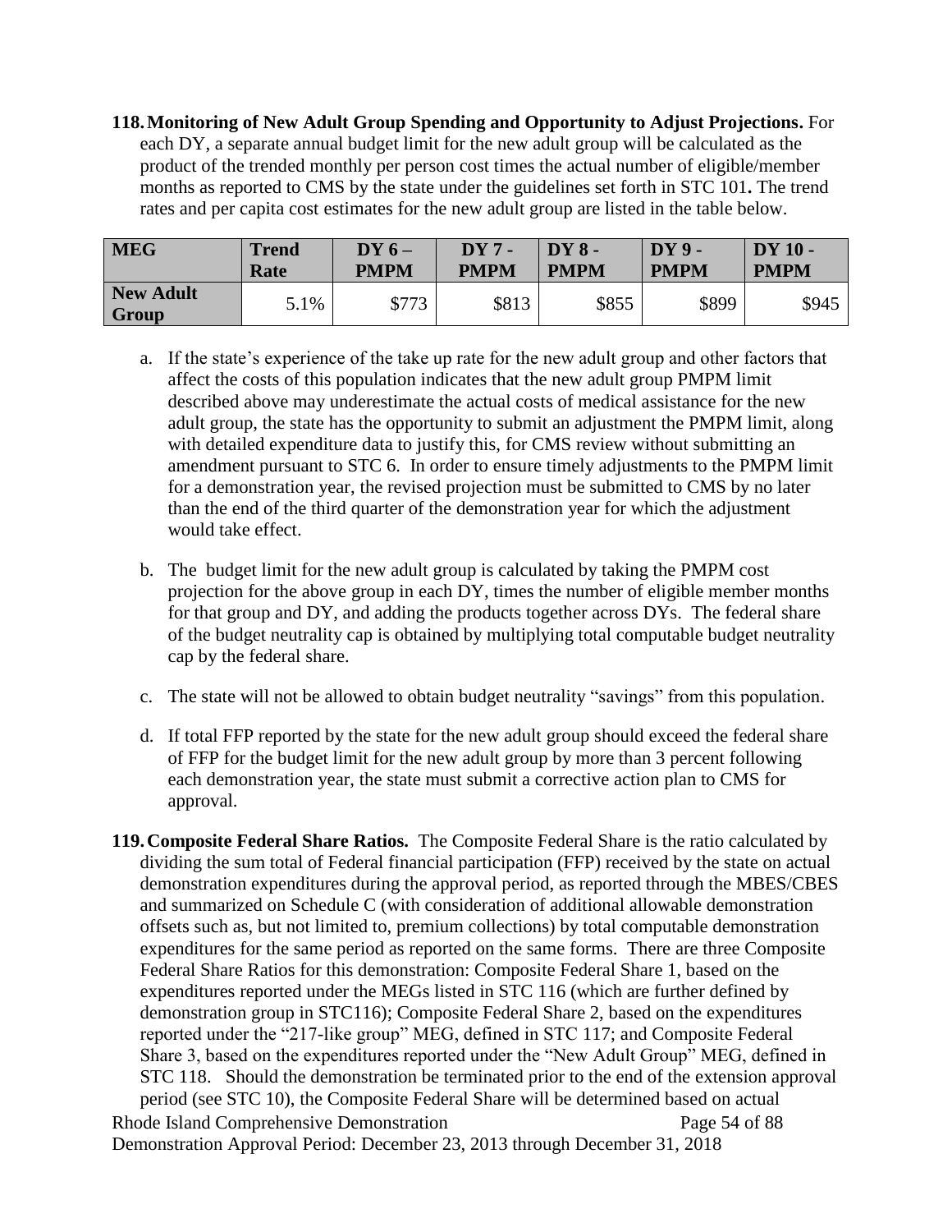**118. Monitoring of New Adult Group Spending and Opportunity to Adjust Projections.** For each DY, a separate annual budget limit for the new adult group will be calculated as the product of the trended monthly per person cost times the actual number of eligible/member months as reported to CMS by the state under the guidelines set forth in STC 101**.** The trend rates and per capita cost estimates for the new adult group are listed in the table below.

| MEG | Trend Rate | DY 6 – PMPM | DY 7 - PMPM | DY 8 - PMPM | DY 9 - PMPM | DY 10 - PMPM |
|---|---|---|---|---|---|---|
| New Adult Group | 5.1% | $773 | $813 | $855 | $899 | $945 |

a. If the state's experience of the take up rate for the new adult group and other factors that affect the costs of this population indicates that the new adult group PMPM limit described above may underestimate the actual costs of medical assistance for the new adult group, the state has the opportunity to submit an adjustment the PMPM limit, along with detailed expenditure data to justify this, for CMS review without submitting an amendment pursuant to STC 6. In order to ensure timely adjustments to the PMPM limit for a demonstration year, the revised projection must be submitted to CMS by no later than the end of the third quarter of the demonstration year for which the adjustment would take effect.

b. The budget limit for the new adult group is calculated by taking the PMPM cost projection for the above group in each DY, times the number of eligible member months for that group and DY, and adding the products together across DYs. The federal share of the budget neutrality cap is obtained by multiplying total computable budget neutrality cap by the federal share.

c. The state will not be allowed to obtain budget neutrality "savings" from this population.

d. If total FFP reported by the state for the new adult group should exceed the federal share of FFP for the budget limit for the new adult group by more than 3 percent following each demonstration year, the state must submit a corrective action plan to CMS for approval.

**119. Composite Federal Share Ratios.** The Composite Federal Share is the ratio calculated by dividing the sum total of Federal financial participation (FFP) received by the state on actual demonstration expenditures during the approval period, as reported through the MBES/CBES and summarized on Schedule C (with consideration of additional allowable demonstration offsets such as, but not limited to, premium collections) by total computable demonstration expenditures for the same period as reported on the same forms. There are three Composite Federal Share Ratios for this demonstration: Composite Federal Share 1, based on the expenditures reported under the MEGs listed in STC 116 (which are further defined by demonstration group in STC116); Composite Federal Share 2, based on the expenditures reported under the "217-like group" MEG, defined in STC 117; and Composite Federal Share 3, based on the expenditures reported under the "New Adult Group" MEG, defined in STC 118. Should the demonstration be terminated prior to the end of the extension approval period (see STC 10), the Composite Federal Share will be determined based on actual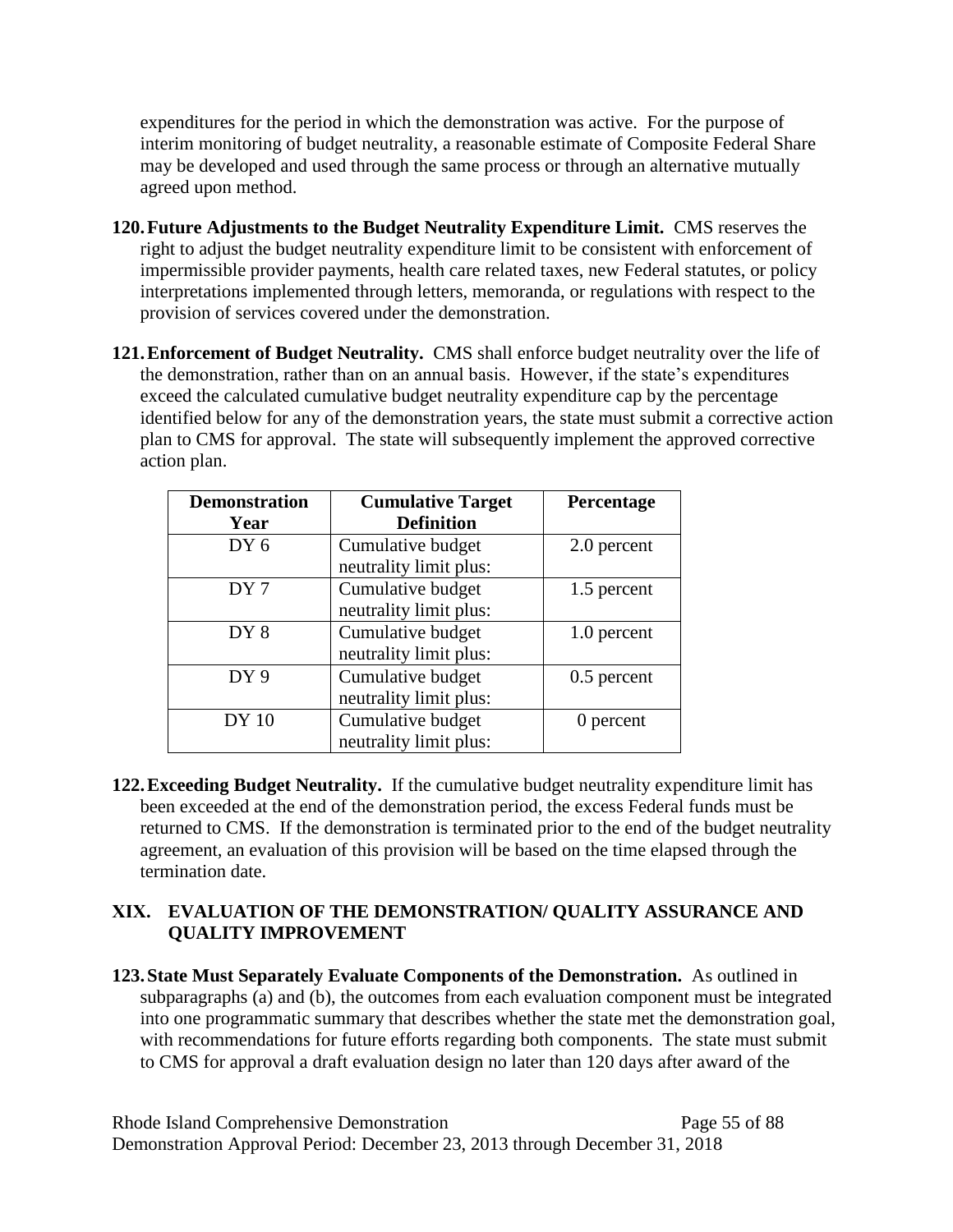expenditures for the period in which the demonstration was active. For the purpose of interim monitoring of budget neutrality, a reasonable estimate of Composite Federal Share may be developed and used through the same process or through an alternative mutually agreed upon method.

**120. Future Adjustments to the Budget Neutrality Expenditure Limit.** CMS reserves the right to adjust the budget neutrality expenditure limit to be consistent with enforcement of impermissible provider payments, health care related taxes, new Federal statutes, or policy interpretations implemented through letters, memoranda, or regulations with respect to the provision of services covered under the demonstration.

**121. Enforcement of Budget Neutrality.** CMS shall enforce budget neutrality over the life of the demonstration, rather than on an annual basis. However, if the state's expenditures exceed the calculated cumulative budget neutrality expenditure cap by the percentage identified below for any of the demonstration years, the state must submit a corrective action plan to CMS for approval. The state will subsequently implement the approved corrective action plan.

| Demonstration Year | Cumulative Target Definition | Percentage |
|---|---|---|
| DY 6 | Cumulative budget neutrality limit plus: | 2.0 percent |
| DY 7 | Cumulative budget neutrality limit plus: | 1.5 percent |
| DY 8 | Cumulative budget neutrality limit plus: | 1.0 percent |
| DY 9 | Cumulative budget neutrality limit plus: | 0.5 percent |
| DY 10 | Cumulative budget neutrality limit plus: | 0 percent |

**122. Exceeding Budget Neutrality.** If the cumulative budget neutrality expenditure limit has been exceeded at the end of the demonstration period, the excess Federal funds must be returned to CMS. If the demonstration is terminated prior to the end of the budget neutrality agreement, an evaluation of this provision will be based on the time elapsed through the termination date.

## XIX. EVALUATION OF THE DEMONSTRATION/ QUALITY ASSURANCE AND QUALITY IMPROVEMENT

**123. State Must Separately Evaluate Components of the Demonstration.** As outlined in subparagraphs (a) and (b), the outcomes from each evaluation component must be integrated into one programmatic summary that describes whether the state met the demonstration goal, with recommendations for future efforts regarding both components. The state must submit to CMS for approval a draft evaluation design no later than 120 days after award of the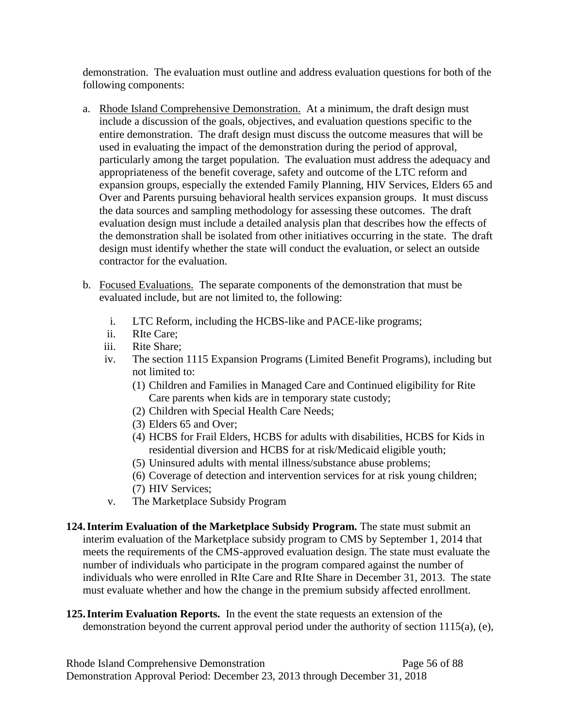demonstration. The evaluation must outline and address evaluation questions for both of the following components:

a. Rhode Island Comprehensive Demonstration. At a minimum, the draft design must include a discussion of the goals, objectives, and evaluation questions specific to the entire demonstration. The draft design must discuss the outcome measures that will be used in evaluating the impact of the demonstration during the period of approval, particularly among the target population. The evaluation must address the adequacy and appropriateness of the benefit coverage, safety and outcome of the LTC reform and expansion groups, especially the extended Family Planning, HIV Services, Elders 65 and Over and Parents pursuing behavioral health services expansion groups. It must discuss the data sources and sampling methodology for assessing these outcomes. The draft evaluation design must include a detailed analysis plan that describes how the effects of the demonstration shall be isolated from other initiatives occurring in the state. The draft design must identify whether the state will conduct the evaluation, or select an outside contractor for the evaluation.

b. Focused Evaluations. The separate components of the demonstration that must be evaluated include, but are not limited to, the following:

   i. LTC Reform, including the HCBS-like and PACE-like programs;
   ii. RIte Care;
   iii. Rite Share;
   iv. The section 1115 Expansion Programs (Limited Benefit Programs), including but not limited to:
      (1) Children and Families in Managed Care and Continued eligibility for Rite Care parents when kids are in temporary state custody;
      (2) Children with Special Health Care Needs;
      (3) Elders 65 and Over;
      (4) HCBS for Frail Elders, HCBS for adults with disabilities, HCBS for Kids in residential diversion and HCBS for at risk/Medicaid eligible youth;
      (5) Uninsured adults with mental illness/substance abuse problems;
      (6) Coverage of detection and intervention services for at risk young children;
      (7) HIV Services;
   v. The Marketplace Subsidy Program

**124. Interim Evaluation of the Marketplace Subsidy Program.** The state must submit an interim evaluation of the Marketplace subsidy program to CMS by September 1, 2014 that meets the requirements of the CMS-approved evaluation design. The state must evaluate the number of individuals who participate in the program compared against the number of individuals who were enrolled in RIte Care and RIte Share in December 31, 2013. The state must evaluate whether and how the change in the premium subsidy affected enrollment.

**125. Interim Evaluation Reports.** In the event the state requests an extension of the demonstration beyond the current approval period under the authority of section 1115(a), (e),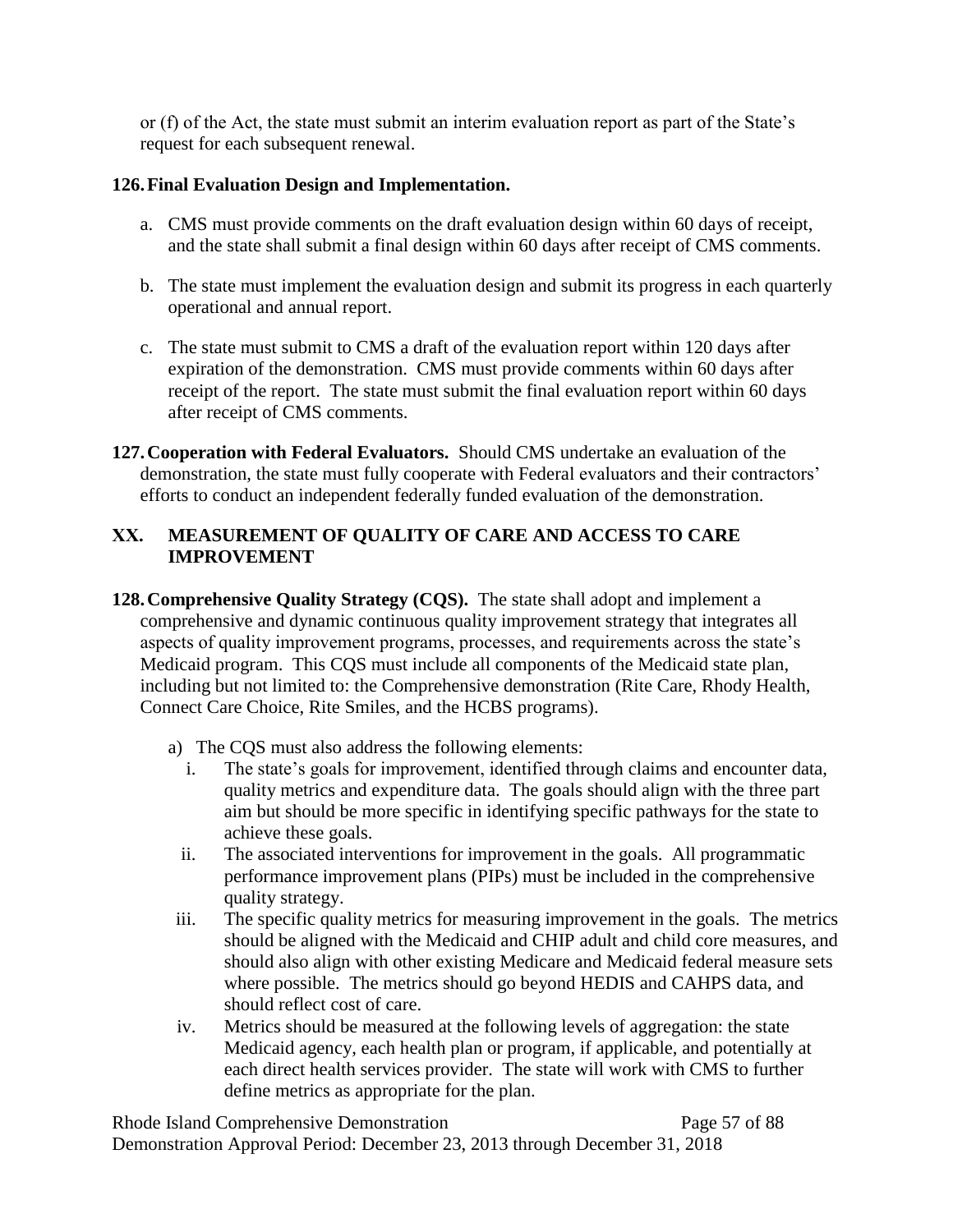or (f) of the Act, the state must submit an interim evaluation report as part of the State's request for each subsequent renewal.

**126. Final Evaluation Design and Implementation.**

a. CMS must provide comments on the draft evaluation design within 60 days of receipt, and the state shall submit a final design within 60 days after receipt of CMS comments.

b. The state must implement the evaluation design and submit its progress in each quarterly operational and annual report.

c. The state must submit to CMS a draft of the evaluation report within 120 days after expiration of the demonstration. CMS must provide comments within 60 days after receipt of the report. The state must submit the final evaluation report within 60 days after receipt of CMS comments.

**127. Cooperation with Federal Evaluators.** Should CMS undertake an evaluation of the demonstration, the state must fully cooperate with Federal evaluators and their contractors' efforts to conduct an independent federally funded evaluation of the demonstration.

## XX. MEASUREMENT OF QUALITY OF CARE AND ACCESS TO CARE IMPROVEMENT

**128. Comprehensive Quality Strategy (CQS).** The state shall adopt and implement a comprehensive and dynamic continuous quality improvement strategy that integrates all aspects of quality improvement programs, processes, and requirements across the state's Medicaid program. This CQS must include all components of the Medicaid state plan, including but not limited to: the Comprehensive demonstration (Rite Care, Rhody Health, Connect Care Choice, Rite Smiles, and the HCBS programs).

a) The CQS must also address the following elements:

i. The state's goals for improvement, identified through claims and encounter data, quality metrics and expenditure data. The goals should align with the three part aim but should be more specific in identifying specific pathways for the state to achieve these goals.

ii. The associated interventions for improvement in the goals. All programmatic performance improvement plans (PIPs) must be included in the comprehensive quality strategy.

iii. The specific quality metrics for measuring improvement in the goals. The metrics should be aligned with the Medicaid and CHIP adult and child core measures, and should also align with other existing Medicare and Medicaid federal measure sets where possible. The metrics should go beyond HEDIS and CAHPS data, and should reflect cost of care.

iv. Metrics should be measured at the following levels of aggregation: the state Medicaid agency, each health plan or program, if applicable, and potentially at each direct health services provider. The state will work with CMS to further define metrics as appropriate for the plan.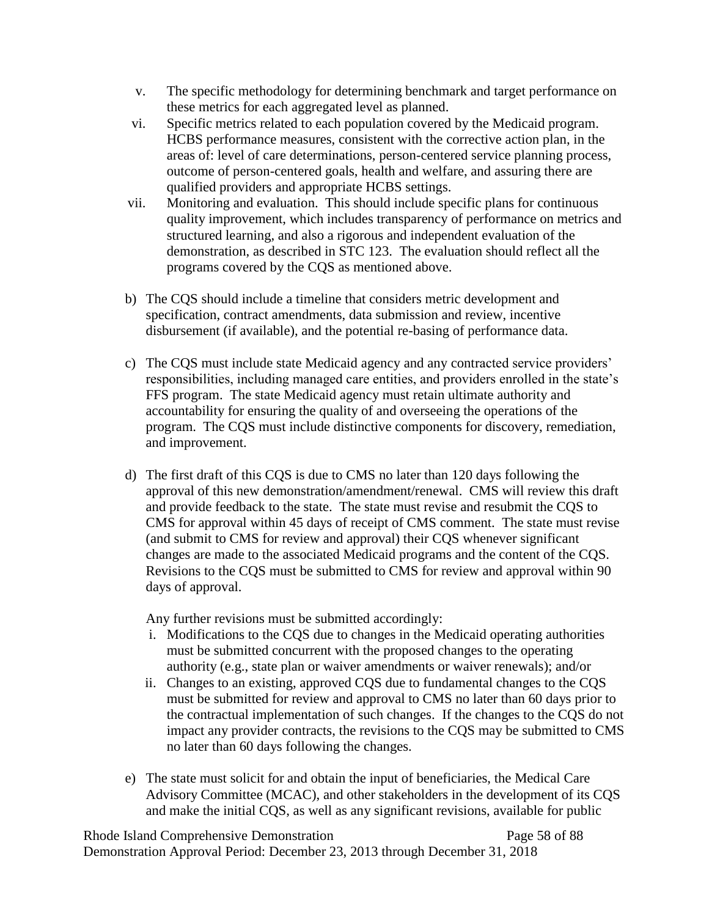v. The specific methodology for determining benchmark and target performance on these metrics for each aggregated level as planned.

vi. Specific metrics related to each population covered by the Medicaid program. HCBS performance measures, consistent with the corrective action plan, in the areas of: level of care determinations, person-centered service planning process, outcome of person-centered goals, health and welfare, and assuring there are qualified providers and appropriate HCBS settings.

vii. Monitoring and evaluation. This should include specific plans for continuous quality improvement, which includes transparency of performance on metrics and structured learning, and also a rigorous and independent evaluation of the demonstration, as described in STC 123. The evaluation should reflect all the programs covered by the CQS as mentioned above.

b) The CQS should include a timeline that considers metric development and specification, contract amendments, data submission and review, incentive disbursement (if available), and the potential re-basing of performance data.

c) The CQS must include state Medicaid agency and any contracted service providers' responsibilities, including managed care entities, and providers enrolled in the state's FFS program. The state Medicaid agency must retain ultimate authority and accountability for ensuring the quality of and overseeing the operations of the program. The CQS must include distinctive components for discovery, remediation, and improvement.

d) The first draft of this CQS is due to CMS no later than 120 days following the approval of this new demonstration/amendment/renewal. CMS will review this draft and provide feedback to the state. The state must revise and resubmit the CQS to CMS for approval within 45 days of receipt of CMS comment. The state must revise (and submit to CMS for review and approval) their CQS whenever significant changes are made to the associated Medicaid programs and the content of the CQS. Revisions to the CQS must be submitted to CMS for review and approval within 90 days of approval.

   Any further revisions must be submitted accordingly:

   i. Modifications to the CQS due to changes in the Medicaid operating authorities must be submitted concurrent with the proposed changes to the operating authority (e.g., state plan or waiver amendments or waiver renewals); and/or

   ii. Changes to an existing, approved CQS due to fundamental changes to the CQS must be submitted for review and approval to CMS no later than 60 days prior to the contractual implementation of such changes. If the changes to the CQS do not impact any provider contracts, the revisions to the CQS may be submitted to CMS no later than 60 days following the changes.

e) The state must solicit for and obtain the input of beneficiaries, the Medical Care Advisory Committee (MCAC), and other stakeholders in the development of its CQS and make the initial CQS, as well as any significant revisions, available for public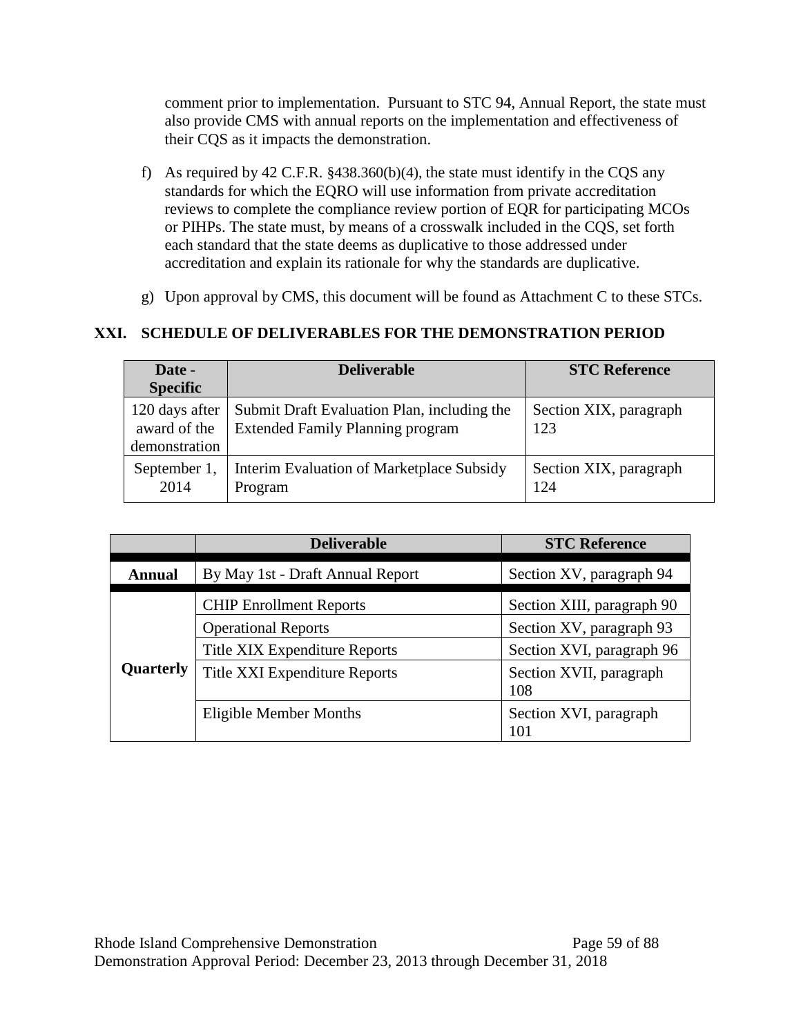comment prior to implementation. Pursuant to STC 94, Annual Report, the state must also provide CMS with annual reports on the implementation and effectiveness of their CQS as it impacts the demonstration.

f) As required by 42 C.F.R. §438.360(b)(4), the state must identify in the CQS any standards for which the EQRO will use information from private accreditation reviews to complete the compliance review portion of EQR for participating MCOs or PIHPs. The state must, by means of a crosswalk included in the CQS, set forth each standard that the state deems as duplicative to those addressed under accreditation and explain its rationale for why the standards are duplicative.

g) Upon approval by CMS, this document will be found as Attachment C to these STCs.

## XXI. SCHEDULE OF DELIVERABLES FOR THE DEMONSTRATION PERIOD

| Date - Specific | Deliverable | STC Reference |
|---|---|---|
| 120 days after award of the demonstration | Submit Draft Evaluation Plan, including the Extended Family Planning program | Section XIX, paragraph 123 |
| September 1, 2014 | Interim Evaluation of Marketplace Subsidy Program | Section XIX, paragraph 124 |

| | Deliverable | STC Reference |
|---|---|---|
| **Annual** | By May 1st - Draft Annual Report | Section XV, paragraph 94 |
| **Quarterly** | CHIP Enrollment Reports | Section XIII, paragraph 90 |
| | Operational Reports | Section XV, paragraph 93 |
| | Title XIX Expenditure Reports | Section XVI, paragraph 96 |
| | Title XXI Expenditure Reports | Section XVII, paragraph 108 |
| | Eligible Member Months | Section XVI, paragraph 101 |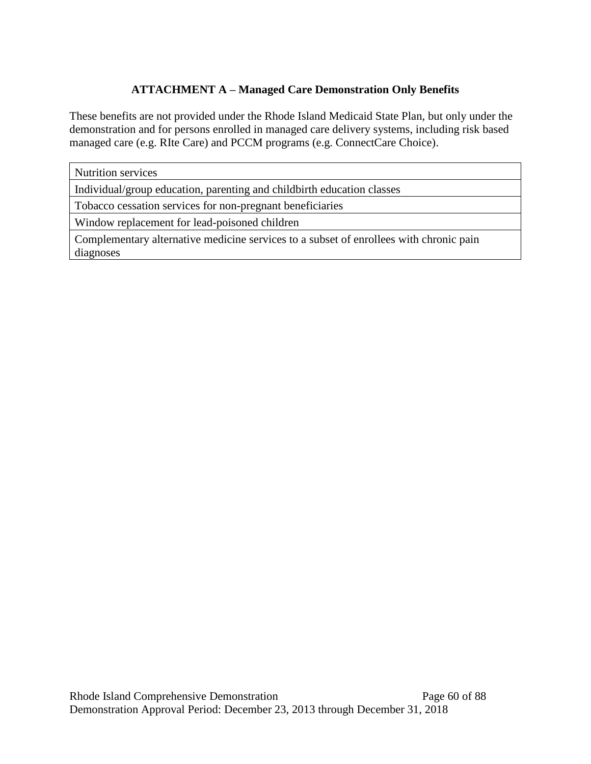## ATTACHMENT A – Managed Care Demonstration Only Benefits

These benefits are not provided under the Rhode Island Medicaid State Plan, but only under the demonstration and for persons enrolled in managed care delivery systems, including risk based managed care (e.g. RIte Care) and PCCM programs (e.g. ConnectCare Choice).

| |
|---|
| Nutrition services |
| Individual/group education, parenting and childbirth education classes |
| Tobacco cessation services for non-pregnant beneficiaries |
| Window replacement for lead-poisoned children |
| Complementary alternative medicine services to a subset of enrollees with chronic pain diagnoses |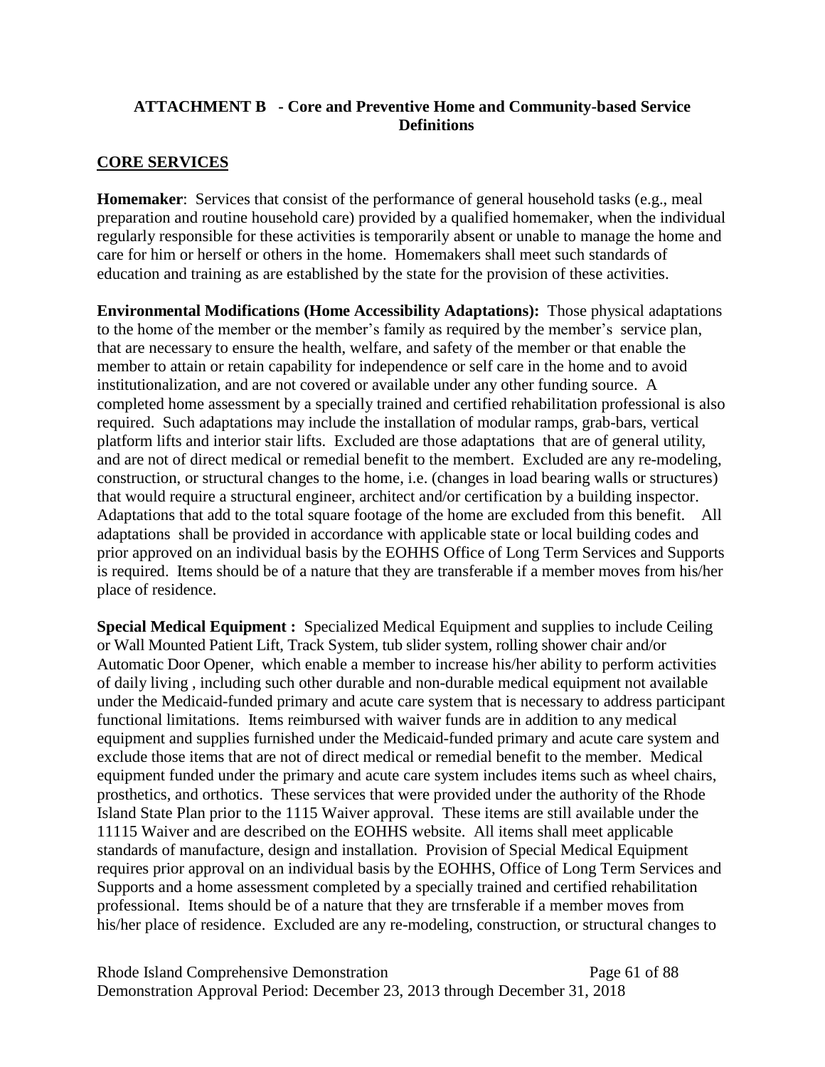### ATTACHMENT B - Core and Preventive Home and Community-based Service Definitions

## CORE SERVICES

**Homemaker**: Services that consist of the performance of general household tasks (e.g., meal preparation and routine household care) provided by a qualified homemaker, when the individual regularly responsible for these activities is temporarily absent or unable to manage the home and care for him or herself or others in the home. Homemakers shall meet such standards of education and training as are established by the state for the provision of these activities.

**Environmental Modifications (Home Accessibility Adaptations):** Those physical adaptations to the home of the member or the member's family as required by the member's service plan, that are necessary to ensure the health, welfare, and safety of the member or that enable the member to attain or retain capability for independence or self care in the home and to avoid institutionalization, and are not covered or available under any other funding source. A completed home assessment by a specially trained and certified rehabilitation professional is also required. Such adaptations may include the installation of modular ramps, grab-bars, vertical platform lifts and interior stair lifts. Excluded are those adaptations that are of general utility, and are not of direct medical or remedial benefit to the membert. Excluded are any re-modeling, construction, or structural changes to the home, i.e. (changes in load bearing walls or structures) that would require a structural engineer, architect and/or certification by a building inspector. Adaptations that add to the total square footage of the home are excluded from this benefit. All adaptations shall be provided in accordance with applicable state or local building codes and prior approved on an individual basis by the EOHHS Office of Long Term Services and Supports is required. Items should be of a nature that they are transferable if a member moves from his/her place of residence.

**Special Medical Equipment :** Specialized Medical Equipment and supplies to include Ceiling or Wall Mounted Patient Lift, Track System, tub slider system, rolling shower chair and/or Automatic Door Opener, which enable a member to increase his/her ability to perform activities of daily living , including such other durable and non-durable medical equipment not available under the Medicaid-funded primary and acute care system that is necessary to address participant functional limitations. Items reimbursed with waiver funds are in addition to any medical equipment and supplies furnished under the Medicaid-funded primary and acute care system and exclude those items that are not of direct medical or remedial benefit to the member. Medical equipment funded under the primary and acute care system includes items such as wheel chairs, prosthetics, and orthotics. These services that were provided under the authority of the Rhode Island State Plan prior to the 1115 Waiver approval. These items are still available under the 11115 Waiver and are described on the EOHHS website. All items shall meet applicable standards of manufacture, design and installation. Provision of Special Medical Equipment requires prior approval on an individual basis by the EOHHS, Office of Long Term Services and Supports and a home assessment completed by a specially trained and certified rehabilitation professional. Items should be of a nature that they are trnsferable if a member moves from his/her place of residence. Excluded are any re-modeling, construction, or structural changes to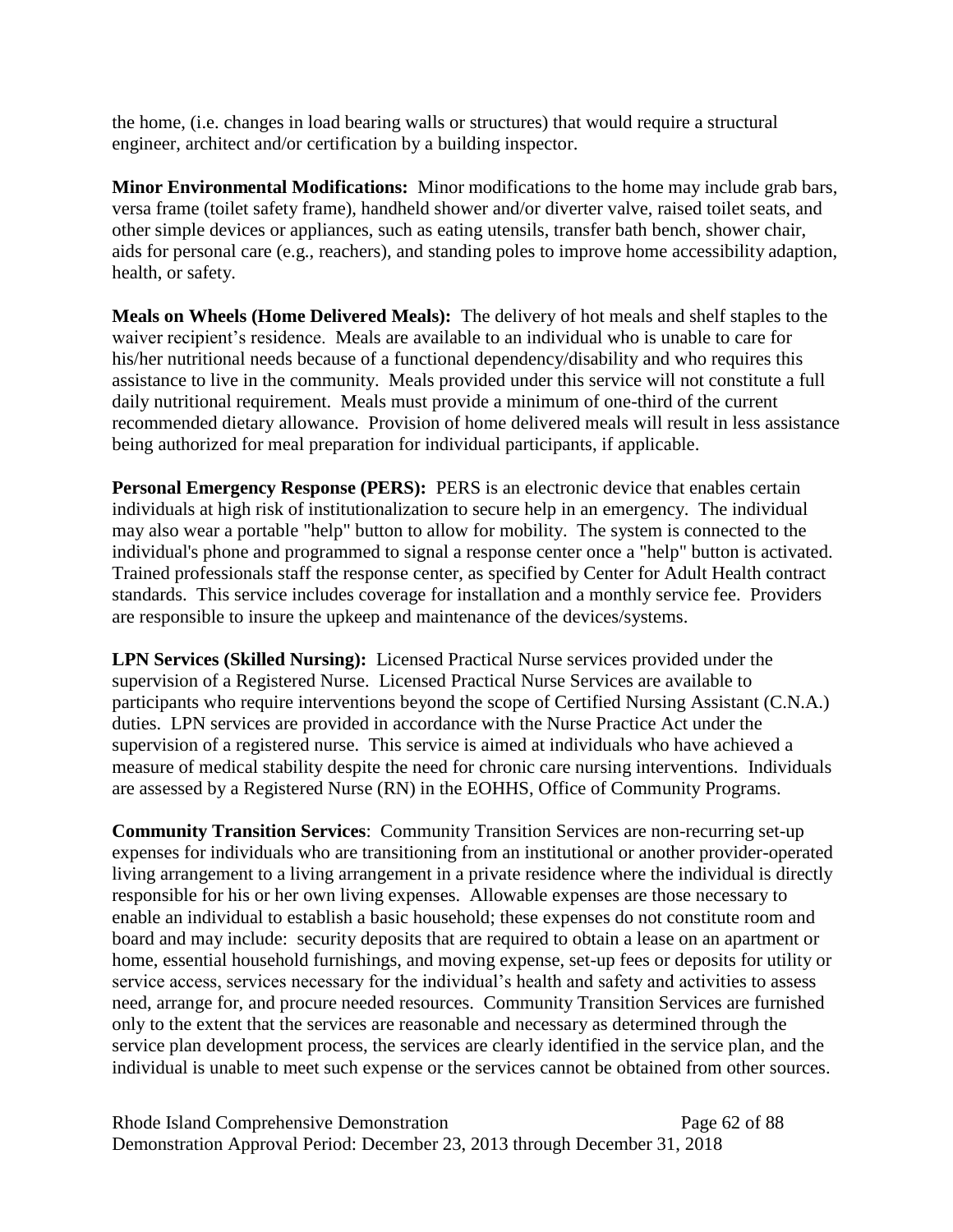the home, (i.e. changes in load bearing walls or structures) that would require a structural engineer, architect and/or certification by a building inspector.

**Minor Environmental Modifications:** Minor modifications to the home may include grab bars, versa frame (toilet safety frame), handheld shower and/or diverter valve, raised toilet seats, and other simple devices or appliances, such as eating utensils, transfer bath bench, shower chair, aids for personal care (e.g., reachers), and standing poles to improve home accessibility adaption, health, or safety.

**Meals on Wheels (Home Delivered Meals):** The delivery of hot meals and shelf staples to the waiver recipient's residence. Meals are available to an individual who is unable to care for his/her nutritional needs because of a functional dependency/disability and who requires this assistance to live in the community. Meals provided under this service will not constitute a full daily nutritional requirement. Meals must provide a minimum of one-third of the current recommended dietary allowance. Provision of home delivered meals will result in less assistance being authorized for meal preparation for individual participants, if applicable.

**Personal Emergency Response (PERS):** PERS is an electronic device that enables certain individuals at high risk of institutionalization to secure help in an emergency. The individual may also wear a portable "help" button to allow for mobility. The system is connected to the individual's phone and programmed to signal a response center once a "help" button is activated. Trained professionals staff the response center, as specified by Center for Adult Health contract standards. This service includes coverage for installation and a monthly service fee. Providers are responsible to insure the upkeep and maintenance of the devices/systems.

**LPN Services (Skilled Nursing):** Licensed Practical Nurse services provided under the supervision of a Registered Nurse. Licensed Practical Nurse Services are available to participants who require interventions beyond the scope of Certified Nursing Assistant (C.N.A.) duties. LPN services are provided in accordance with the Nurse Practice Act under the supervision of a registered nurse. This service is aimed at individuals who have achieved a measure of medical stability despite the need for chronic care nursing interventions. Individuals are assessed by a Registered Nurse (RN) in the EOHHS, Office of Community Programs.

**Community Transition Services**: Community Transition Services are non-recurring set-up expenses for individuals who are transitioning from an institutional or another provider-operated living arrangement to a living arrangement in a private residence where the individual is directly responsible for his or her own living expenses. Allowable expenses are those necessary to enable an individual to establish a basic household; these expenses do not constitute room and board and may include: security deposits that are required to obtain a lease on an apartment or home, essential household furnishings, and moving expense, set-up fees or deposits for utility or service access, services necessary for the individual's health and safety and activities to assess need, arrange for, and procure needed resources. Community Transition Services are furnished only to the extent that the services are reasonable and necessary as determined through the service plan development process, the services are clearly identified in the service plan, and the individual is unable to meet such expense or the services cannot be obtained from other sources.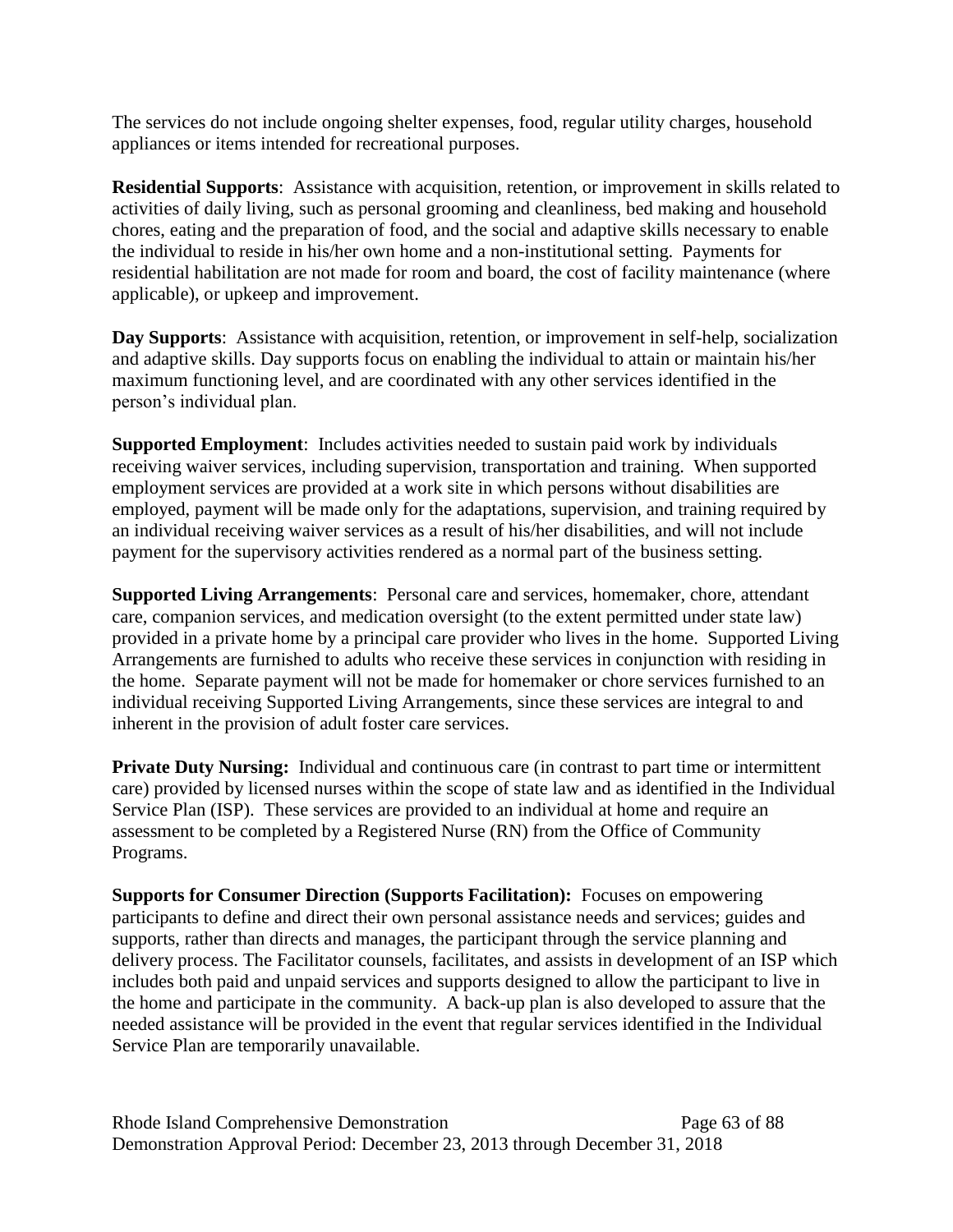The services do not include ongoing shelter expenses, food, regular utility charges, household appliances or items intended for recreational purposes.

**Residential Supports**: Assistance with acquisition, retention, or improvement in skills related to activities of daily living, such as personal grooming and cleanliness, bed making and household chores, eating and the preparation of food, and the social and adaptive skills necessary to enable the individual to reside in his/her own home and a non-institutional setting. Payments for residential habilitation are not made for room and board, the cost of facility maintenance (where applicable), or upkeep and improvement.

**Day Supports**: Assistance with acquisition, retention, or improvement in self-help, socialization and adaptive skills. Day supports focus on enabling the individual to attain or maintain his/her maximum functioning level, and are coordinated with any other services identified in the person's individual plan.

**Supported Employment**: Includes activities needed to sustain paid work by individuals receiving waiver services, including supervision, transportation and training. When supported employment services are provided at a work site in which persons without disabilities are employed, payment will be made only for the adaptations, supervision, and training required by an individual receiving waiver services as a result of his/her disabilities, and will not include payment for the supervisory activities rendered as a normal part of the business setting.

**Supported Living Arrangements**: Personal care and services, homemaker, chore, attendant care, companion services, and medication oversight (to the extent permitted under state law) provided in a private home by a principal care provider who lives in the home. Supported Living Arrangements are furnished to adults who receive these services in conjunction with residing in the home. Separate payment will not be made for homemaker or chore services furnished to an individual receiving Supported Living Arrangements, since these services are integral to and inherent in the provision of adult foster care services.

**Private Duty Nursing:** Individual and continuous care (in contrast to part time or intermittent care) provided by licensed nurses within the scope of state law and as identified in the Individual Service Plan (ISP). These services are provided to an individual at home and require an assessment to be completed by a Registered Nurse (RN) from the Office of Community Programs.

**Supports for Consumer Direction (Supports Facilitation):** Focuses on empowering participants to define and direct their own personal assistance needs and services; guides and supports, rather than directs and manages, the participant through the service planning and delivery process. The Facilitator counsels, facilitates, and assists in development of an ISP which includes both paid and unpaid services and supports designed to allow the participant to live in the home and participate in the community. A back-up plan is also developed to assure that the needed assistance will be provided in the event that regular services identified in the Individual Service Plan are temporarily unavailable.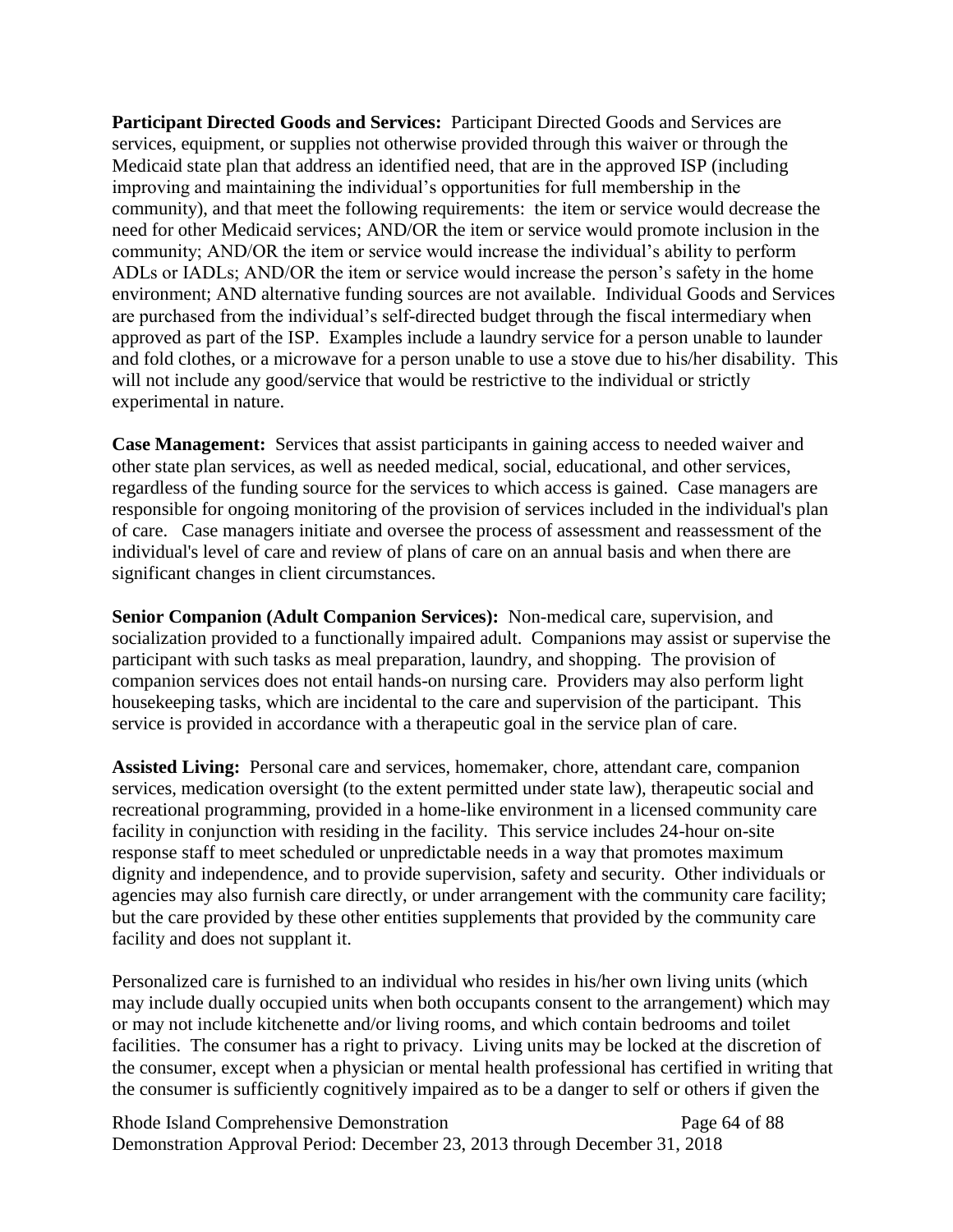**Participant Directed Goods and Services:** Participant Directed Goods and Services are services, equipment, or supplies not otherwise provided through this waiver or through the Medicaid state plan that address an identified need, that are in the approved ISP (including improving and maintaining the individual's opportunities for full membership in the community), and that meet the following requirements: the item or service would decrease the need for other Medicaid services; AND/OR the item or service would promote inclusion in the community; AND/OR the item or service would increase the individual's ability to perform ADLs or IADLs; AND/OR the item or service would increase the person's safety in the home environment; AND alternative funding sources are not available. Individual Goods and Services are purchased from the individual's self-directed budget through the fiscal intermediary when approved as part of the ISP. Examples include a laundry service for a person unable to launder and fold clothes, or a microwave for a person unable to use a stove due to his/her disability. This will not include any good/service that would be restrictive to the individual or strictly experimental in nature.

**Case Management:** Services that assist participants in gaining access to needed waiver and other state plan services, as well as needed medical, social, educational, and other services, regardless of the funding source for the services to which access is gained. Case managers are responsible for ongoing monitoring of the provision of services included in the individual's plan of care. Case managers initiate and oversee the process of assessment and reassessment of the individual's level of care and review of plans of care on an annual basis and when there are significant changes in client circumstances.

**Senior Companion (Adult Companion Services):** Non-medical care, supervision, and socialization provided to a functionally impaired adult. Companions may assist or supervise the participant with such tasks as meal preparation, laundry, and shopping. The provision of companion services does not entail hands-on nursing care. Providers may also perform light housekeeping tasks, which are incidental to the care and supervision of the participant. This service is provided in accordance with a therapeutic goal in the service plan of care.

**Assisted Living:** Personal care and services, homemaker, chore, attendant care, companion services, medication oversight (to the extent permitted under state law), therapeutic social and recreational programming, provided in a home-like environment in a licensed community care facility in conjunction with residing in the facility. This service includes 24-hour on-site response staff to meet scheduled or unpredictable needs in a way that promotes maximum dignity and independence, and to provide supervision, safety and security. Other individuals or agencies may also furnish care directly, or under arrangement with the community care facility; but the care provided by these other entities supplements that provided by the community care facility and does not supplant it.

Personalized care is furnished to an individual who resides in his/her own living units (which may include dually occupied units when both occupants consent to the arrangement) which may or may not include kitchenette and/or living rooms, and which contain bedrooms and toilet facilities. The consumer has a right to privacy. Living units may be locked at the discretion of the consumer, except when a physician or mental health professional has certified in writing that the consumer is sufficiently cognitively impaired as to be a danger to self or others if given the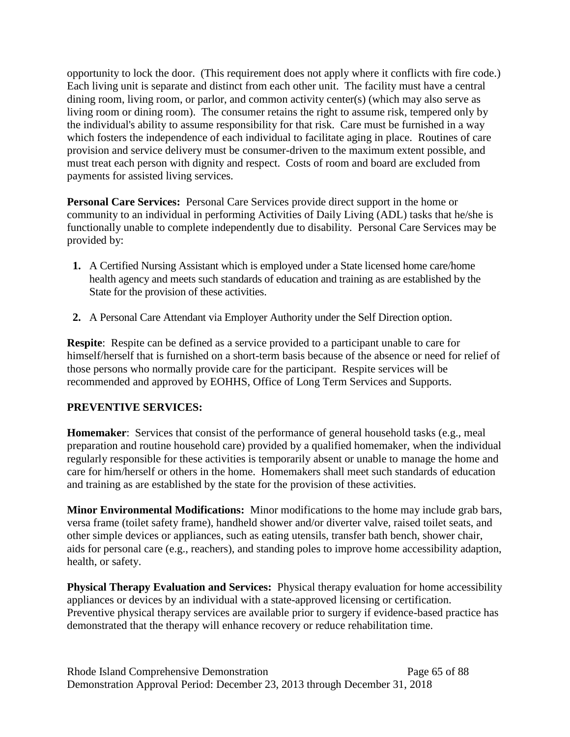opportunity to lock the door. (This requirement does not apply where it conflicts with fire code.) Each living unit is separate and distinct from each other unit. The facility must have a central dining room, living room, or parlor, and common activity center(s) (which may also serve as living room or dining room). The consumer retains the right to assume risk, tempered only by the individual's ability to assume responsibility for that risk. Care must be furnished in a way which fosters the independence of each individual to facilitate aging in place. Routines of care provision and service delivery must be consumer-driven to the maximum extent possible, and must treat each person with dignity and respect. Costs of room and board are excluded from payments for assisted living services.

**Personal Care Services:** Personal Care Services provide direct support in the home or community to an individual in performing Activities of Daily Living (ADL) tasks that he/she is functionally unable to complete independently due to disability. Personal Care Services may be provided by:

1. A Certified Nursing Assistant which is employed under a State licensed home care/home health agency and meets such standards of education and training as are established by the State for the provision of these activities.

2. A Personal Care Attendant via Employer Authority under the Self Direction option.

**Respite**: Respite can be defined as a service provided to a participant unable to care for himself/herself that is furnished on a short-term basis because of the absence or need for relief of those persons who normally provide care for the participant. Respite services will be recommended and approved by EOHHS, Office of Long Term Services and Supports.

**PREVENTIVE SERVICES:**

**Homemaker**: Services that consist of the performance of general household tasks (e.g., meal preparation and routine household care) provided by a qualified homemaker, when the individual regularly responsible for these activities is temporarily absent or unable to manage the home and care for him/herself or others in the home. Homemakers shall meet such standards of education and training as are established by the state for the provision of these activities.

**Minor Environmental Modifications:** Minor modifications to the home may include grab bars, versa frame (toilet safety frame), handheld shower and/or diverter valve, raised toilet seats, and other simple devices or appliances, such as eating utensils, transfer bath bench, shower chair, aids for personal care (e.g., reachers), and standing poles to improve home accessibility adaption, health, or safety.

**Physical Therapy Evaluation and Services:** Physical therapy evaluation for home accessibility appliances or devices by an individual with a state-approved licensing or certification. Preventive physical therapy services are available prior to surgery if evidence-based practice has demonstrated that the therapy will enhance recovery or reduce rehabilitation time.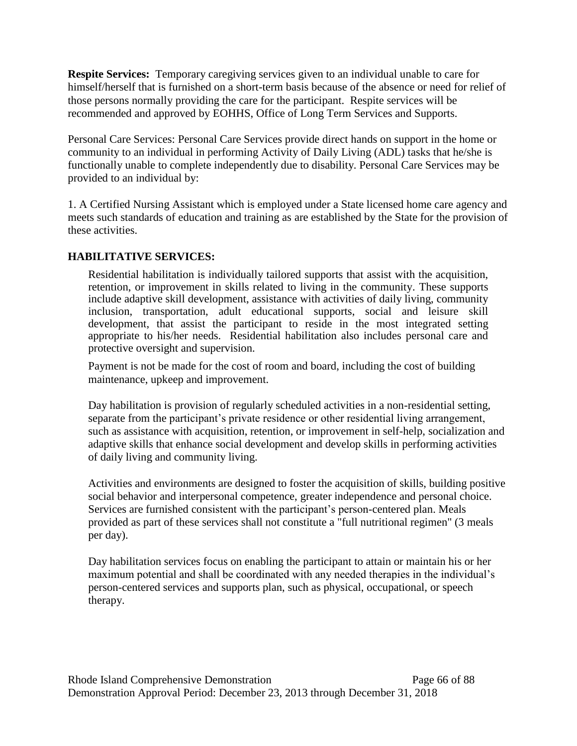**Respite Services:** Temporary caregiving services given to an individual unable to care for himself/herself that is furnished on a short-term basis because of the absence or need for relief of those persons normally providing the care for the participant. Respite services will be recommended and approved by EOHHS, Office of Long Term Services and Supports.

Personal Care Services: Personal Care Services provide direct hands on support in the home or community to an individual in performing Activity of Daily Living (ADL) tasks that he/she is functionally unable to complete independently due to disability. Personal Care Services may be provided to an individual by:

1. A Certified Nursing Assistant which is employed under a State licensed home care agency and meets such standards of education and training as are established by the State for the provision of these activities.

**HABILITATIVE SERVICES:**

Residential habilitation is individually tailored supports that assist with the acquisition, retention, or improvement in skills related to living in the community. These supports include adaptive skill development, assistance with activities of daily living, community inclusion, transportation, adult educational supports, social and leisure skill development, that assist the participant to reside in the most integrated setting appropriate to his/her needs. Residential habilitation also includes personal care and protective oversight and supervision.

Payment is not be made for the cost of room and board, including the cost of building maintenance, upkeep and improvement.

Day habilitation is provision of regularly scheduled activities in a non-residential setting, separate from the participant's private residence or other residential living arrangement, such as assistance with acquisition, retention, or improvement in self-help, socialization and adaptive skills that enhance social development and develop skills in performing activities of daily living and community living.

Activities and environments are designed to foster the acquisition of skills, building positive social behavior and interpersonal competence, greater independence and personal choice. Services are furnished consistent with the participant's person-centered plan. Meals provided as part of these services shall not constitute a "full nutritional regimen" (3 meals per day).

Day habilitation services focus on enabling the participant to attain or maintain his or her maximum potential and shall be coordinated with any needed therapies in the individual's person-centered services and supports plan, such as physical, occupational, or speech therapy.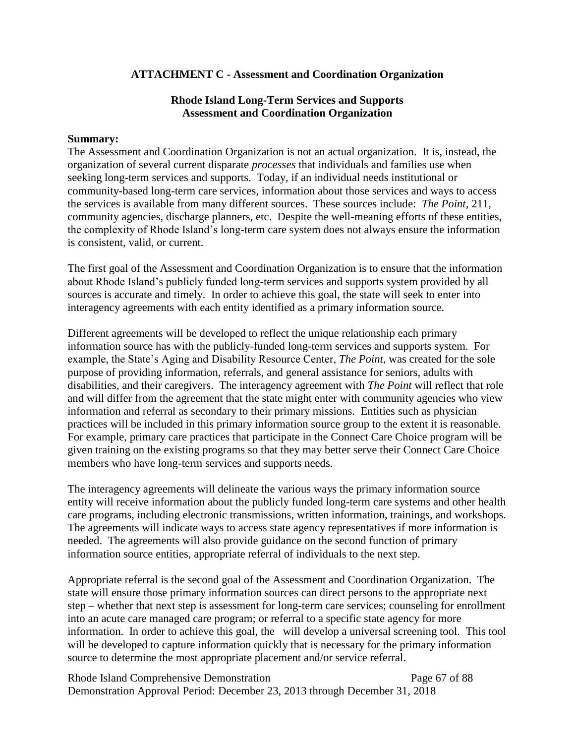**ATTACHMENT C - Assessment and Coordination Organization**

**Rhode Island Long-Term Services and Supports**
**Assessment and Coordination Organization**

**Summary:**
The Assessment and Coordination Organization is not an actual organization. It is, instead, the organization of several current disparate *processes* that individuals and families use when seeking long-term services and supports. Today, if an individual needs institutional or community-based long-term care services, information about those services and ways to access the services is available from many different sources. These sources include: *The Point*, 211, community agencies, discharge planners, etc. Despite the well-meaning efforts of these entities, the complexity of Rhode Island's long-term care system does not always ensure the information is consistent, valid, or current.

The first goal of the Assessment and Coordination Organization is to ensure that the information about Rhode Island's publicly funded long-term services and supports system provided by all sources is accurate and timely. In order to achieve this goal, the state will seek to enter into interagency agreements with each entity identified as a primary information source.

Different agreements will be developed to reflect the unique relationship each primary information source has with the publicly-funded long-term services and supports system. For example, the State's Aging and Disability Resource Center, *The Point*, was created for the sole purpose of providing information, referrals, and general assistance for seniors, adults with disabilities, and their caregivers. The interagency agreement with *The Point* will reflect that role and will differ from the agreement that the state might enter with community agencies who view information and referral as secondary to their primary missions. Entities such as physician practices will be included in this primary information source group to the extent it is reasonable. For example, primary care practices that participate in the Connect Care Choice program will be given training on the existing programs so that they may better serve their Connect Care Choice members who have long-term services and supports needs.

The interagency agreements will delineate the various ways the primary information source entity will receive information about the publicly funded long-term care systems and other health care programs, including electronic transmissions, written information, trainings, and workshops. The agreements will indicate ways to access state agency representatives if more information is needed. The agreements will also provide guidance on the second function of primary information source entities, appropriate referral of individuals to the next step.

Appropriate referral is the second goal of the Assessment and Coordination Organization. The state will ensure those primary information sources can direct persons to the appropriate next step – whether that next step is assessment for long-term care services; counseling for enrollment into an acute care managed care program; or referral to a specific state agency for more information. In order to achieve this goal, the will develop a universal screening tool. This tool will be developed to capture information quickly that is necessary for the primary information source to determine the most appropriate placement and/or service referral.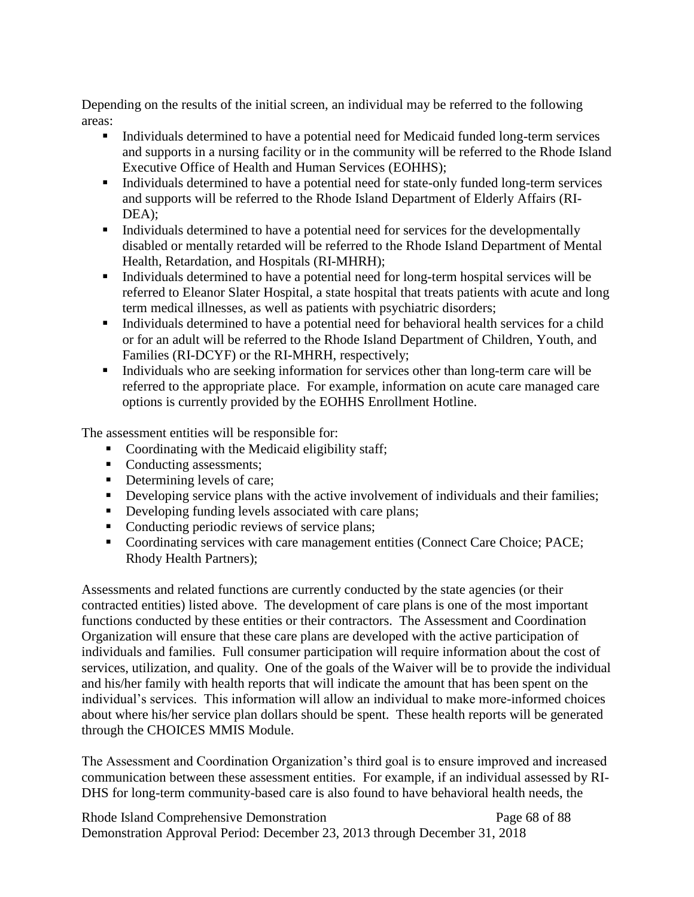Depending on the results of the initial screen, an individual may be referred to the following areas:

- Individuals determined to have a potential need for Medicaid funded long-term services and supports in a nursing facility or in the community will be referred to the Rhode Island Executive Office of Health and Human Services (EOHHS);
- Individuals determined to have a potential need for state-only funded long-term services and supports will be referred to the Rhode Island Department of Elderly Affairs (RI-DEA);
- Individuals determined to have a potential need for services for the developmentally disabled or mentally retarded will be referred to the Rhode Island Department of Mental Health, Retardation, and Hospitals (RI-MHRH);
- Individuals determined to have a potential need for long-term hospital services will be referred to Eleanor Slater Hospital, a state hospital that treats patients with acute and long term medical illnesses, as well as patients with psychiatric disorders;
- Individuals determined to have a potential need for behavioral health services for a child or for an adult will be referred to the Rhode Island Department of Children, Youth, and Families (RI-DCYF) or the RI-MHRH, respectively;
- Individuals who are seeking information for services other than long-term care will be referred to the appropriate place. For example, information on acute care managed care options is currently provided by the EOHHS Enrollment Hotline.

The assessment entities will be responsible for:

- Coordinating with the Medicaid eligibility staff;
- Conducting assessments;
- Determining levels of care;
- Developing service plans with the active involvement of individuals and their families;
- Developing funding levels associated with care plans;
- Conducting periodic reviews of service plans;
- Coordinating services with care management entities (Connect Care Choice; PACE; Rhody Health Partners);

Assessments and related functions are currently conducted by the state agencies (or their contracted entities) listed above. The development of care plans is one of the most important functions conducted by these entities or their contractors. The Assessment and Coordination Organization will ensure that these care plans are developed with the active participation of individuals and families. Full consumer participation will require information about the cost of services, utilization, and quality. One of the goals of the Waiver will be to provide the individual and his/her family with health reports that will indicate the amount that has been spent on the individual's services. This information will allow an individual to make more-informed choices about where his/her service plan dollars should be spent. These health reports will be generated through the CHOICES MMIS Module.

The Assessment and Coordination Organization's third goal is to ensure improved and increased communication between these assessment entities. For example, if an individual assessed by RI-DHS for long-term community-based care is also found to have behavioral health needs, the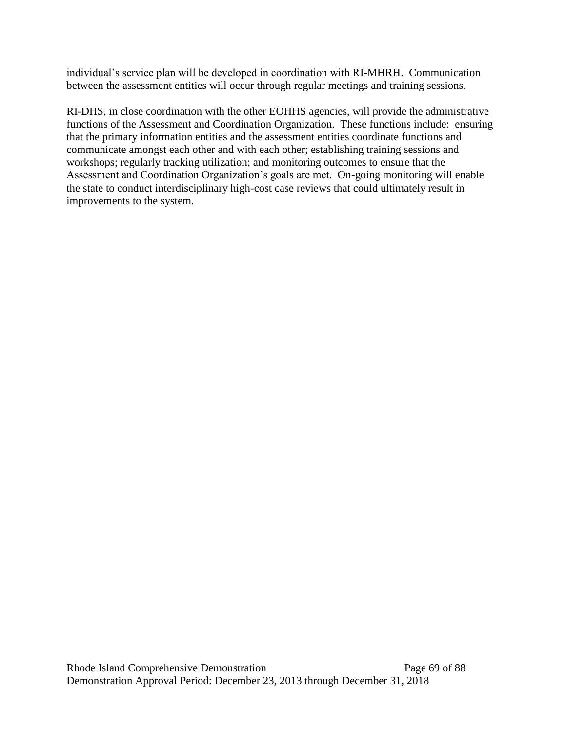individual's service plan will be developed in coordination with RI-MHRH. Communication between the assessment entities will occur through regular meetings and training sessions.

RI-DHS, in close coordination with the other EOHHS agencies, will provide the administrative functions of the Assessment and Coordination Organization. These functions include: ensuring that the primary information entities and the assessment entities coordinate functions and communicate amongst each other and with each other; establishing training sessions and workshops; regularly tracking utilization; and monitoring outcomes to ensure that the Assessment and Coordination Organization's goals are met. On-going monitoring will enable the state to conduct interdisciplinary high-cost case reviews that could ultimately result in improvements to the system.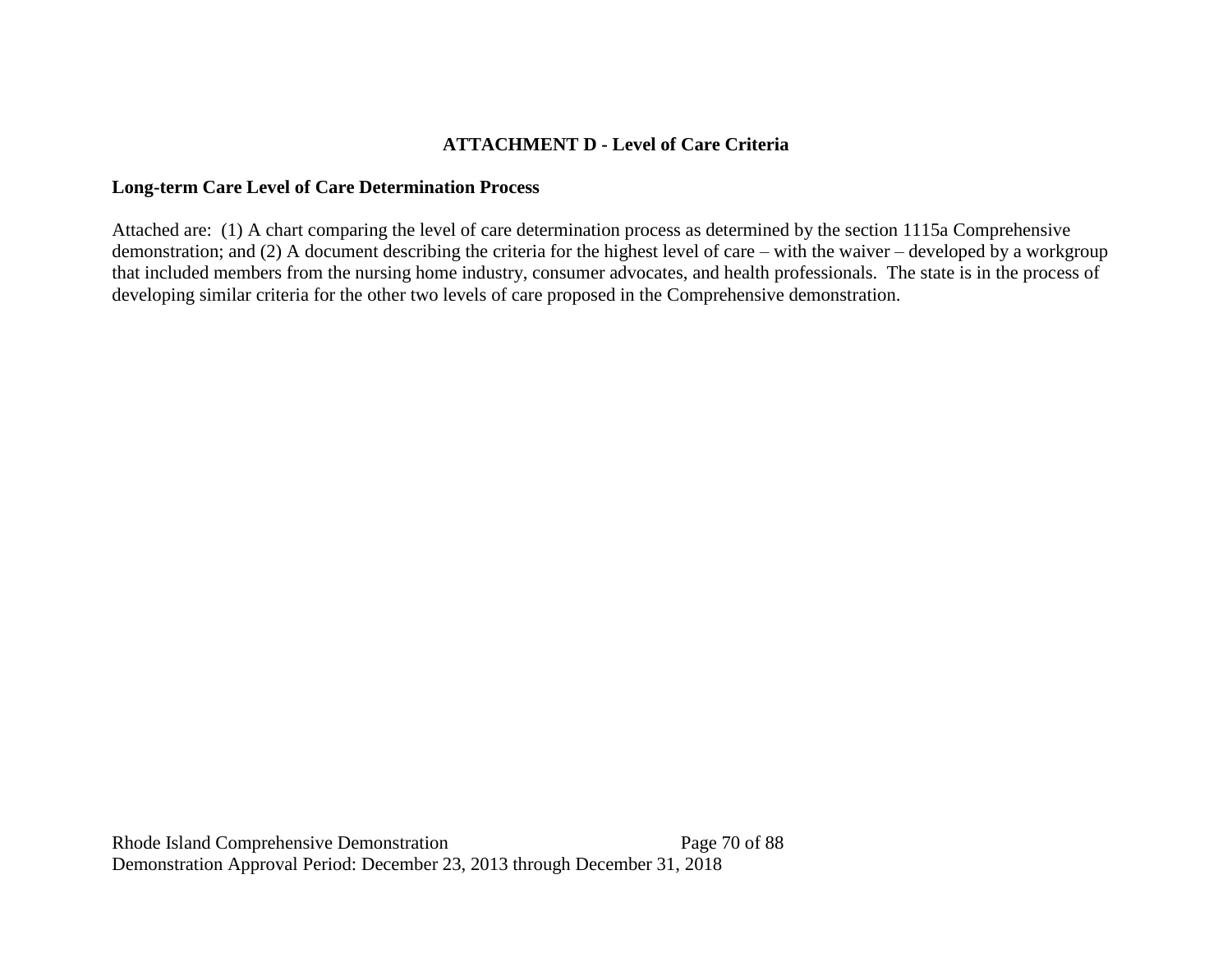# ATTACHMENT D - Level of Care Criteria

## Long-term Care Level of Care Determination Process

Attached are: (1) A chart comparing the level of care determination process as determined by the section 1115a Comprehensive demonstration; and (2) A document describing the criteria for the highest level of care – with the waiver – developed by a workgroup that included members from the nursing home industry, consumer advocates, and health professionals. The state is in the process of developing similar criteria for the other two levels of care proposed in the Comprehensive demonstration.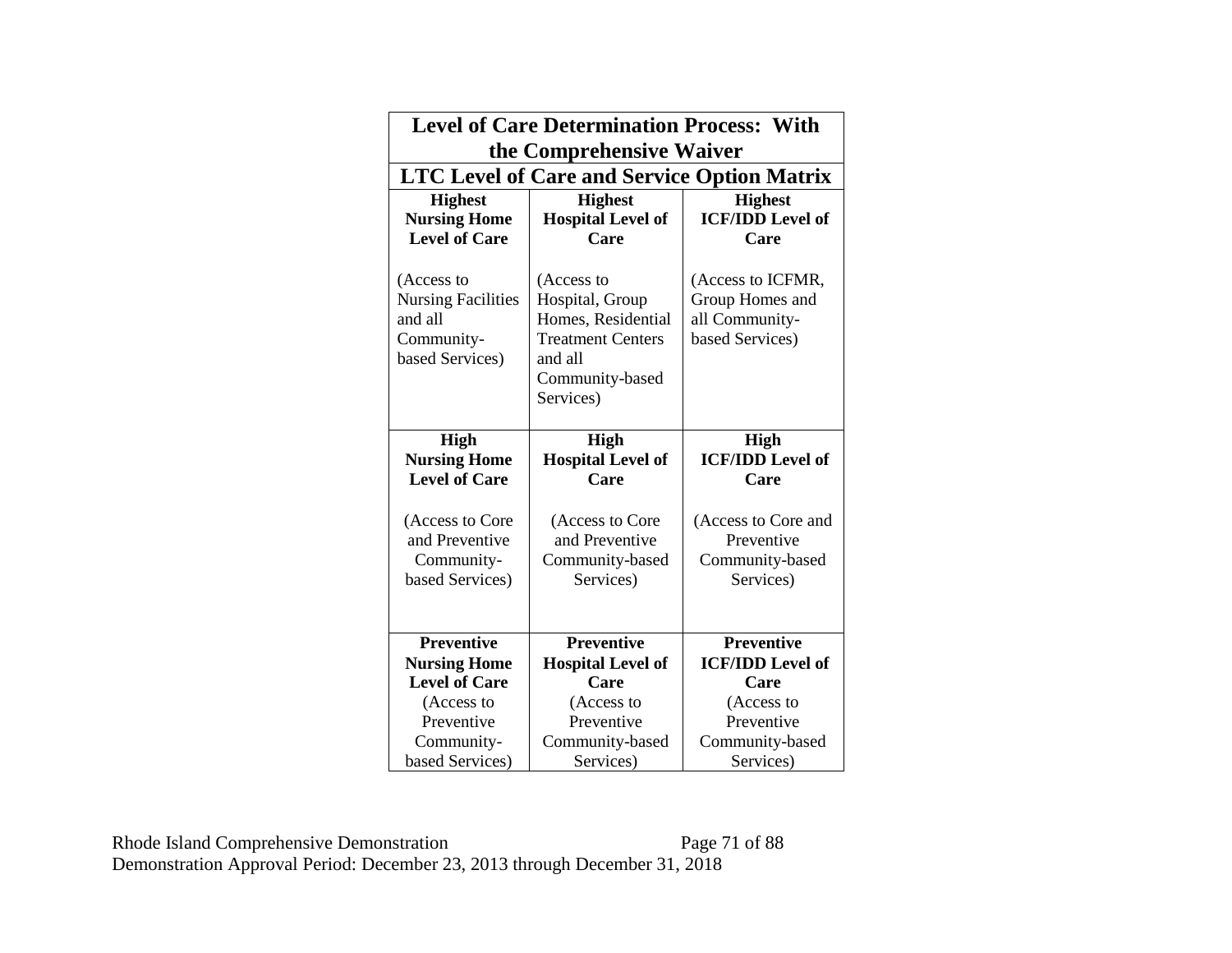| **Level of Care Determination Process: With the Comprehensive Waiver** | | |
|---|---|---|
| **LTC Level of Care and Service Option Matrix** | | |
| **Highest Nursing Home Level of Care** (Access to Nursing Facilities and all Community-based Services) | **Highest Hospital Level of Care** (Access to Hospital, Group Homes, Residential Treatment Centers and all Community-based Services) | **Highest ICF/IDD Level of Care** (Access to ICFMR, Group Homes and all Community-based Services) |
| **High Nursing Home Level of Care** (Access to Core and Preventive Community-based Services) | **High Hospital Level of Care** (Access to Core and Preventive Community-based Services) | **High ICF/IDD Level of Care** (Access to Core and Preventive Community-based Services) |
| **Preventive Nursing Home Level of Care** (Access to Preventive Community-based Services) | **Preventive Hospital Level of Care** (Access to Preventive Community-based Services) | **Preventive ICF/IDD Level of Care** (Access to Preventive Community-based Services) |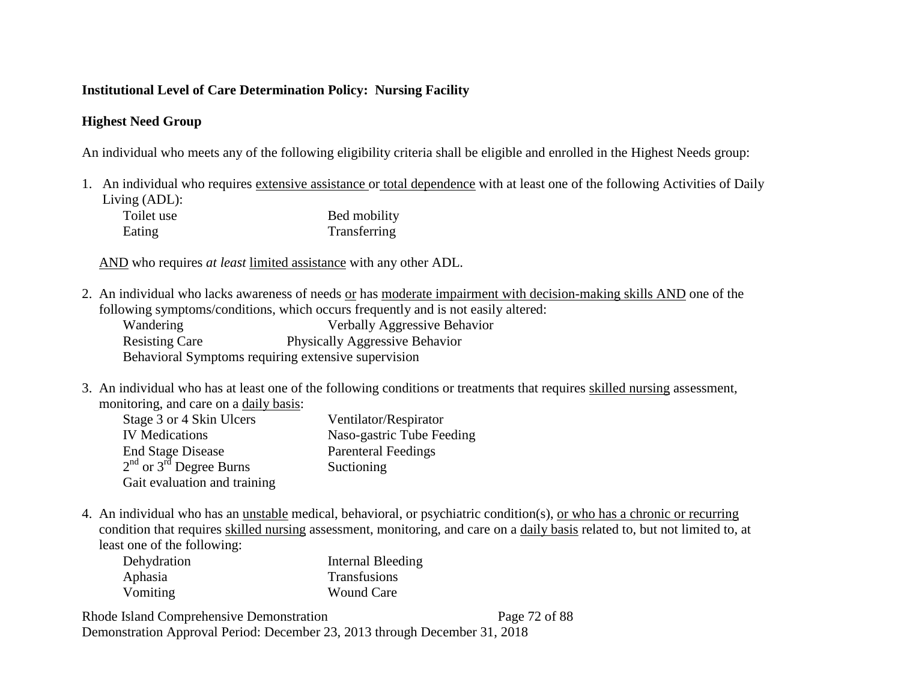**Institutional Level of Care Determination Policy: Nursing Facility**

**Highest Need Group**

An individual who meets any of the following eligibility criteria shall be eligible and enrolled in the Highest Needs group:

1. An individual who requires extensive assistance or total dependence with at least one of the following Activities of Daily Living (ADL):

   | | |
   |---|---|
   | Toilet use | Bed mobility |
   | Eating | Transferring |

   AND who requires *at least* limited assistance with any other ADL.

2. An individual who lacks awareness of needs or has moderate impairment with decision-making skills AND one of the following symptoms/conditions, which occurs frequently and is not easily altered:

   | | |
   |---|---|
   | Wandering | Verbally Aggressive Behavior |
   | Resisting Care | Physically Aggressive Behavior |
   | Behavioral Symptoms requiring extensive supervision | |

3. An individual who has at least one of the following conditions or treatments that requires skilled nursing assessment, monitoring, and care on a daily basis:

   | | |
   |---|---|
   | Stage 3 or 4 Skin Ulcers | Ventilator/Respirator |
   | IV Medications | Naso-gastric Tube Feeding |
   | End Stage Disease | Parenteral Feedings |
   | 2nd or 3rd Degree Burns | Suctioning |
   | Gait evaluation and training | |

4. An individual who has an unstable medical, behavioral, or psychiatric condition(s), or who has a chronic or recurring condition that requires skilled nursing assessment, monitoring, and care on a daily basis related to, but not limited to, at least one of the following:

   | | |
   |---|---|
   | Dehydration | Internal Bleeding |
   | Aphasia | Transfusions |
   | Vomiting | Wound Care |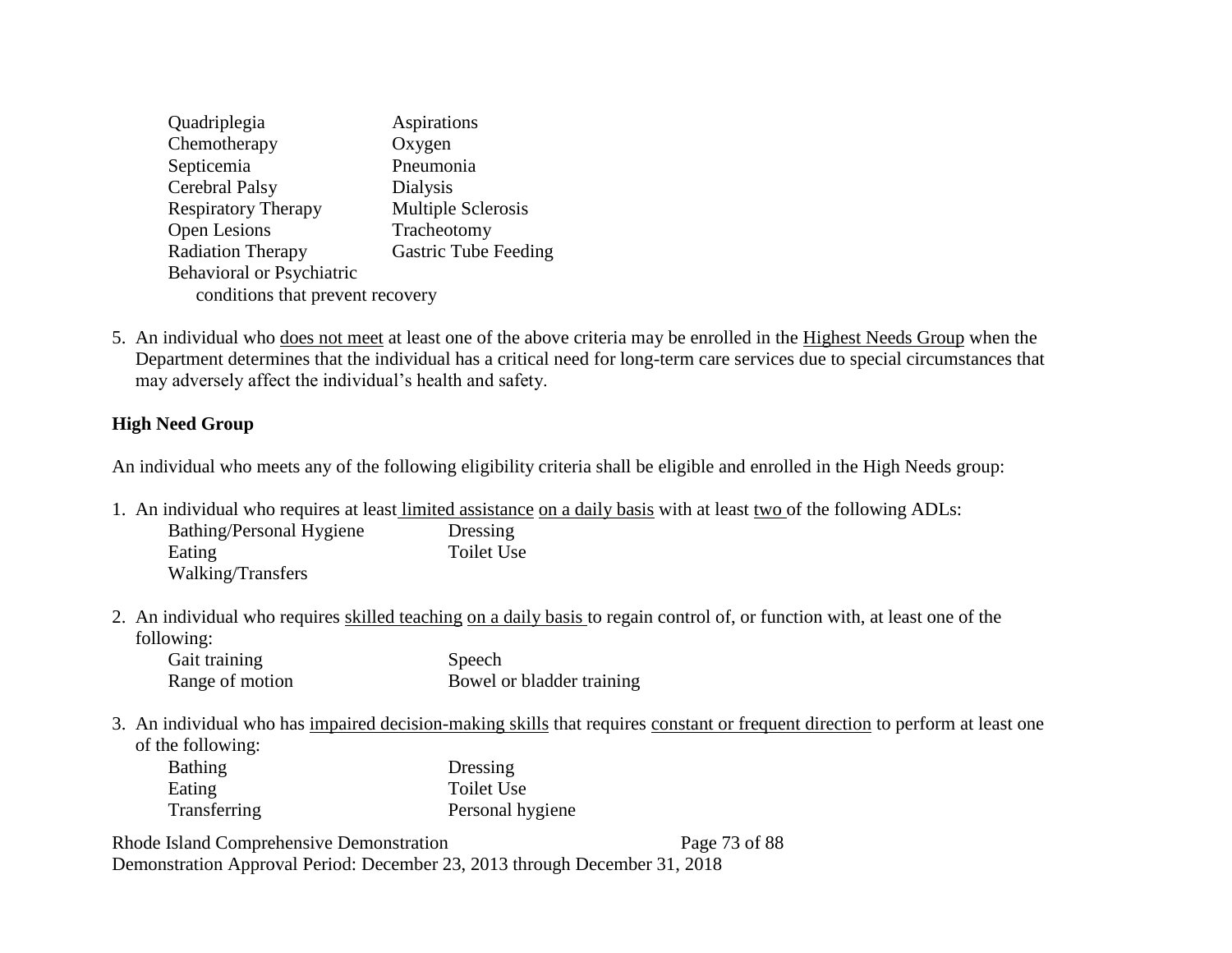| | |
|---|---|
| Quadriplegia | Aspirations |
| Chemotherapy | Oxygen |
| Septicemia | Pneumonia |
| Cerebral Palsy | Dialysis |
| Respiratory Therapy | Multiple Sclerosis |
| Open Lesions | Tracheotomy |
| Radiation Therapy | Gastric Tube Feeding |
| Behavioral or Psychiatric conditions that prevent recovery | |

5. An individual who <u>does not meet</u> at least one of the above criteria may be enrolled in the <u>Highest Needs Group</u> when the Department determines that the individual has a critical need for long-term care services due to special circumstances that may adversely affect the individual's health and safety.

**High Need Group**

An individual who meets any of the following eligibility criteria shall be eligible and enrolled in the High Needs group:

1. An individual who requires at least <u>limited assistance</u> <u>on a daily basis</u> with at least <u>two</u> of the following ADLs:

| | |
|---|---|
| Bathing/Personal Hygiene | Dressing |
| Eating | Toilet Use |
| Walking/Transfers | |

2. An individual who requires <u>skilled teaching</u> <u>on a daily basis</u> to regain control of, or function with, at least one of the following:

| | |
|---|---|
| Gait training | Speech |
| Range of motion | Bowel or bladder training |

3. An individual who has <u>impaired decision-making skills</u> that requires <u>constant or frequent direction</u> to perform at least one of the following:

| | |
|---|---|
| Bathing | Dressing |
| Eating | Toilet Use |
| Transferring | Personal hygiene |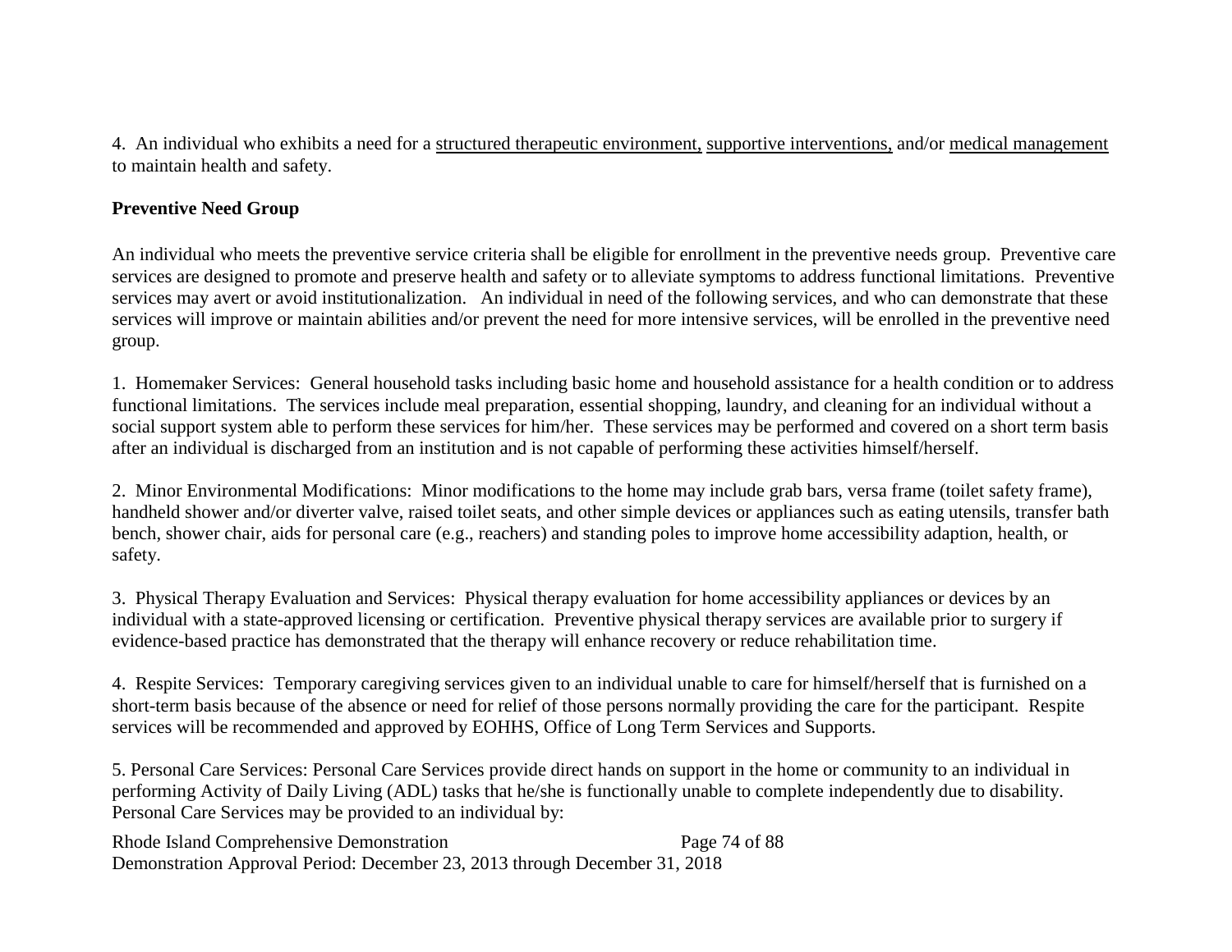4. An individual who exhibits a need for a structured therapeutic environment, supportive interventions, and/or medical management to maintain health and safety.

**Preventive Need Group**

An individual who meets the preventive service criteria shall be eligible for enrollment in the preventive needs group. Preventive care services are designed to promote and preserve health and safety or to alleviate symptoms to address functional limitations. Preventive services may avert or avoid institutionalization. An individual in need of the following services, and who can demonstrate that these services will improve or maintain abilities and/or prevent the need for more intensive services, will be enrolled in the preventive need group.

1. Homemaker Services: General household tasks including basic home and household assistance for a health condition or to address functional limitations. The services include meal preparation, essential shopping, laundry, and cleaning for an individual without a social support system able to perform these services for him/her. These services may be performed and covered on a short term basis after an individual is discharged from an institution and is not capable of performing these activities himself/herself.

2. Minor Environmental Modifications: Minor modifications to the home may include grab bars, versa frame (toilet safety frame), handheld shower and/or diverter valve, raised toilet seats, and other simple devices or appliances such as eating utensils, transfer bath bench, shower chair, aids for personal care (e.g., reachers) and standing poles to improve home accessibility adaption, health, or safety.

3. Physical Therapy Evaluation and Services: Physical therapy evaluation for home accessibility appliances or devices by an individual with a state-approved licensing or certification. Preventive physical therapy services are available prior to surgery if evidence-based practice has demonstrated that the therapy will enhance recovery or reduce rehabilitation time.

4. Respite Services: Temporary caregiving services given to an individual unable to care for himself/herself that is furnished on a short-term basis because of the absence or need for relief of those persons normally providing the care for the participant. Respite services will be recommended and approved by EOHHS, Office of Long Term Services and Supports.

5. Personal Care Services: Personal Care Services provide direct hands on support in the home or community to an individual in performing Activity of Daily Living (ADL) tasks that he/she is functionally unable to complete independently due to disability. Personal Care Services may be provided to an individual by: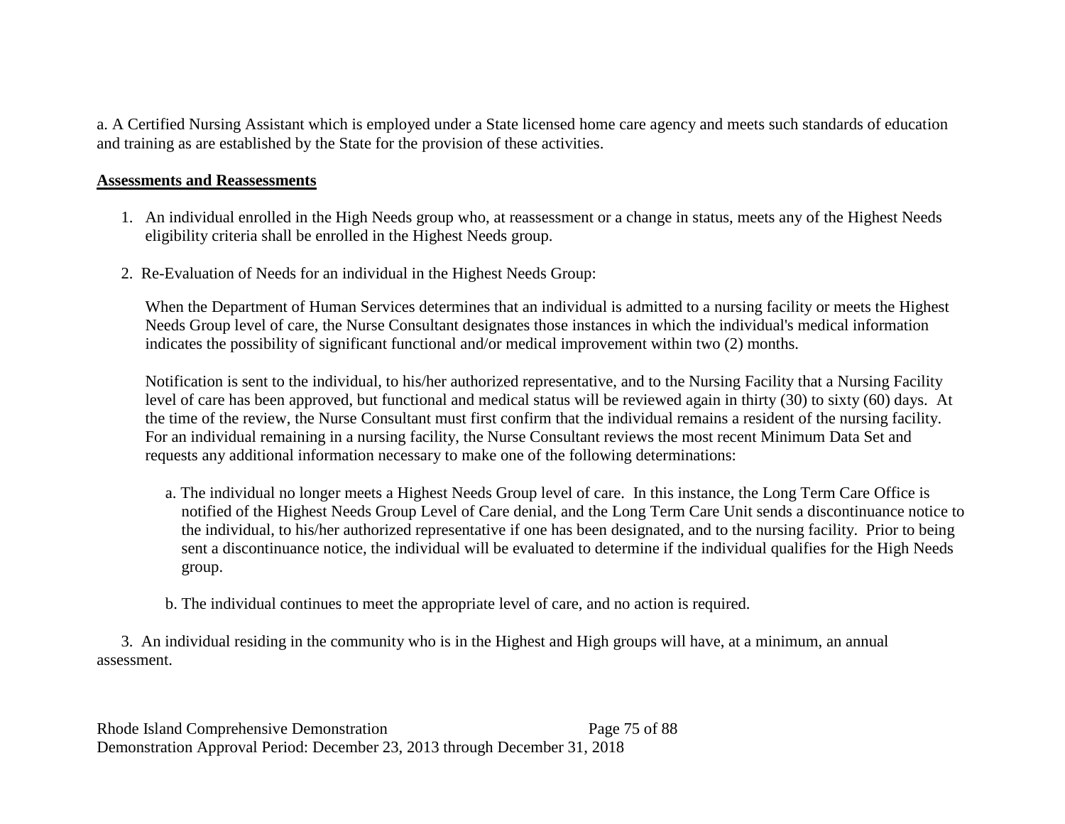a. A Certified Nursing Assistant which is employed under a State licensed home care agency and meets such standards of education and training as are established by the State for the provision of these activities.

**Assessments and Reassessments**

1. An individual enrolled in the High Needs group who, at reassessment or a change in status, meets any of the Highest Needs eligibility criteria shall be enrolled in the Highest Needs group.

2. Re-Evaluation of Needs for an individual in the Highest Needs Group:

   When the Department of Human Services determines that an individual is admitted to a nursing facility or meets the Highest Needs Group level of care, the Nurse Consultant designates those instances in which the individual's medical information indicates the possibility of significant functional and/or medical improvement within two (2) months.

   Notification is sent to the individual, to his/her authorized representative, and to the Nursing Facility that a Nursing Facility level of care has been approved, but functional and medical status will be reviewed again in thirty (30) to sixty (60) days. At the time of the review, the Nurse Consultant must first confirm that the individual remains a resident of the nursing facility. For an individual remaining in a nursing facility, the Nurse Consultant reviews the most recent Minimum Data Set and requests any additional information necessary to make one of the following determinations:

   a. The individual no longer meets a Highest Needs Group level of care. In this instance, the Long Term Care Office is notified of the Highest Needs Group Level of Care denial, and the Long Term Care Unit sends a discontinuance notice to the individual, to his/her authorized representative if one has been designated, and to the nursing facility. Prior to being sent a discontinuance notice, the individual will be evaluated to determine if the individual qualifies for the High Needs group.

   b. The individual continues to meet the appropriate level of care, and no action is required.

3. An individual residing in the community who is in the Highest and High groups will have, at a minimum, an annual assessment.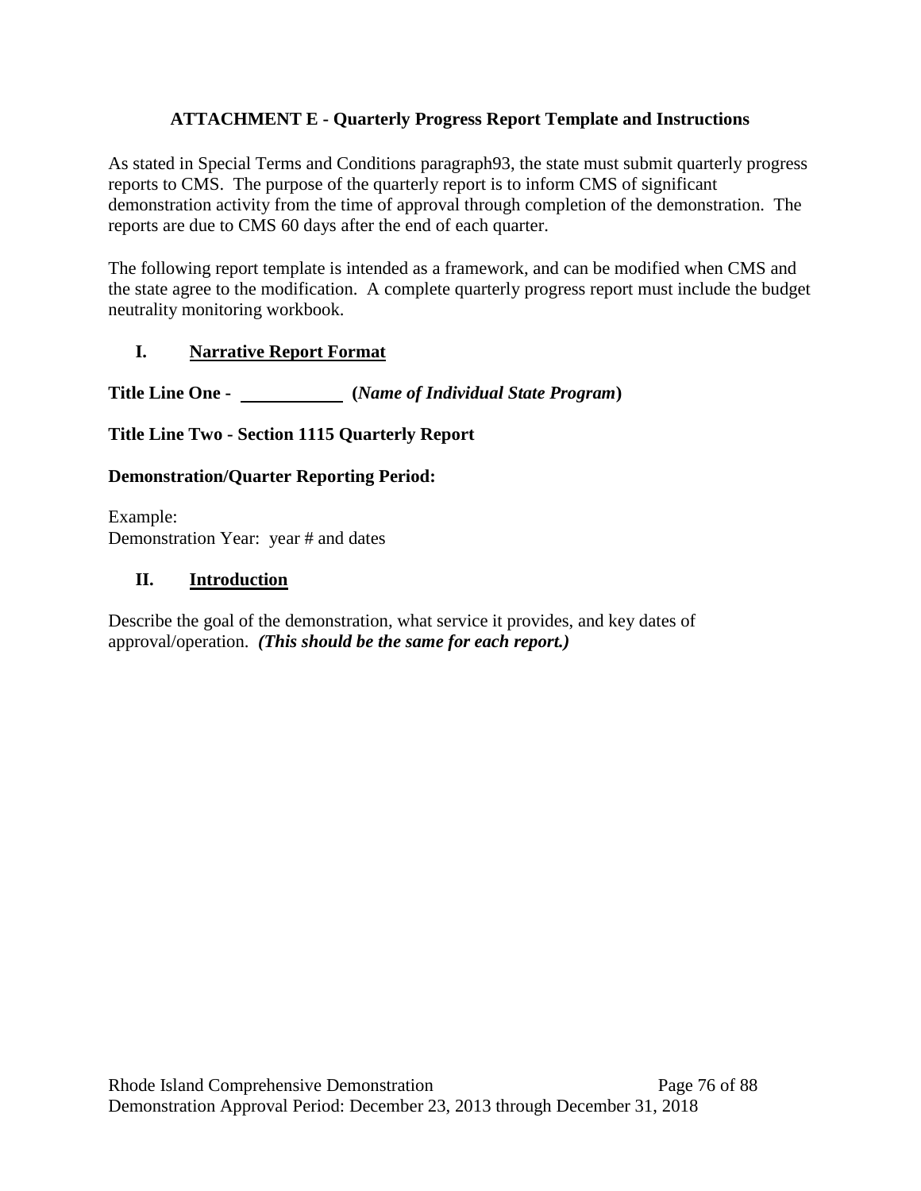**ATTACHMENT E - Quarterly Progress Report Template and Instructions**

As stated in Special Terms and Conditions paragraph93, the state must submit quarterly progress reports to CMS. The purpose of the quarterly report is to inform CMS of significant demonstration activity from the time of approval through completion of the demonstration. The reports are due to CMS 60 days after the end of each quarter.

The following report template is intended as a framework, and can be modified when CMS and the state agree to the modification. A complete quarterly progress report must include the budget neutrality monitoring workbook.

## I. Narrative Report Format

**Title Line One - ____________ (*Name of Individual State Program*)**

**Title Line Two - Section 1115 Quarterly Report**

**Demonstration/Quarter Reporting Period:**

Example:
Demonstration Year: year # and dates

## II. Introduction

Describe the goal of the demonstration, what service it provides, and key dates of approval/operation. ***(This should be the same for each report.)***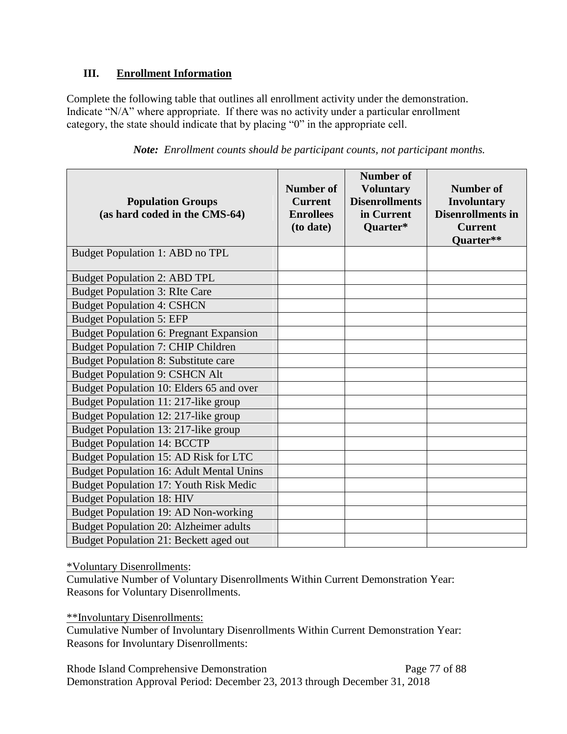### III. Enrollment Information

Complete the following table that outlines all enrollment activity under the demonstration. Indicate "N/A" where appropriate. If there was no activity under a particular enrollment category, the state should indicate that by placing "0" in the appropriate cell.

***Note:** Enrollment counts should be participant counts, not participant months.*

| Population Groups (as hard coded in the CMS-64) | Number of Current Enrollees (to date) | Number of Voluntary Disenrollments in Current Quarter* | Number of Involuntary Disenrollments in Current Quarter** |
|---|---|---|---|
| Budget Population 1: ABD no TPL | | | |
| Budget Population 2: ABD TPL | | | |
| Budget Population 3: RIte Care | | | |
| Budget Population 4: CSHCN | | | |
| Budget Population 5: EFP | | | |
| Budget Population 6: Pregnant Expansion | | | |
| Budget Population 7: CHIP Children | | | |
| Budget Population 8: Substitute care | | | |
| Budget Population 9: CSHCN Alt | | | |
| Budget Population 10: Elders 65 and over | | | |
| Budget Population 11: 217-like group | | | |
| Budget Population 12: 217-like group | | | |
| Budget Population 13: 217-like group | | | |
| Budget Population 14: BCCTP | | | |
| Budget Population 15: AD Risk for LTC | | | |
| Budget Population 16: Adult Mental Unins | | | |
| Budget Population 17: Youth Risk Medic | | | |
| Budget Population 18: HIV | | | |
| Budget Population 19: AD Non-working | | | |
| Budget Population 20: Alzheimer adults | | | |
| Budget Population 21: Beckett aged out | | | |

*Voluntary Disenrollments:
Cumulative Number of Voluntary Disenrollments Within Current Demonstration Year:
Reasons for Voluntary Disenrollments.

**Involuntary Disenrollments:
Cumulative Number of Involuntary Disenrollments Within Current Demonstration Year:
Reasons for Involuntary Disenrollments: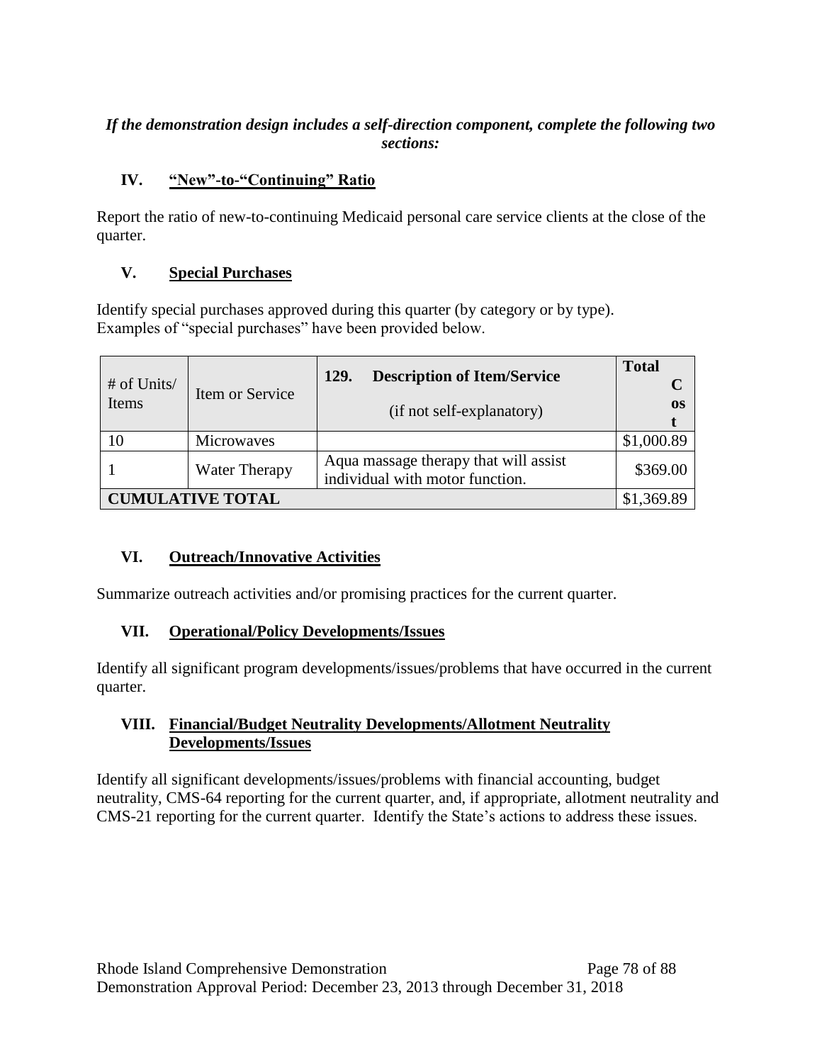***If the demonstration design includes a self-direction component, complete the following two sections:***

## IV. "New"-to-"Continuing" Ratio

Report the ratio of new-to-continuing Medicaid personal care service clients at the close of the quarter.

## V. Special Purchases

Identify special purchases approved during this quarter (by category or by type). Examples of "special purchases" have been provided below.

| # of Units/ Items | Item or Service | 129. **Description of Item/Service** (if not self-explanatory) | **Total Cost** |
|---|---|---|---|
| 10 | Microwaves | | $1,000.89 |
| 1 | Water Therapy | Aqua massage therapy that will assist individual with motor function. | $369.00 |
| **CUMULATIVE TOTAL** | | | $1,369.89 |

## VI. Outreach/Innovative Activities

Summarize outreach activities and/or promising practices for the current quarter.

## VII. Operational/Policy Developments/Issues

Identify all significant program developments/issues/problems that have occurred in the current quarter.

## VIII. Financial/Budget Neutrality Developments/Allotment Neutrality Developments/Issues

Identify all significant developments/issues/problems with financial accounting, budget neutrality, CMS-64 reporting for the current quarter, and, if appropriate, allotment neutrality and CMS-21 reporting for the current quarter. Identify the State's actions to address these issues.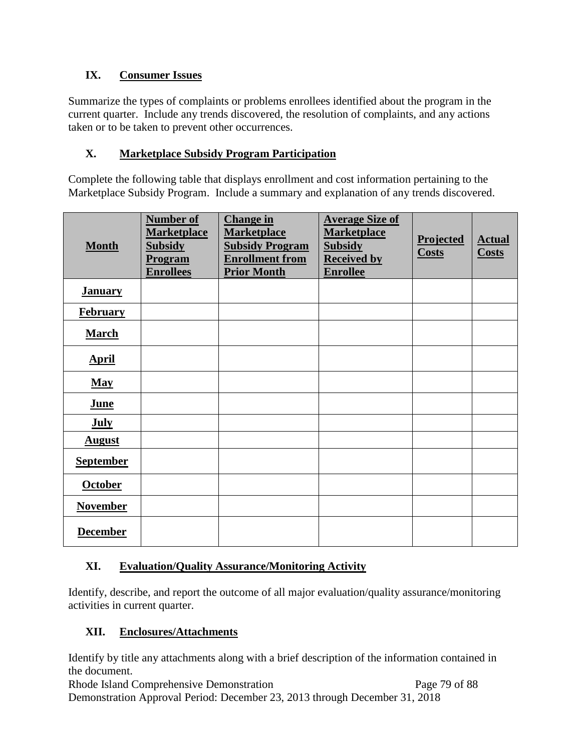## IX. Consumer Issues

Summarize the types of complaints or problems enrollees identified about the program in the current quarter. Include any trends discovered, the resolution of complaints, and any actions taken or to be taken to prevent other occurrences.

## X. Marketplace Subsidy Program Participation

Complete the following table that displays enrollment and cost information pertaining to the Marketplace Subsidy Program. Include a summary and explanation of any trends discovered.

| Month | Number of Marketplace Subsidy Program Enrollees | Change in Marketplace Subsidy Program Enrollment from Prior Month | Average Size of Marketplace Subsidy Received by Enrollee | Projected Costs | Actual Costs |
|---|---|---|---|---|---|
| January | | | | | |
| February | | | | | |
| March | | | | | |
| April | | | | | |
| May | | | | | |
| June | | | | | |
| July | | | | | |
| August | | | | | |
| September | | | | | |
| October | | | | | |
| November | | | | | |
| December | | | | | |

## XI. Evaluation/Quality Assurance/Monitoring Activity

Identify, describe, and report the outcome of all major evaluation/quality assurance/monitoring activities in current quarter.

## XII. Enclosures/Attachments

Identify by title any attachments along with a brief description of the information contained in the document.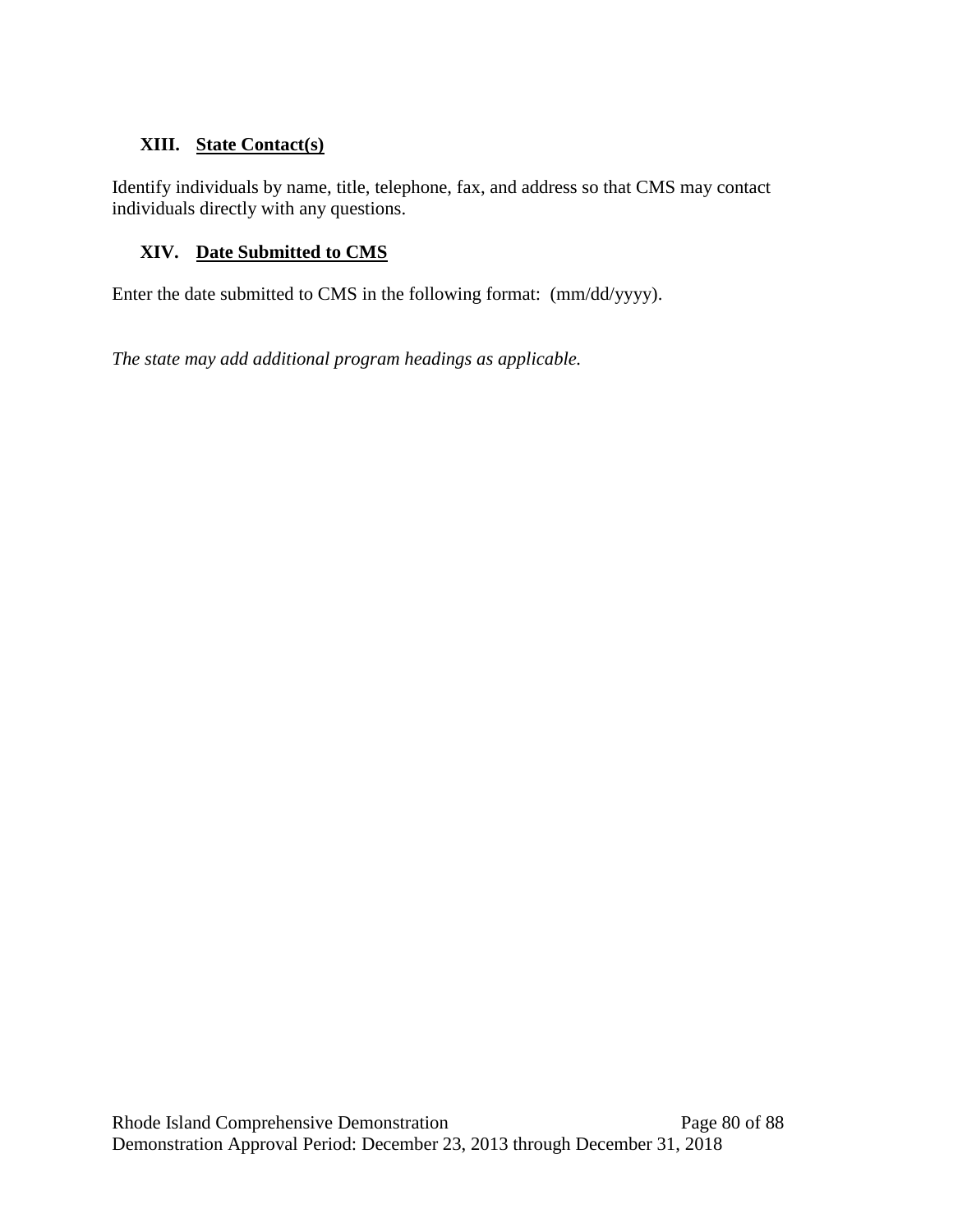### XIII. State Contact(s)

Identify individuals by name, title, telephone, fax, and address so that CMS may contact individuals directly with any questions.

### XIV. Date Submitted to CMS

Enter the date submitted to CMS in the following format: (mm/dd/yyyy).

*The state may add additional program headings as applicable.*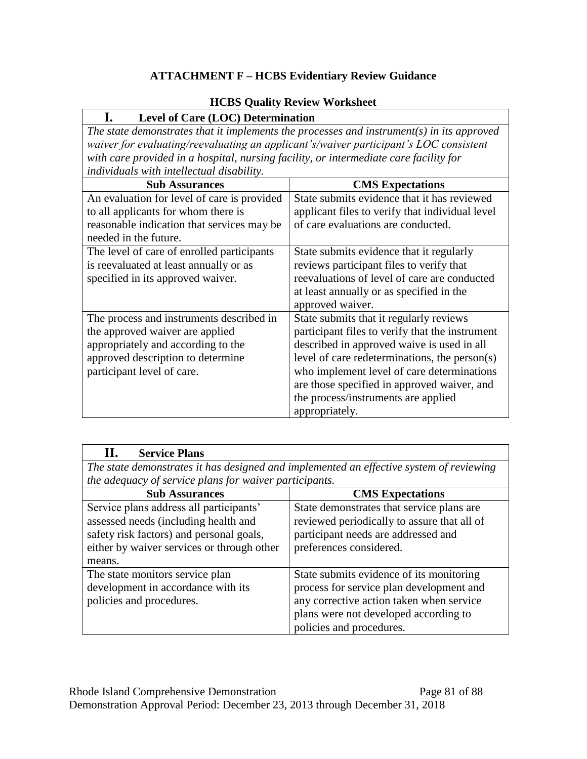## ATTACHMENT F – HCBS Evidentiary Review Guidance

### HCBS Quality Review Worksheet

| **I. Level of Care (LOC) Determination** | |
|---|---|
| *The state demonstrates that it implements the processes and instrument(s) in its approved waiver for evaluating/reevaluating an applicant's/waiver participant's LOC consistent with care provided in a hospital, nursing facility, or intermediate care facility for individuals with intellectual disability.* | |
| **Sub Assurances** | **CMS Expectations** |
| An evaluation for level of care is provided to all applicants for whom there is reasonable indication that services may be needed in the future. | State submits evidence that it has reviewed applicant files to verify that individual level of care evaluations are conducted. |
| The level of care of enrolled participants is reevaluated at least annually or as specified in its approved waiver. | State submits evidence that it regularly reviews participant files to verify that reevaluations of level of care are conducted at least annually or as specified in the approved waiver. |
| The process and instruments described in the approved waiver are applied appropriately and according to the approved description to determine participant level of care. | State submits that it regularly reviews participant files to verify that the instrument described in approved waive is used in all level of care redeterminations, the person(s) who implement level of care determinations are those specified in approved waiver, and the process/instruments are applied appropriately. |

| **II. Service Plans** | |
|---|---|
| *The state demonstrates it has designed and implemented an effective system of reviewing the adequacy of service plans for waiver participants.* | |
| **Sub Assurances** | **CMS Expectations** |
| Service plans address all participants' assessed needs (including health and safety risk factors) and personal goals, either by waiver services or through other means. | State demonstrates that service plans are reviewed periodically to assure that all of participant needs are addressed and preferences considered. |
| The state monitors service plan development in accordance with its policies and procedures. | State submits evidence of its monitoring process for service plan development and any corrective action taken when service plans were not developed according to policies and procedures. |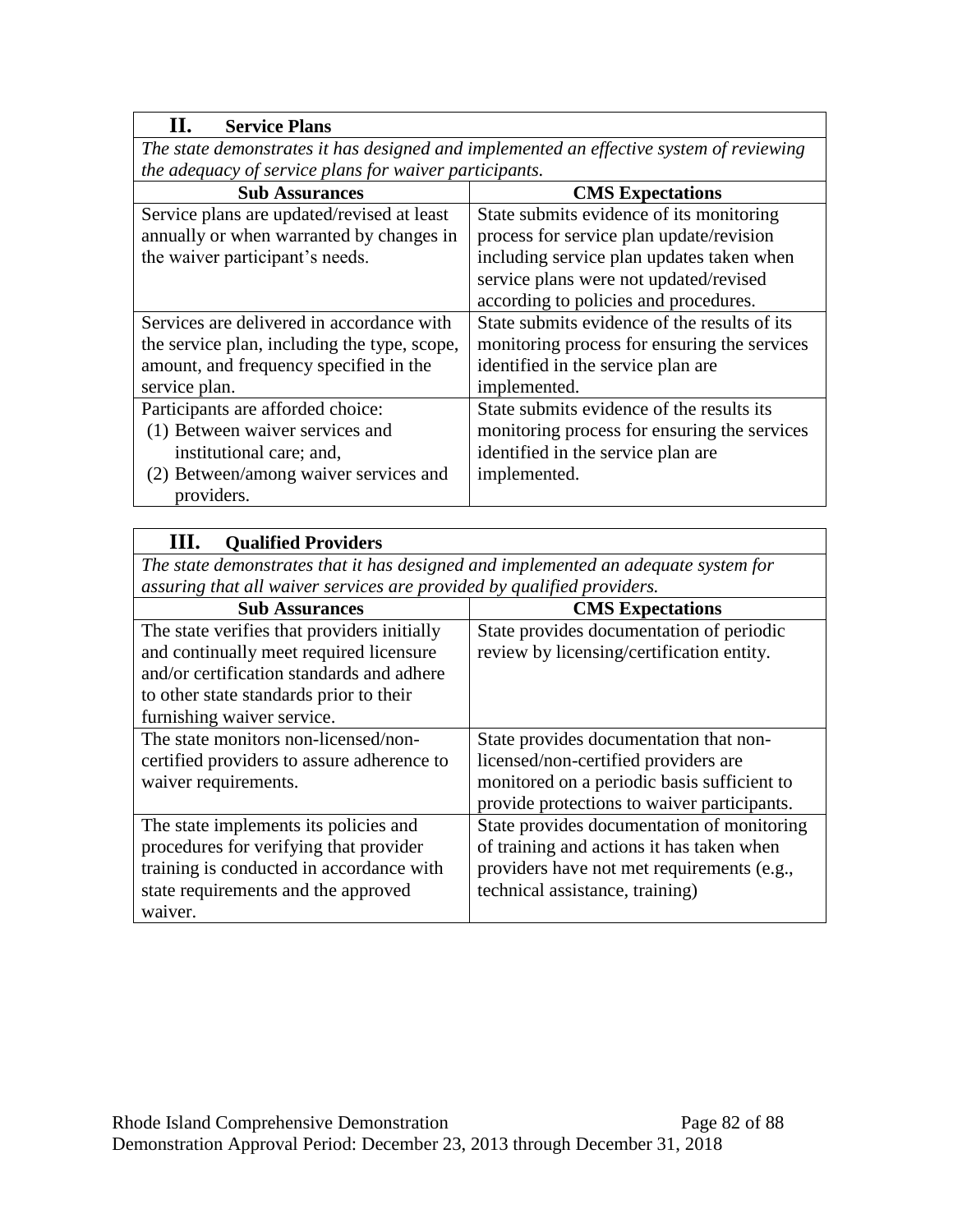## II. Service Plans

*The state demonstrates it has designed and implemented an effective system of reviewing the adequacy of service plans for waiver participants.*

| Sub Assurances | CMS Expectations |
|---|---|
| Service plans are updated/revised at least annually or when warranted by changes in the waiver participant's needs. | State submits evidence of its monitoring process for service plan update/revision including service plan updates taken when service plans were not updated/revised according to policies and procedures. |
| Services are delivered in accordance with the service plan, including the type, scope, amount, and frequency specified in the service plan. | State submits evidence of the results of its monitoring process for ensuring the services identified in the service plan are implemented. |
| Participants are afforded choice: (1) Between waiver services and institutional care; and, (2) Between/among waiver services and providers. | State submits evidence of the results its monitoring process for ensuring the services identified in the service plan are implemented. |

## III. Qualified Providers

*The state demonstrates that it has designed and implemented an adequate system for assuring that all waiver services are provided by qualified providers.*

| Sub Assurances | CMS Expectations |
|---|---|
| The state verifies that providers initially and continually meet required licensure and/or certification standards and adhere to other state standards prior to their furnishing waiver service. | State provides documentation of periodic review by licensing/certification entity. |
| The state monitors non-licensed/non-certified providers to assure adherence to waiver requirements. | State provides documentation that non-licensed/non-certified providers are monitored on a periodic basis sufficient to provide protections to waiver participants. |
| The state implements its policies and procedures for verifying that provider training is conducted in accordance with state requirements and the approved waiver. | State provides documentation of monitoring of training and actions it has taken when providers have not met requirements (e.g., technical assistance, training) |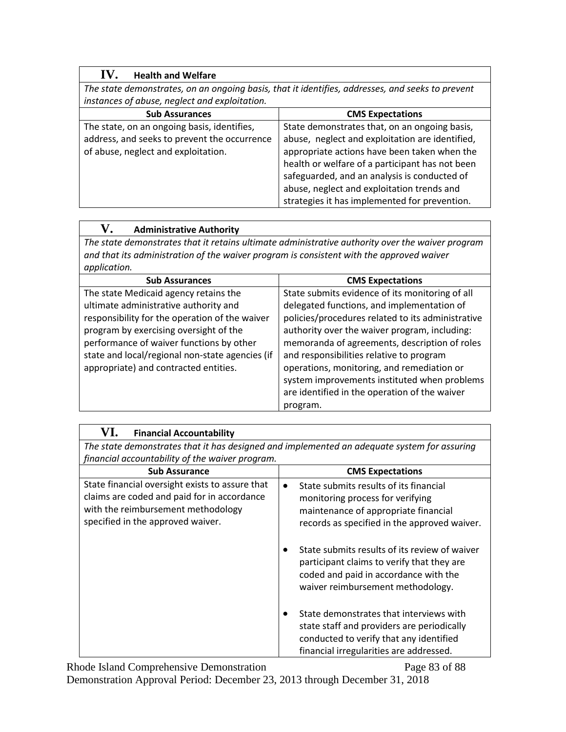| **IV. Health and Welfare** | |
|---|---|
| *The state demonstrates, on an ongoing basis, that it identifies, addresses, and seeks to prevent instances of abuse, neglect and exploitation.* | |
| **Sub Assurances** | **CMS Expectations** |
| The state, on an ongoing basis, identifies, address, and seeks to prevent the occurrence of abuse, neglect and exploitation. | State demonstrates that, on an ongoing basis, abuse, neglect and exploitation are identified, appropriate actions have been taken when the health or welfare of a participant has not been safeguarded, and an analysis is conducted of abuse, neglect and exploitation trends and strategies it has implemented for prevention. |

| **V. Administrative Authority** | |
|---|---|
| *The state demonstrates that it retains ultimate administrative authority over the waiver program and that its administration of the waiver program is consistent with the approved waiver application.* | |
| **Sub Assurances** | **CMS Expectations** |
| The state Medicaid agency retains the ultimate administrative authority and responsibility for the operation of the waiver program by exercising oversight of the performance of waiver functions by other state and local/regional non-state agencies (if appropriate) and contracted entities. | State submits evidence of its monitoring of all delegated functions, and implementation of policies/procedures related to its administrative authority over the waiver program, including: memoranda of agreements, description of roles and responsibilities relative to program operations, monitoring, and remediation or system improvements instituted when problems are identified in the operation of the waiver program. |

| **VI. Financial Accountability** | |
|---|---|
| *The state demonstrates that it has designed and implemented an adequate system for assuring financial accountability of the waiver program.* | |
| **Sub Assurance** | **CMS Expectations** |
| State financial oversight exists to assure that claims are coded and paid for in accordance with the reimbursement methodology specified in the approved waiver. | • State submits results of its financial monitoring process for verifying maintenance of appropriate financial records as specified in the approved waiver.<br><br>• State submits results of its review of waiver participant claims to verify that they are coded and paid in accordance with the waiver reimbursement methodology.<br><br>• State demonstrates that interviews with state staff and providers are periodically conducted to verify that any identified financial irregularities are addressed. |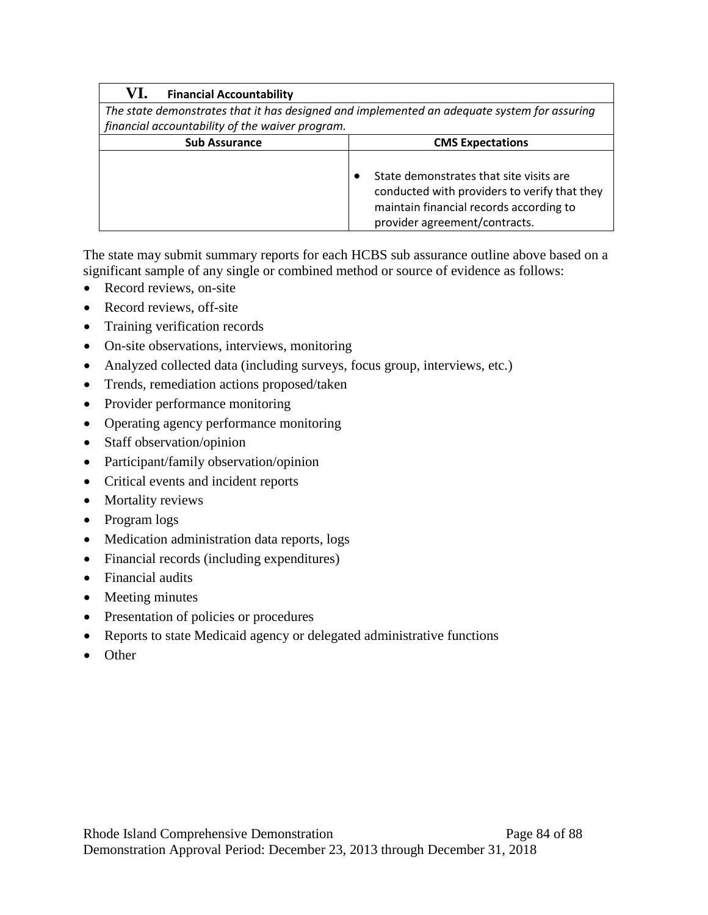| **VI. Financial Accountability** | |
|---|---|
| *The state demonstrates that it has designed and implemented an adequate system for assuring financial accountability of the waiver program.* | |
| **Sub Assurance** | **CMS Expectations** |
| | • State demonstrates that site visits are conducted with providers to verify that they maintain financial records according to provider agreement/contracts. |

The state may submit summary reports for each HCBS sub assurance outline above based on a significant sample of any single or combined method or source of evidence as follows:

- Record reviews, on-site
- Record reviews, off-site
- Training verification records
- On-site observations, interviews, monitoring
- Analyzed collected data (including surveys, focus group, interviews, etc.)
- Trends, remediation actions proposed/taken
- Provider performance monitoring
- Operating agency performance monitoring
- Staff observation/opinion
- Participant/family observation/opinion
- Critical events and incident reports
- Mortality reviews
- Program logs
- Medication administration data reports, logs
- Financial records (including expenditures)
- Financial audits
- Meeting minutes
- Presentation of policies or procedures
- Reports to state Medicaid agency or delegated administrative functions
- Other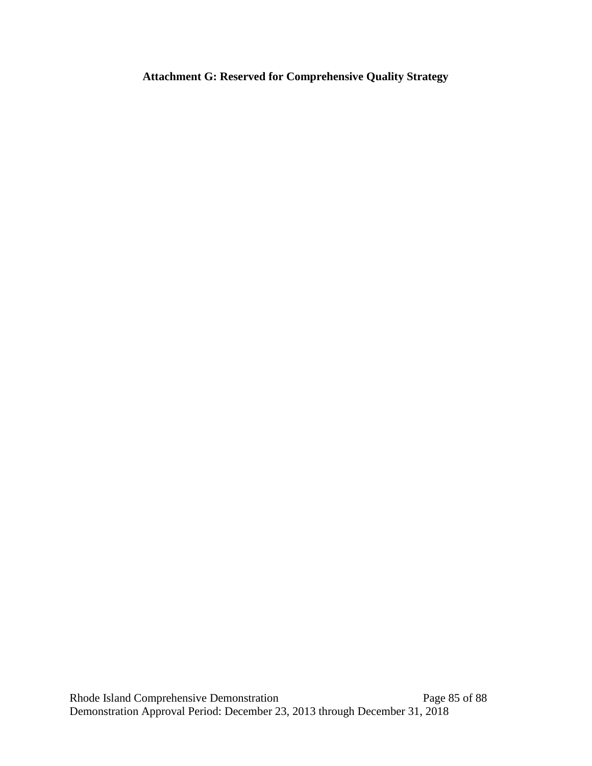**Attachment G: Reserved for Comprehensive Quality Strategy**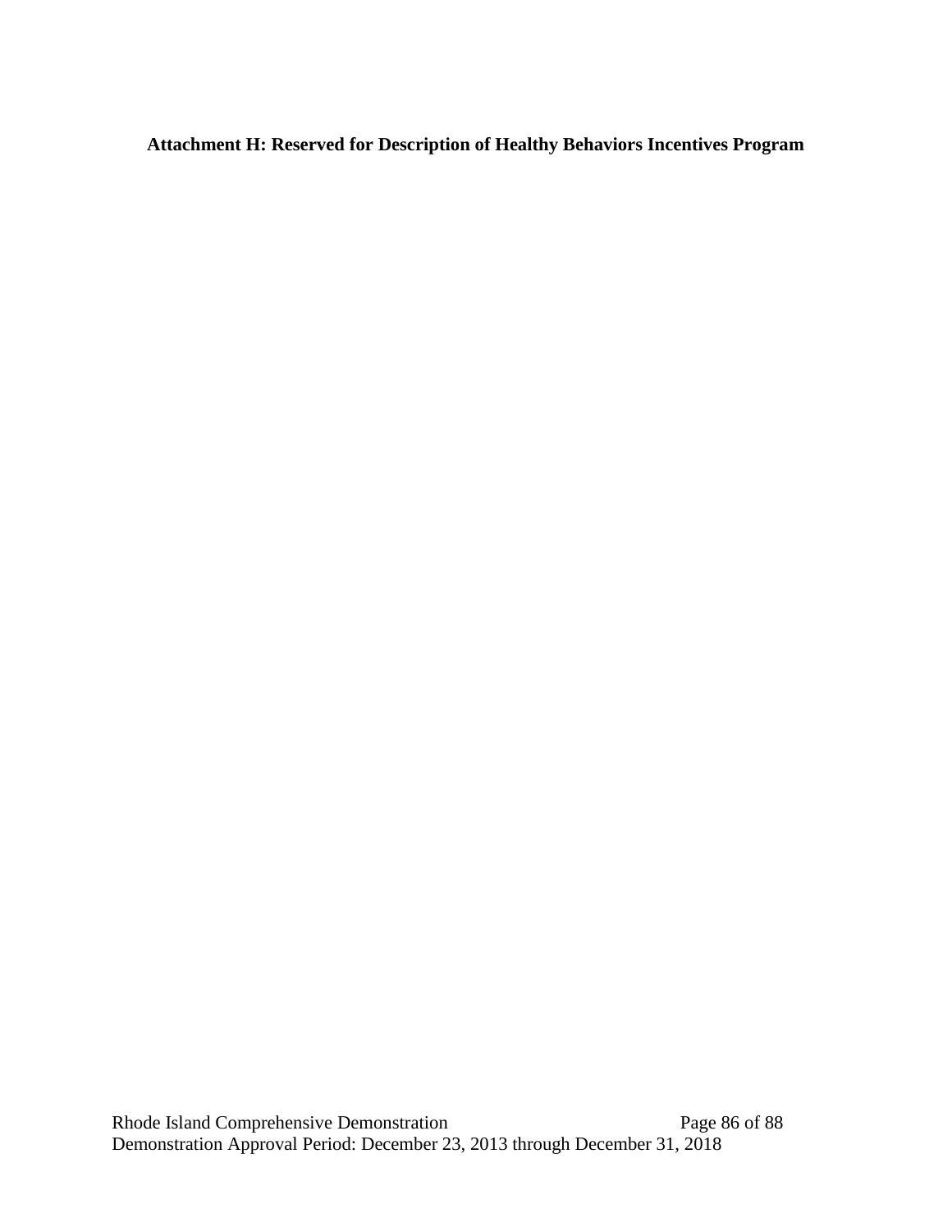**Attachment H: Reserved for Description of Healthy Behaviors Incentives Program**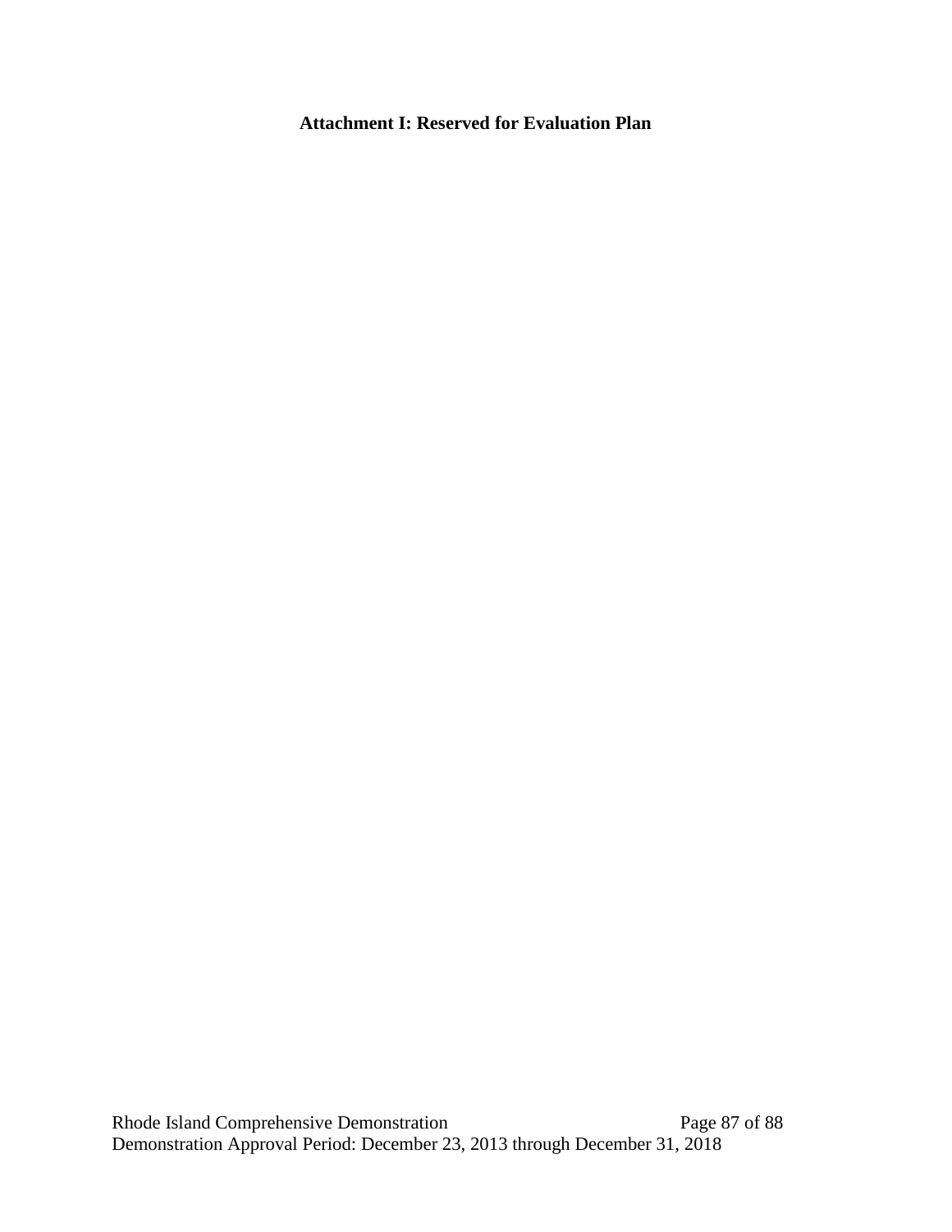**Attachment I: Reserved for Evaluation Plan**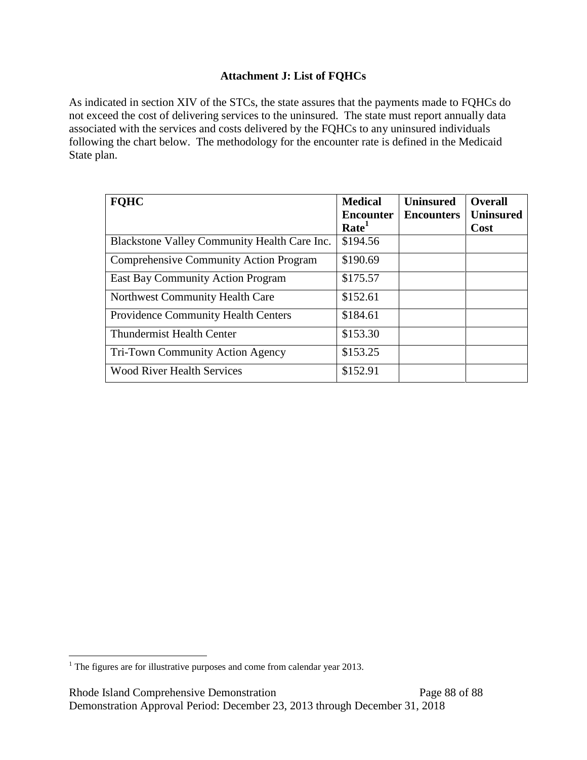**Attachment J: List of FQHCs**

As indicated in section XIV of the STCs, the state assures that the payments made to FQHCs do not exceed the cost of delivering services to the uninsured. The state must report annually data associated with the services and costs delivered by the FQHCs to any uninsured individuals following the chart below. The methodology for the encounter rate is defined in the Medicaid State plan.

| FQHC | Medical Encounter Rate[1] | Uninsured Encounters | Overall Uninsured Cost |
|---|---|---|---|
| Blackstone Valley Community Health Care Inc. | $194.56 | | |
| Comprehensive Community Action Program | $190.69 | | |
| East Bay Community Action Program | $175.57 | | |
| Northwest Community Health Care | $152.61 | | |
| Providence Community Health Centers | $184.61 | | |
| Thundermist Health Center | $153.30 | | |
| Tri-Town Community Action Agency | $153.25 | | |
| Wood River Health Services | $152.91 | | |

[1] The figures are for illustrative purposes and come from calendar year 2013.